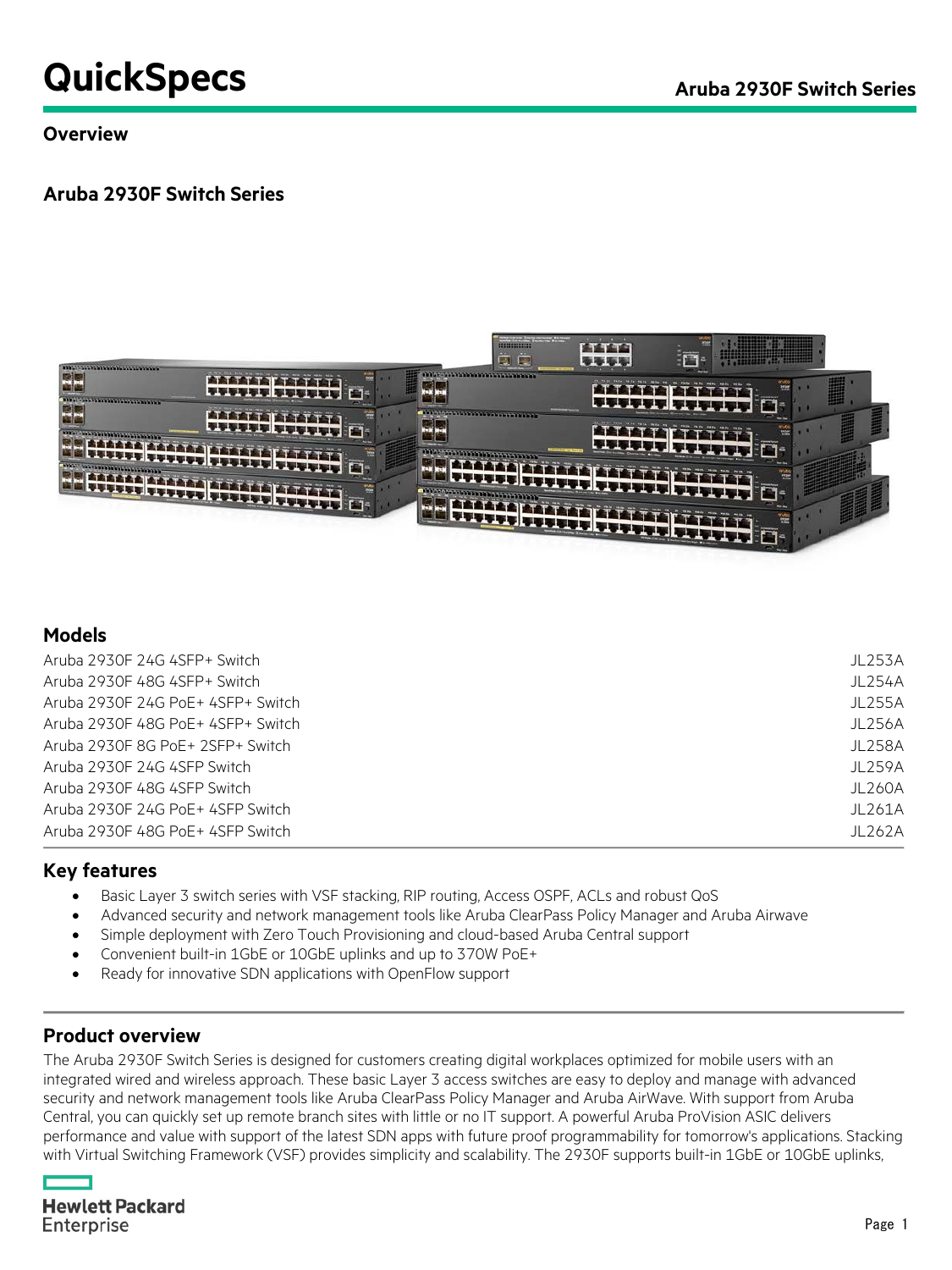# QuickSpecs

## Overview

## Aruba 2930F Switch Series

## Models

| Model | Part number |
|---|---|
| Aruba 2930F 24G 4SFP+ Switch | JL253A |
| Aruba 2930F 48G 4SFP+ Switch | JL254A |
| Aruba 2930F 24G PoE+ 4SFP+ Switch | JL255A |
| Aruba 2930F 48G PoE+ 4SFP+ Switch | JL256A |
| Aruba 2930F 8G PoE+ 2SFP+ Switch | JL258A |
| Aruba 2930F 24G 4SFP Switch | JL259A |
| Aruba 2930F 48G 4SFP Switch | JL260A |
| Aruba 2930F 24G PoE+ 4SFP Switch | JL261A |
| Aruba 2930F 48G PoE+ 4SFP Switch | JL262A |

## Key features

- Basic Layer 3 switch series with VSF stacking, RIP routing, Access OSPF, ACLs and robust QoS
- Advanced security and network management tools like Aruba ClearPass Policy Manager and Aruba Airwave
- Simple deployment with Zero Touch Provisioning and cloud-based Aruba Central support
- Convenient built-in 1GbE or 10GbE uplinks and up to 370W PoE+
- Ready for innovative SDN applications with OpenFlow support

## Product overview

The Aruba 2930F Switch Series is designed for customers creating digital workplaces optimized for mobile users with an integrated wired and wireless approach. These basic Layer 3 access switches are easy to deploy and manage with advanced security and network management tools like Aruba ClearPass Policy Manager and Aruba AirWave. With support from Aruba Central, you can quickly set up remote branch sites with little or no IT support. A powerful Aruba ProVision ASIC delivers performance and value with support of the latest SDN apps with future proof programmability for tomorrow's applications. Stacking with Virtual Switching Framework (VSF) provides simplicity and scalability. The 2930F supports built-in 1GbE or 10GbE uplinks,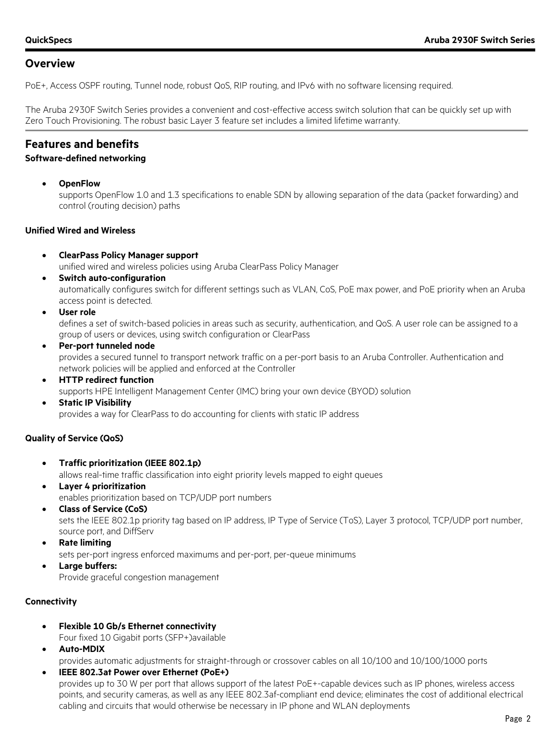## Overview

PoE+, Access OSPF routing, Tunnel node, robust QoS, RIP routing, and IPv6 with no software licensing required.

The Aruba 2930F Switch Series provides a convenient and cost-effective access switch solution that can be quickly set up with Zero Touch Provisioning. The robust basic Layer 3 feature set includes a limited lifetime warranty.

## Features and benefits

### Software-defined networking

- **OpenFlow**
  supports OpenFlow 1.0 and 1.3 specifications to enable SDN by allowing separation of the data (packet forwarding) and control (routing decision) paths

### Unified Wired and Wireless

- **ClearPass Policy Manager support**
  unified wired and wireless policies using Aruba ClearPass Policy Manager
- **Switch auto-configuration**
  automatically configures switch for different settings such as VLAN, CoS, PoE max power, and PoE priority when an Aruba access point is detected.
- **User role**
  defines a set of switch-based policies in areas such as security, authentication, and QoS. A user role can be assigned to a group of users or devices, using switch configuration or ClearPass
- **Per-port tunneled node**
  provides a secured tunnel to transport network traffic on a per-port basis to an Aruba Controller. Authentication and network policies will be applied and enforced at the Controller
- **HTTP redirect function**
  supports HPE Intelligent Management Center (IMC) bring your own device (BYOD) solution
- **Static IP Visibility**
  provides a way for ClearPass to do accounting for clients with static IP address

### Quality of Service (QoS)

- **Traffic prioritization (IEEE 802.1p)**
  allows real-time traffic classification into eight priority levels mapped to eight queues
- **Layer 4 prioritization**
  enables prioritization based on TCP/UDP port numbers
- **Class of Service (CoS)**
  sets the IEEE 802.1p priority tag based on IP address, IP Type of Service (ToS), Layer 3 protocol, TCP/UDP port number, source port, and DiffServ
- **Rate limiting**
  sets per-port ingress enforced maximums and per-port, per-queue minimums
- **Large buffers:**
  Provide graceful congestion management

### Connectivity

- **Flexible 10 Gb/s Ethernet connectivity**
  Four fixed 10 Gigabit ports (SFP+)available
- **Auto-MDIX**
  provides automatic adjustments for straight-through or crossover cables on all 10/100 and 10/100/1000 ports
- **IEEE 802.3at Power over Ethernet (PoE+)**
  provides up to 30 W per port that allows support of the latest PoE+-capable devices such as IP phones, wireless access points, and security cameras, as well as any IEEE 802.3af-compliant end device; eliminates the cost of additional electrical cabling and circuits that would otherwise be necessary in IP phone and WLAN deployments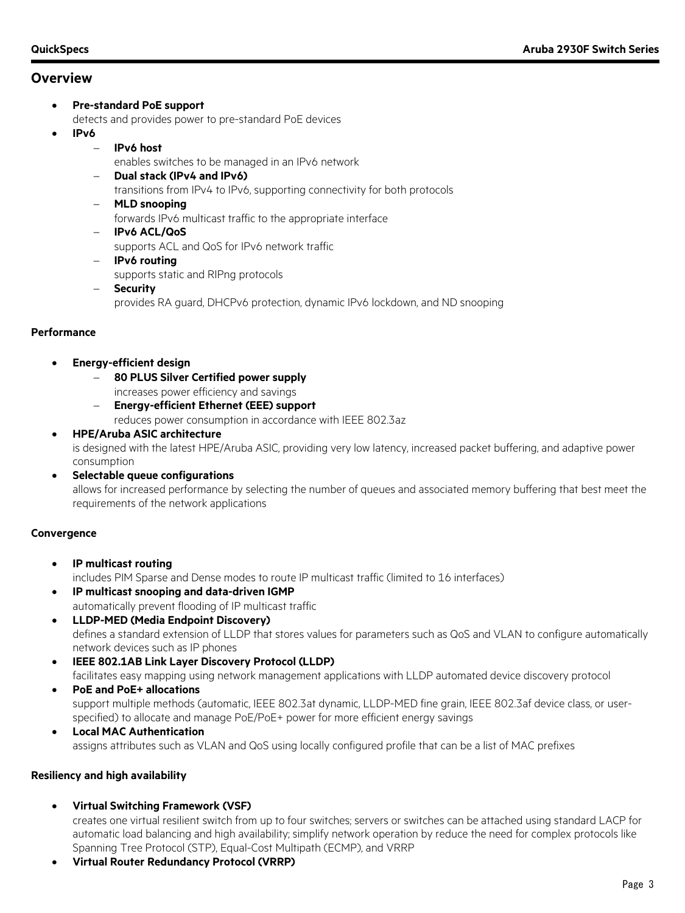## Overview

- **Pre-standard PoE support**
  detects and provides power to pre-standard PoE devices
- **IPv6**
  - **IPv6 host**
    enables switches to be managed in an IPv6 network
  - **Dual stack (IPv4 and IPv6)**
    transitions from IPv4 to IPv6, supporting connectivity for both protocols
  - **MLD snooping**
    forwards IPv6 multicast traffic to the appropriate interface
  - **IPv6 ACL/QoS**
    supports ACL and QoS for IPv6 network traffic
  - **IPv6 routing**
    supports static and RIPng protocols
  - **Security**
    provides RA guard, DHCPv6 protection, dynamic IPv6 lockdown, and ND snooping

### Performance

- **Energy-efficient design**
  - **80 PLUS Silver Certified power supply**
    increases power efficiency and savings
  - **Energy-efficient Ethernet (EEE) support**
    reduces power consumption in accordance with IEEE 802.3az
- **HPE/Aruba ASIC architecture**
  is designed with the latest HPE/Aruba ASIC, providing very low latency, increased packet buffering, and adaptive power consumption
- **Selectable queue configurations**
  allows for increased performance by selecting the number of queues and associated memory buffering that best meet the requirements of the network applications

### Convergence

- **IP multicast routing**
  includes PIM Sparse and Dense modes to route IP multicast traffic (limited to 16 interfaces)
- **IP multicast snooping and data-driven IGMP**
  automatically prevent flooding of IP multicast traffic
- **LLDP-MED (Media Endpoint Discovery)**
  defines a standard extension of LLDP that stores values for parameters such as QoS and VLAN to configure automatically network devices such as IP phones
- **IEEE 802.1AB Link Layer Discovery Protocol (LLDP)**
  facilitates easy mapping using network management applications with LLDP automated device discovery protocol
- **PoE and PoE+ allocations**
  support multiple methods (automatic, IEEE 802.3at dynamic, LLDP-MED fine grain, IEEE 802.3af device class, or user-specified) to allocate and manage PoE/PoE+ power for more efficient energy savings
- **Local MAC Authentication**
  assigns attributes such as VLAN and QoS using locally configured profile that can be a list of MAC prefixes

### Resiliency and high availability

- **Virtual Switching Framework (VSF)**
  creates one virtual resilient switch from up to four switches; servers or switches can be attached using standard LACP for automatic load balancing and high availability; simplify network operation by reduce the need for complex protocols like Spanning Tree Protocol (STP), Equal-Cost Multipath (ECMP), and VRRP
- **Virtual Router Redundancy Protocol (VRRP)**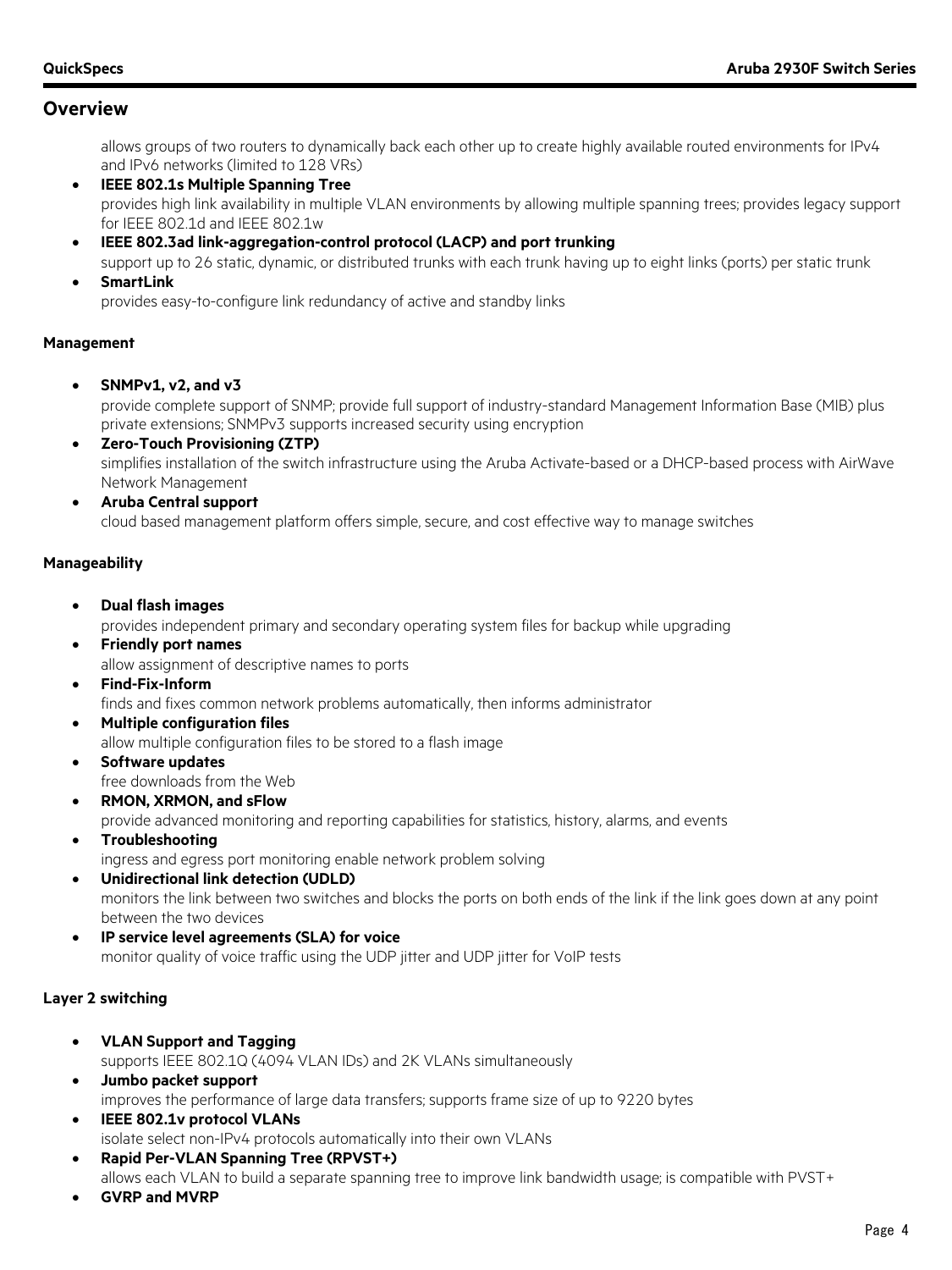## Overview

allows groups of two routers to dynamically back each other up to create highly available routed environments for IPv4 and IPv6 networks (limited to 128 VRs)

- **IEEE 802.1s Multiple Spanning Tree**
  provides high link availability in multiple VLAN environments by allowing multiple spanning trees; provides legacy support for IEEE 802.1d and IEEE 802.1w
- **IEEE 802.3ad link-aggregation-control protocol (LACP) and port trunking**
  support up to 26 static, dynamic, or distributed trunks with each trunk having up to eight links (ports) per static trunk
- **SmartLink**
  provides easy-to-configure link redundancy of active and standby links

### Management

- **SNMPv1, v2, and v3**
  provide complete support of SNMP; provide full support of industry-standard Management Information Base (MIB) plus private extensions; SNMPv3 supports increased security using encryption
- **Zero-Touch Provisioning (ZTP)**
  simplifies installation of the switch infrastructure using the Aruba Activate-based or a DHCP-based process with AirWave Network Management
- **Aruba Central support**
  cloud based management platform offers simple, secure, and cost effective way to manage switches

### Manageability

- **Dual flash images**
  provides independent primary and secondary operating system files for backup while upgrading
- **Friendly port names**
  allow assignment of descriptive names to ports
- **Find-Fix-Inform**
  finds and fixes common network problems automatically, then informs administrator
- **Multiple configuration files**
  allow multiple configuration files to be stored to a flash image
- **Software updates**
  free downloads from the Web
- **RMON, XRMON, and sFlow**
  provide advanced monitoring and reporting capabilities for statistics, history, alarms, and events
- **Troubleshooting**
  ingress and egress port monitoring enable network problem solving
- **Unidirectional link detection (UDLD)**
  monitors the link between two switches and blocks the ports on both ends of the link if the link goes down at any point between the two devices
- **IP service level agreements (SLA) for voice**
  monitor quality of voice traffic using the UDP jitter and UDP jitter for VoIP tests

### Layer 2 switching

- **VLAN Support and Tagging**
  supports IEEE 802.1Q (4094 VLAN IDs) and 2K VLANs simultaneously
- **Jumbo packet support**
  improves the performance of large data transfers; supports frame size of up to 9220 bytes
- **IEEE 802.1v protocol VLANs**
  isolate select non-IPv4 protocols automatically into their own VLANs
- **Rapid Per-VLAN Spanning Tree (RPVST+)**
  allows each VLAN to build a separate spanning tree to improve link bandwidth usage; is compatible with PVST+
- **GVRP and MVRP**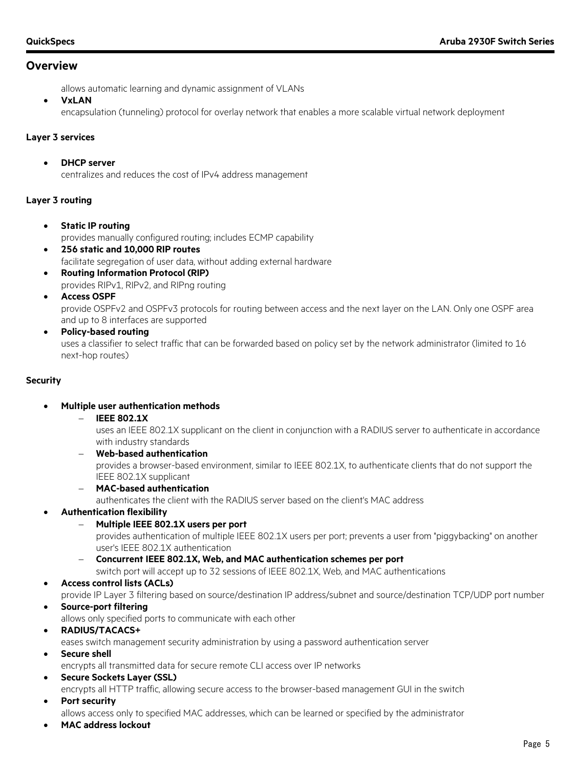## Overview

allows automatic learning and dynamic assignment of VLANs

- **VxLAN**
  encapsulation (tunneling) protocol for overlay network that enables a more scalable virtual network deployment

**Layer 3 services**

- **DHCP server**
  centralizes and reduces the cost of IPv4 address management

**Layer 3 routing**

- **Static IP routing**
  provides manually configured routing; includes ECMP capability
- **256 static and 10,000 RIP routes**
  facilitate segregation of user data, without adding external hardware
- **Routing Information Protocol (RIP)**
  provides RIPv1, RIPv2, and RIPng routing
- **Access OSPF**
  provide OSPFv2 and OSPFv3 protocols for routing between access and the next layer on the LAN. Only one OSPF area and up to 8 interfaces are supported
- **Policy-based routing**
  uses a classifier to select traffic that can be forwarded based on policy set by the network administrator (limited to 16 next-hop routes)

**Security**

- **Multiple user authentication methods**
  - **IEEE 802.1X**
    uses an IEEE 802.1X supplicant on the client in conjunction with a RADIUS server to authenticate in accordance with industry standards
  - **Web-based authentication**
    provides a browser-based environment, similar to IEEE 802.1X, to authenticate clients that do not support the IEEE 802.1X supplicant
  - **MAC-based authentication**
    authenticates the client with the RADIUS server based on the client's MAC address
- **Authentication flexibility**
  - **Multiple IEEE 802.1X users per port**
    provides authentication of multiple IEEE 802.1X users per port; prevents a user from "piggybacking" on another user's IEEE 802.1X authentication
  - **Concurrent IEEE 802.1X, Web, and MAC authentication schemes per port**
    switch port will accept up to 32 sessions of IEEE 802.1X, Web, and MAC authentications
- **Access control lists (ACLs)**
  provide IP Layer 3 filtering based on source/destination IP address/subnet and source/destination TCP/UDP port number
- **Source-port filtering**
  allows only specified ports to communicate with each other
- **RADIUS/TACACS+**
  eases switch management security administration by using a password authentication server
- **Secure shell**
  encrypts all transmitted data for secure remote CLI access over IP networks
- **Secure Sockets Layer (SSL)**
  encrypts all HTTP traffic, allowing secure access to the browser-based management GUI in the switch
- **Port security**
  allows access only to specified MAC addresses, which can be learned or specified by the administrator
- **MAC address lockout**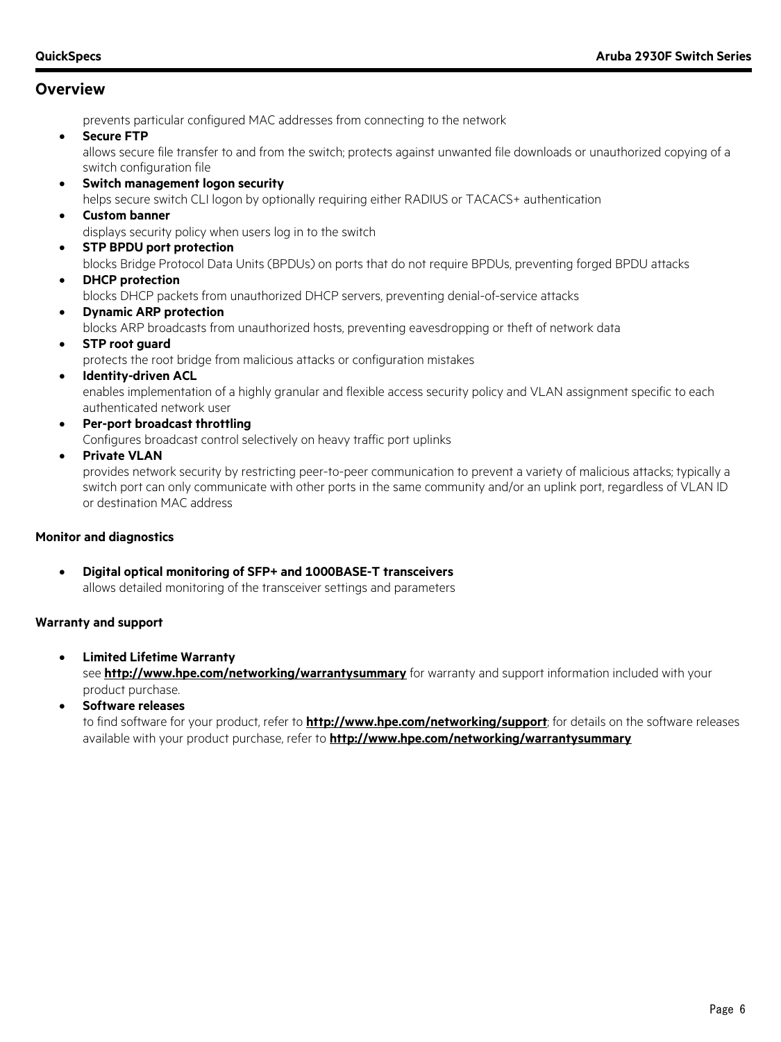## Overview

prevents particular configured MAC addresses from connecting to the network

- **Secure FTP**
  allows secure file transfer to and from the switch; protects against unwanted file downloads or unauthorized copying of a switch configuration file
- **Switch management logon security**
  helps secure switch CLI logon by optionally requiring either RADIUS or TACACS+ authentication
- **Custom banner**
  displays security policy when users log in to the switch
- **STP BPDU port protection**
  blocks Bridge Protocol Data Units (BPDUs) on ports that do not require BPDUs, preventing forged BPDU attacks
- **DHCP protection**
  blocks DHCP packets from unauthorized DHCP servers, preventing denial-of-service attacks
- **Dynamic ARP protection**
  blocks ARP broadcasts from unauthorized hosts, preventing eavesdropping or theft of network data
- **STP root guard**
  protects the root bridge from malicious attacks or configuration mistakes
- **Identity-driven ACL**
  enables implementation of a highly granular and flexible access security policy and VLAN assignment specific to each authenticated network user
- **Per-port broadcast throttling**
  Configures broadcast control selectively on heavy traffic port uplinks
- **Private VLAN**
  provides network security by restricting peer-to-peer communication to prevent a variety of malicious attacks; typically a switch port can only communicate with other ports in the same community and/or an uplink port, regardless of VLAN ID or destination MAC address

**Monitor and diagnostics**

- **Digital optical monitoring of SFP+ and 1000BASE-T transceivers**
  allows detailed monitoring of the transceiver settings and parameters

**Warranty and support**

- **Limited Lifetime Warranty**
  see **http://www.hpe.com/networking/warrantysummary** for warranty and support information included with your product purchase.
- **Software releases**
  to find software for your product, refer to **http://www.hpe.com/networking/support**; for details on the software releases available with your product purchase, refer to **http://www.hpe.com/networking/warrantysummary**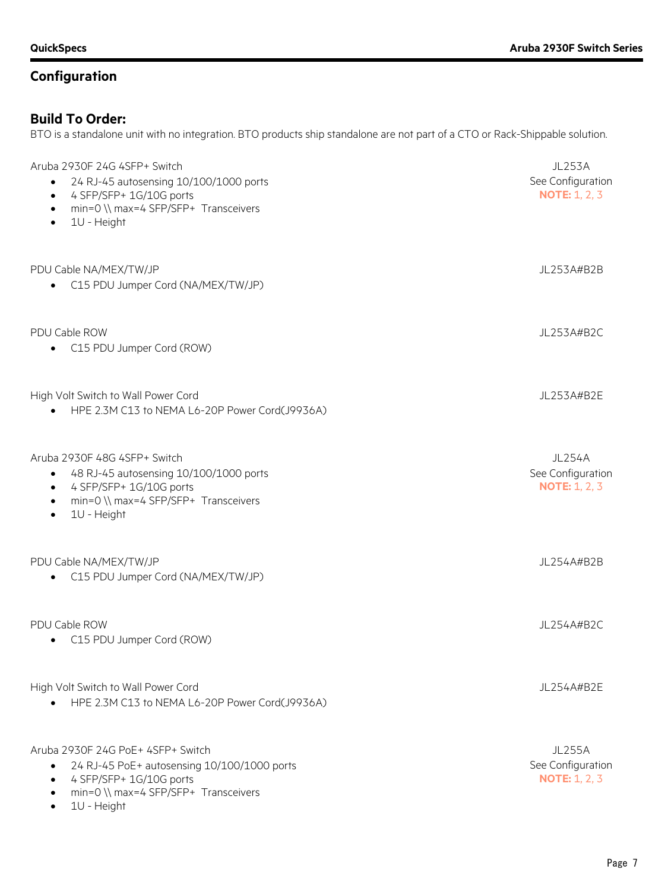## Configuration

### Build To Order:

BTO is a standalone unit with no integration. BTO products ship standalone are not part of a CTO or Rack-Shippable solution.

| | |
|---|---|
| Aruba 2930F 24G 4SFP+ Switch<br>• 24 RJ-45 autosensing 10/100/1000 ports<br>• 4 SFP/SFP+ 1G/10G ports<br>• min=0 \\ max=4 SFP/SFP+ Transceivers<br>• 1U - Height | JL253A<br>See Configuration<br>**NOTE:** 1, 2, 3 |
| PDU Cable NA/MEX/TW/JP<br>• C15 PDU Jumper Cord (NA/MEX/TW/JP) | JL253A#B2B |
| PDU Cable ROW<br>• C15 PDU Jumper Cord (ROW) | JL253A#B2C |
| High Volt Switch to Wall Power Cord<br>• HPE 2.3M C13 to NEMA L6-20P Power Cord(J9936A) | JL253A#B2E |
| Aruba 2930F 48G 4SFP+ Switch<br>• 48 RJ-45 autosensing 10/100/1000 ports<br>• 4 SFP/SFP+ 1G/10G ports<br>• min=0 \\ max=4 SFP/SFP+ Transceivers<br>• 1U - Height | JL254A<br>See Configuration<br>**NOTE:** 1, 2, 3 |
| PDU Cable NA/MEX/TW/JP<br>• C15 PDU Jumper Cord (NA/MEX/TW/JP) | JL254A#B2B |
| PDU Cable ROW<br>• C15 PDU Jumper Cord (ROW) | JL254A#B2C |
| High Volt Switch to Wall Power Cord<br>• HPE 2.3M C13 to NEMA L6-20P Power Cord(J9936A) | JL254A#B2E |
| Aruba 2930F 24G PoE+ 4SFP+ Switch<br>• 24 RJ-45 PoE+ autosensing 10/100/1000 ports<br>• 4 SFP/SFP+ 1G/10G ports<br>• min=0 \\ max=4 SFP/SFP+ Transceivers<br>• 1U - Height | JL255A<br>See Configuration<br>**NOTE:** 1, 2, 3 |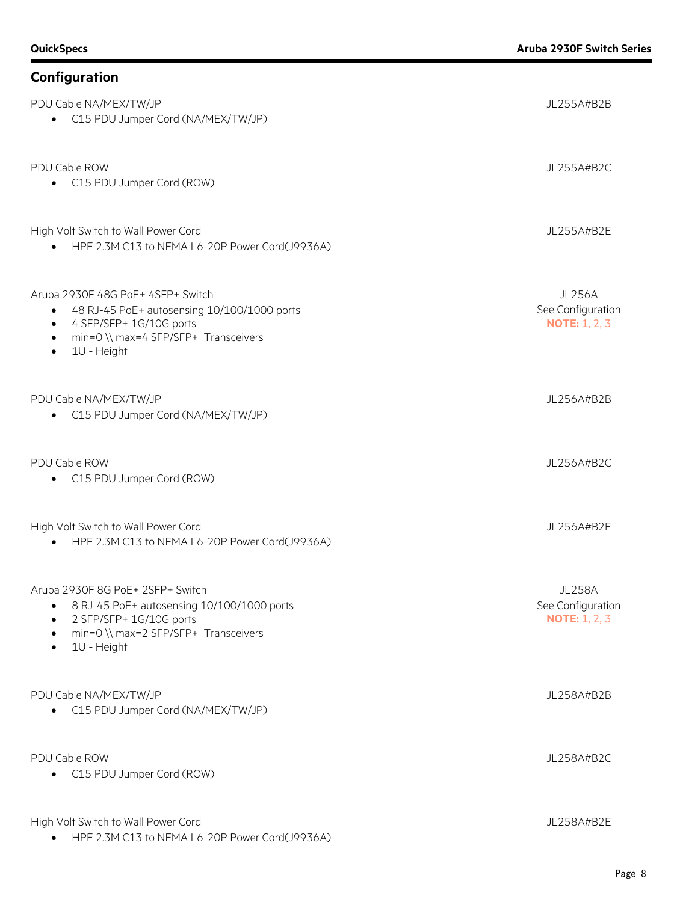## Configuration

| | |
|---|---|
| PDU Cable NA/MEX/TW/JP<br>• C15 PDU Jumper Cord (NA/MEX/TW/JP) | JL255A#B2B |
| PDU Cable ROW<br>• C15 PDU Jumper Cord (ROW) | JL255A#B2C |
| High Volt Switch to Wall Power Cord<br>• HPE 2.3M C13 to NEMA L6-20P Power Cord(J9936A) | JL255A#B2E |
| Aruba 2930F 48G PoE+ 4SFP+ Switch<br>• 48 RJ-45 PoE+ autosensing 10/100/1000 ports<br>• 4 SFP/SFP+ 1G/10G ports<br>• min=0 \\ max=4 SFP/SFP+ Transceivers<br>• 1U - Height | JL256A<br>See Configuration<br>**NOTE:** 1, 2, 3 |
| PDU Cable NA/MEX/TW/JP<br>• C15 PDU Jumper Cord (NA/MEX/TW/JP) | JL256A#B2B |
| PDU Cable ROW<br>• C15 PDU Jumper Cord (ROW) | JL256A#B2C |
| High Volt Switch to Wall Power Cord<br>• HPE 2.3M C13 to NEMA L6-20P Power Cord(J9936A) | JL256A#B2E |
| Aruba 2930F 8G PoE+ 2SFP+ Switch<br>• 8 RJ-45 PoE+ autosensing 10/100/1000 ports<br>• 2 SFP/SFP+ 1G/10G ports<br>• min=0 \\ max=2 SFP/SFP+ Transceivers<br>• 1U - Height | JL258A<br>See Configuration<br>**NOTE:** 1, 2, 3 |
| PDU Cable NA/MEX/TW/JP<br>• C15 PDU Jumper Cord (NA/MEX/TW/JP) | JL258A#B2B |
| PDU Cable ROW<br>• C15 PDU Jumper Cord (ROW) | JL258A#B2C |
| High Volt Switch to Wall Power Cord<br>• HPE 2.3M C13 to NEMA L6-20P Power Cord(J9936A) | JL258A#B2E |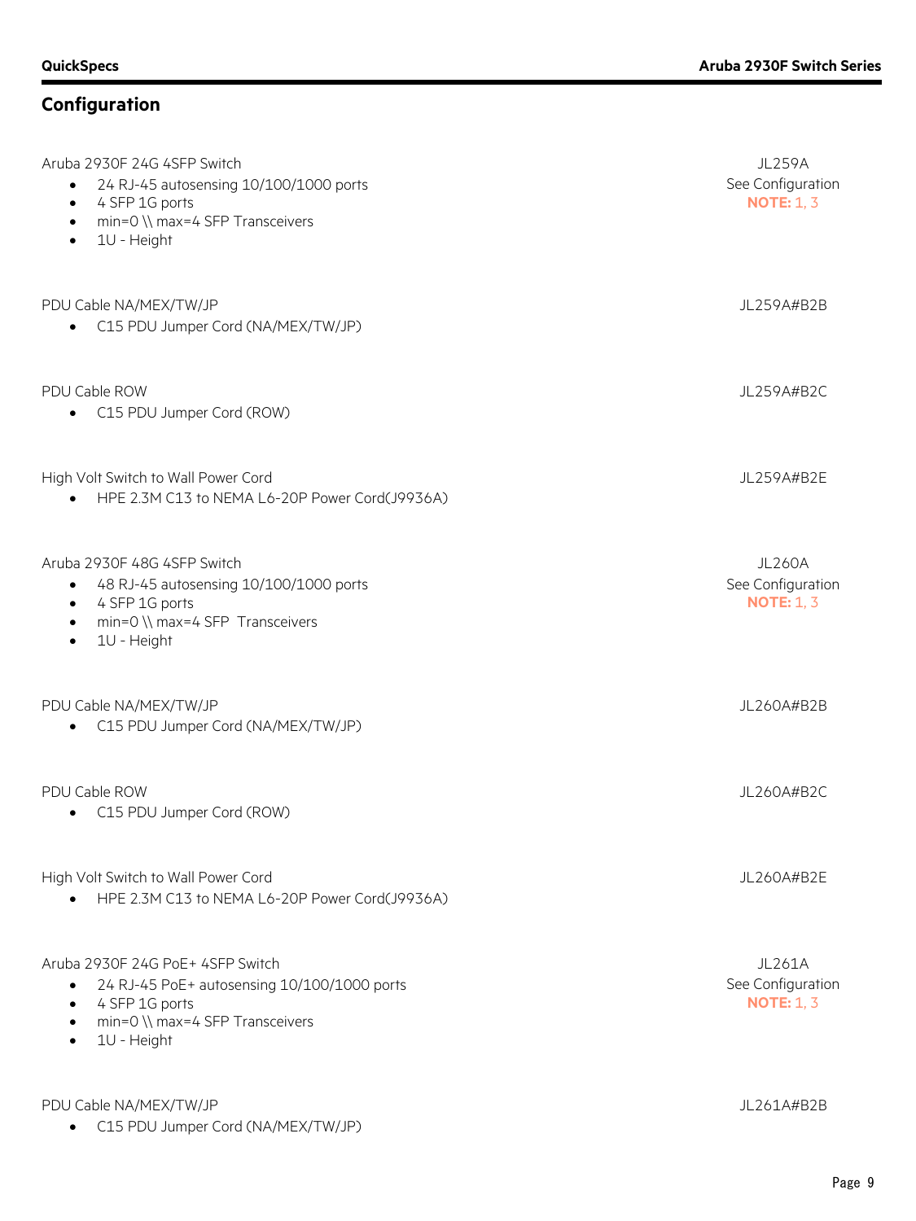## Configuration

| | |
|---|---|
| Aruba 2930F 24G 4SFP Switch<br>• 24 RJ-45 autosensing 10/100/1000 ports<br>• 4 SFP 1G ports<br>• min=0 \\ max=4 SFP Transceivers<br>• 1U - Height | JL259A<br>See Configuration<br>**NOTE:** 1, 3 |
| PDU Cable NA/MEX/TW/JP<br>• C15 PDU Jumper Cord (NA/MEX/TW/JP) | JL259A#B2B |
| PDU Cable ROW<br>• C15 PDU Jumper Cord (ROW) | JL259A#B2C |
| High Volt Switch to Wall Power Cord<br>• HPE 2.3M C13 to NEMA L6-20P Power Cord(J9936A) | JL259A#B2E |
| Aruba 2930F 48G 4SFP Switch<br>• 48 RJ-45 autosensing 10/100/1000 ports<br>• 4 SFP 1G ports<br>• min=0 \\ max=4 SFP Transceivers<br>• 1U - Height | JL260A<br>See Configuration<br>**NOTE:** 1, 3 |
| PDU Cable NA/MEX/TW/JP<br>• C15 PDU Jumper Cord (NA/MEX/TW/JP) | JL260A#B2B |
| PDU Cable ROW<br>• C15 PDU Jumper Cord (ROW) | JL260A#B2C |
| High Volt Switch to Wall Power Cord<br>• HPE 2.3M C13 to NEMA L6-20P Power Cord(J9936A) | JL260A#B2E |
| Aruba 2930F 24G PoE+ 4SFP Switch<br>• 24 RJ-45 PoE+ autosensing 10/100/1000 ports<br>• 4 SFP 1G ports<br>• min=0 \\ max=4 SFP Transceivers<br>• 1U - Height | JL261A<br>See Configuration<br>**NOTE:** 1, 3 |
| PDU Cable NA/MEX/TW/JP<br>• C15 PDU Jumper Cord (NA/MEX/TW/JP) | JL261A#B2B |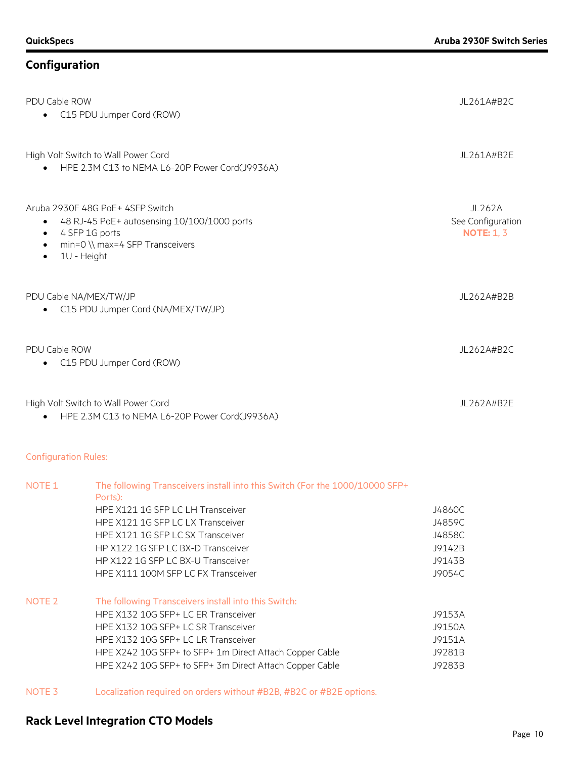## Configuration

| | |
|---|---|
| PDU Cable ROW<br>• C15 PDU Jumper Cord (ROW) | JL261A#B2C |
| High Volt Switch to Wall Power Cord<br>• HPE 2.3M C13 to NEMA L6-20P Power Cord(J9936A) | JL261A#B2E |
| Aruba 2930F 48G PoE+ 4SFP Switch<br>• 48 RJ-45 PoE+ autosensing 10/100/1000 ports<br>• 4 SFP 1G ports<br>• min=0 \\ max=4 SFP Transceivers<br>• 1U - Height | JL262A<br>See Configuration<br>**NOTE:** 1, 3 |
| PDU Cable NA/MEX/TW/JP<br>• C15 PDU Jumper Cord (NA/MEX/TW/JP) | JL262A#B2B |
| PDU Cable ROW<br>• C15 PDU Jumper Cord (ROW) | JL262A#B2C |
| High Volt Switch to Wall Power Cord<br>• HPE 2.3M C13 to NEMA L6-20P Power Cord(J9936A) | JL262A#B2E |

Configuration Rules:

**NOTE 1** The following Transceivers install into this Switch (For the 1000/10000 SFP+ Ports):

| | |
|---|---|
| HPE X121 1G SFP LC LH Transceiver | J4860C |
| HPE X121 1G SFP LC LX Transceiver | J4859C |
| HPE X121 1G SFP LC SX Transceiver | J4858C |
| HP X122 1G SFP LC BX-D Transceiver | J9142B |
| HP X122 1G SFP LC BX-U Transceiver | J9143B |
| HPE X111 100M SFP LC FX Transceiver | J9054C |

**NOTE 2** The following Transceivers install into this Switch:

| | |
|---|---|
| HPE X132 10G SFP+ LC ER Transceiver | J9153A |
| HPE X132 10G SFP+ LC SR Transceiver | J9150A |
| HPE X132 10G SFP+ LC LR Transceiver | J9151A |
| HPE X242 10G SFP+ to SFP+ 1m Direct Attach Copper Cable | J9281B |
| HPE X242 10G SFP+ to SFP+ 3m Direct Attach Copper Cable | J9283B |

**NOTE 3** Localization required on orders without #B2B, #B2C or #B2E options.

## Rack Level Integration CTO Models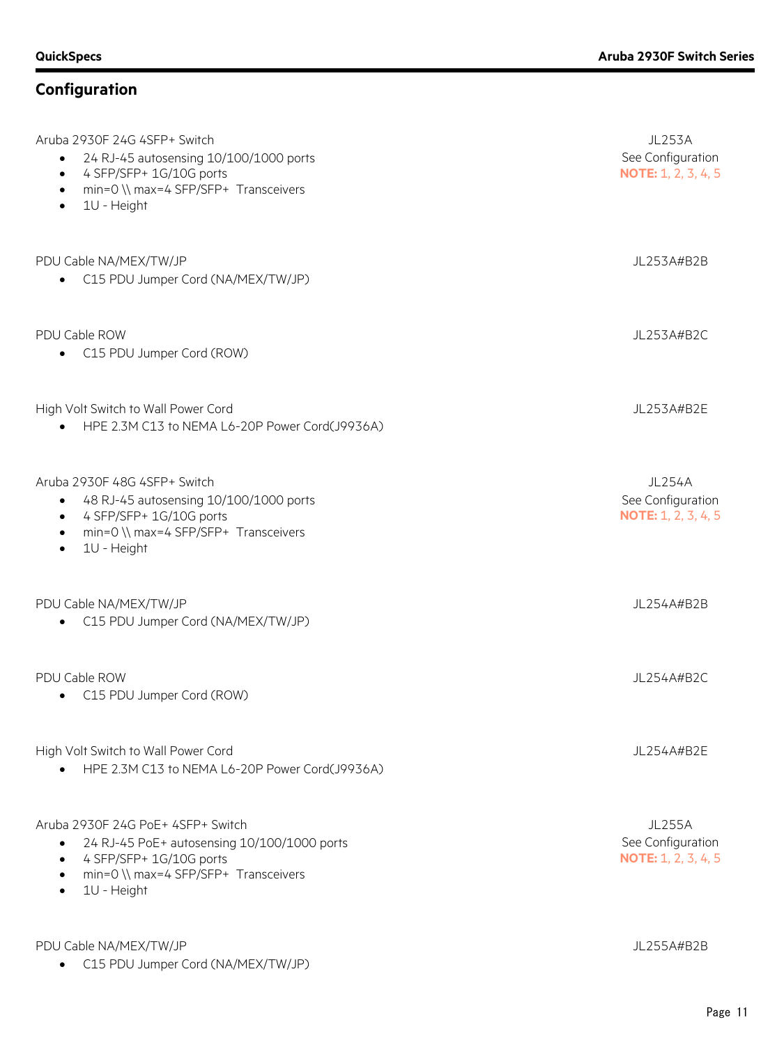## Configuration

| | |
|---|---|
| Aruba 2930F 24G 4SFP+ Switch<br>• 24 RJ-45 autosensing 10/100/1000 ports<br>• 4 SFP/SFP+ 1G/10G ports<br>• min=0 \\ max=4 SFP/SFP+ Transceivers<br>• 1U - Height | JL253A<br>See Configuration<br>**NOTE:** 1, 2, 3, 4, 5 |
| PDU Cable NA/MEX/TW/JP<br>• C15 PDU Jumper Cord (NA/MEX/TW/JP) | JL253A#B2B |
| PDU Cable ROW<br>• C15 PDU Jumper Cord (ROW) | JL253A#B2C |
| High Volt Switch to Wall Power Cord<br>• HPE 2.3M C13 to NEMA L6-20P Power Cord(J9936A) | JL253A#B2E |
| Aruba 2930F 48G 4SFP+ Switch<br>• 48 RJ-45 autosensing 10/100/1000 ports<br>• 4 SFP/SFP+ 1G/10G ports<br>• min=0 \\ max=4 SFP/SFP+ Transceivers<br>• 1U - Height | JL254A<br>See Configuration<br>**NOTE:** 1, 2, 3, 4, 5 |
| PDU Cable NA/MEX/TW/JP<br>• C15 PDU Jumper Cord (NA/MEX/TW/JP) | JL254A#B2B |
| PDU Cable ROW<br>• C15 PDU Jumper Cord (ROW) | JL254A#B2C |
| High Volt Switch to Wall Power Cord<br>• HPE 2.3M C13 to NEMA L6-20P Power Cord(J9936A) | JL254A#B2E |
| Aruba 2930F 24G PoE+ 4SFP+ Switch<br>• 24 RJ-45 PoE+ autosensing 10/100/1000 ports<br>• 4 SFP/SFP+ 1G/10G ports<br>• min=0 \\ max=4 SFP/SFP+ Transceivers<br>• 1U - Height | JL255A<br>See Configuration<br>**NOTE:** 1, 2, 3, 4, 5 |
| PDU Cable NA/MEX/TW/JP<br>• C15 PDU Jumper Cord (NA/MEX/TW/JP) | JL255A#B2B |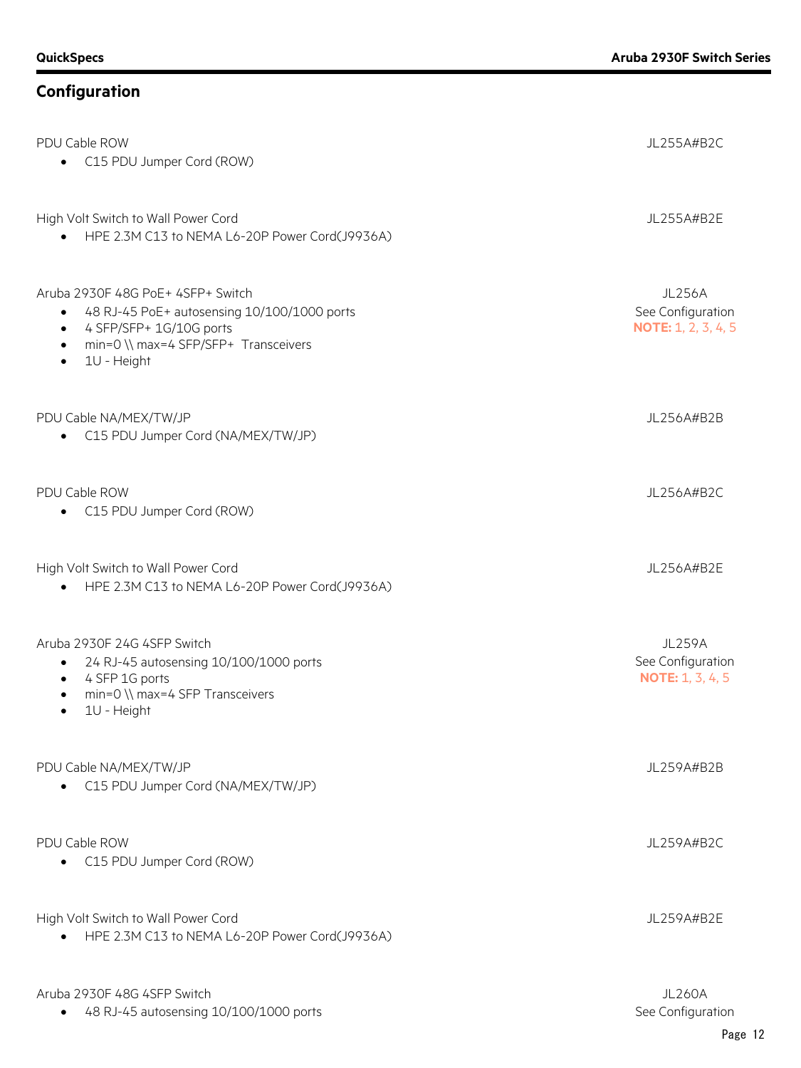## Configuration

| | |
|---|---|
| PDU Cable ROW<br>• C15 PDU Jumper Cord (ROW) | JL255A#B2C |
| High Volt Switch to Wall Power Cord<br>• HPE 2.3M C13 to NEMA L6-20P Power Cord(J9936A) | JL255A#B2E |
| Aruba 2930F 48G PoE+ 4SFP+ Switch<br>• 48 RJ-45 PoE+ autosensing 10/100/1000 ports<br>• 4 SFP/SFP+ 1G/10G ports<br>• min=0 \\ max=4 SFP/SFP+ Transceivers<br>• 1U - Height | JL256A<br>See Configuration<br>**NOTE:** 1, 2, 3, 4, 5 |
| PDU Cable NA/MEX/TW/JP<br>• C15 PDU Jumper Cord (NA/MEX/TW/JP) | JL256A#B2B |
| PDU Cable ROW<br>• C15 PDU Jumper Cord (ROW) | JL256A#B2C |
| High Volt Switch to Wall Power Cord<br>• HPE 2.3M C13 to NEMA L6-20P Power Cord(J9936A) | JL256A#B2E |
| Aruba 2930F 24G 4SFP Switch<br>• 24 RJ-45 autosensing 10/100/1000 ports<br>• 4 SFP 1G ports<br>• min=0 \\ max=4 SFP Transceivers<br>• 1U - Height | JL259A<br>See Configuration<br>**NOTE:** 1, 3, 4, 5 |
| PDU Cable NA/MEX/TW/JP<br>• C15 PDU Jumper Cord (NA/MEX/TW/JP) | JL259A#B2B |
| PDU Cable ROW<br>• C15 PDU Jumper Cord (ROW) | JL259A#B2C |
| High Volt Switch to Wall Power Cord<br>• HPE 2.3M C13 to NEMA L6-20P Power Cord(J9936A) | JL259A#B2E |
| Aruba 2930F 48G 4SFP Switch<br>• 48 RJ-45 autosensing 10/100/1000 ports | JL260A<br>See Configuration |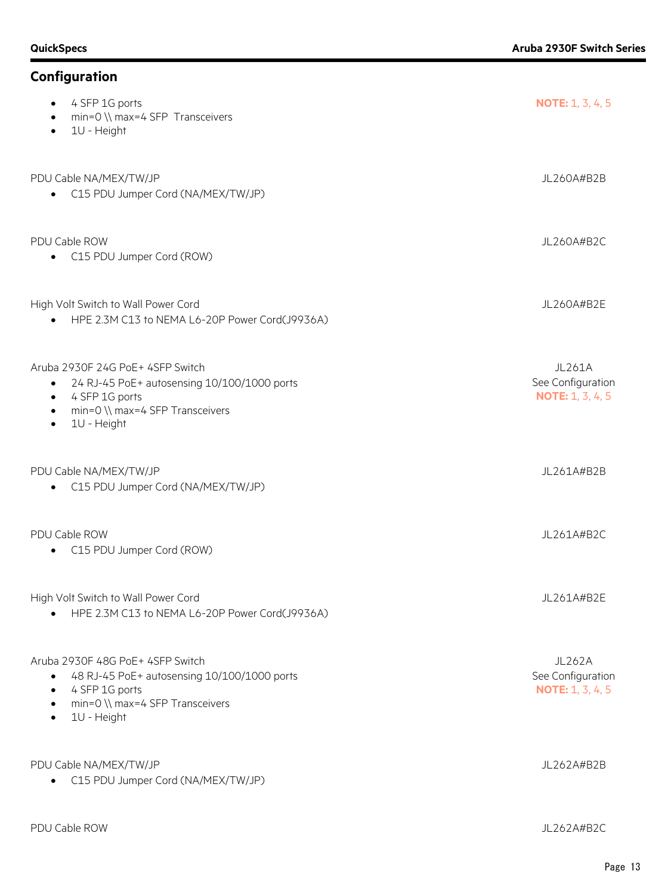## Configuration

- 4 SFP 1G ports
- min=0 \\ max=4 SFP Transceivers
- 1U - Height

**NOTE:** 1, 3, 4, 5

PDU Cable NA/MEX/TW/JP — JL260A#B2B

- C15 PDU Jumper Cord (NA/MEX/TW/JP)

PDU Cable ROW — JL260A#B2C

- C15 PDU Jumper Cord (ROW)

High Volt Switch to Wall Power Cord — JL260A#B2E

- HPE 2.3M C13 to NEMA L6-20P Power Cord(J9936A)

Aruba 2930F 24G PoE+ 4SFP Switch — JL261A  
See Configuration  
**NOTE:** 1, 3, 4, 5

- 24 RJ-45 PoE+ autosensing 10/100/1000 ports
- 4 SFP 1G ports
- min=0 \\ max=4 SFP Transceivers
- 1U - Height

PDU Cable NA/MEX/TW/JP — JL261A#B2B

- C15 PDU Jumper Cord (NA/MEX/TW/JP)

PDU Cable ROW — JL261A#B2C

- C15 PDU Jumper Cord (ROW)

High Volt Switch to Wall Power Cord — JL261A#B2E

- HPE 2.3M C13 to NEMA L6-20P Power Cord(J9936A)

Aruba 2930F 48G PoE+ 4SFP Switch — JL262A  
See Configuration  
**NOTE:** 1, 3, 4, 5

- 48 RJ-45 PoE+ autosensing 10/100/1000 ports
- 4 SFP 1G ports
- min=0 \\ max=4 SFP Transceivers
- 1U - Height

PDU Cable NA/MEX/TW/JP — JL262A#B2B

- C15 PDU Jumper Cord (NA/MEX/TW/JP)

PDU Cable ROW — JL262A#B2C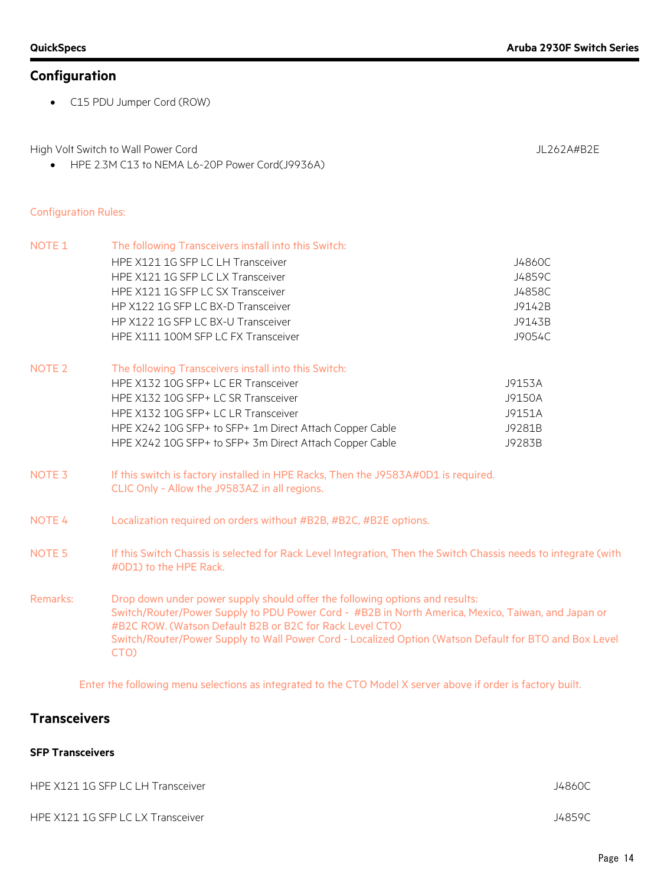## Configuration

- C15 PDU Jumper Cord (ROW)

High Volt Switch to Wall Power Cord JL262A#B2E

- HPE 2.3M C13 to NEMA L6-20P Power Cord(J9936A)

Configuration Rules:

NOTE 1 The following Transceivers install into this Switch:

| | |
|---|---|
| HPE X121 1G SFP LC LH Transceiver | J4860C |
| HPE X121 1G SFP LC LX Transceiver | J4859C |
| HPE X121 1G SFP LC SX Transceiver | J4858C |
| HP X122 1G SFP LC BX-D Transceiver | J9142B |
| HP X122 1G SFP LC BX-U Transceiver | J9143B |
| HPE X111 100M SFP LC FX Transceiver | J9054C |

NOTE 2 The following Transceivers install into this Switch:

| | |
|---|---|
| HPE X132 10G SFP+ LC ER Transceiver | J9153A |
| HPE X132 10G SFP+ LC SR Transceiver | J9150A |
| HPE X132 10G SFP+ LC LR Transceiver | J9151A |
| HPE X242 10G SFP+ to SFP+ 1m Direct Attach Copper Cable | J9281B |
| HPE X242 10G SFP+ to SFP+ 3m Direct Attach Copper Cable | J9283B |

NOTE 3 If this switch is factory installed in HPE Racks, Then the J9583A#0D1 is required.
CLIC Only - Allow the J9583AZ in all regions.

NOTE 4 Localization required on orders without #B2B, #B2C, #B2E options.

NOTE 5 If this Switch Chassis is selected for Rack Level Integration, Then the Switch Chassis needs to integrate (with #0D1) to the HPE Rack.

Remarks: Drop down under power supply should offer the following options and results:
Switch/Router/Power Supply to PDU Power Cord - #B2B in North America, Mexico, Taiwan, and Japan or #B2C ROW. (Watson Default B2B or B2C for Rack Level CTO)
Switch/Router/Power Supply to Wall Power Cord - Localized Option (Watson Default for BTO and Box Level CTO)

Enter the following menu selections as integrated to the CTO Model X server above if order is factory built.

## Transceivers

### SFP Transceivers

HPE X121 1G SFP LC LH Transceiver J4860C

HPE X121 1G SFP LC LX Transceiver J4859C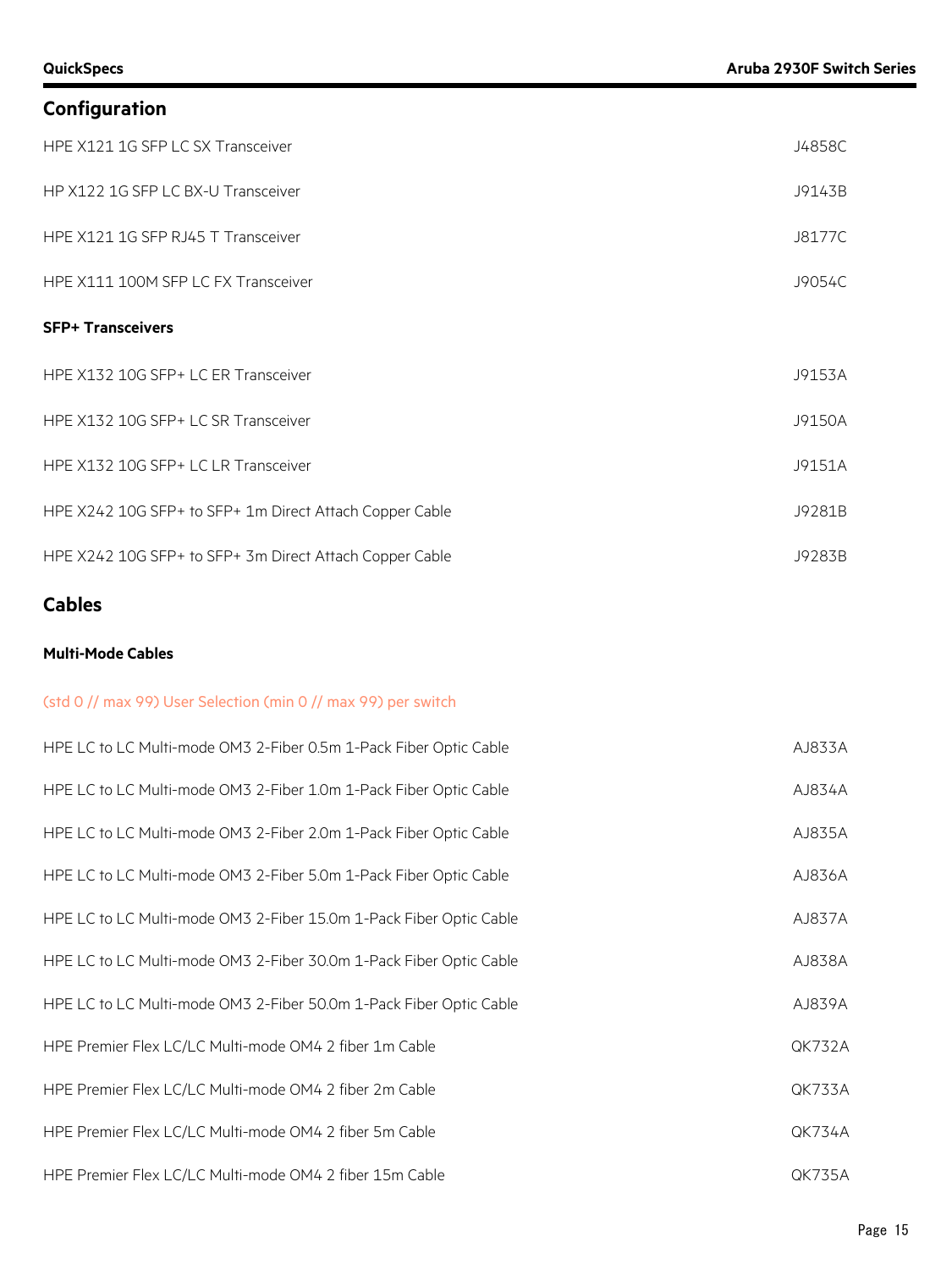## Configuration

| | |
|---|---|
| HPE X121 1G SFP LC SX Transceiver | J4858C |
| HP X122 1G SFP LC BX-U Transceiver | J9143B |
| HPE X121 1G SFP RJ45 T Transceiver | J8177C |
| HPE X111 100M SFP LC FX Transceiver | J9054C |

**SFP+ Transceivers**

| | |
|---|---|
| HPE X132 10G SFP+ LC ER Transceiver | J9153A |
| HPE X132 10G SFP+ LC SR Transceiver | J9150A |
| HPE X132 10G SFP+ LC LR Transceiver | J9151A |
| HPE X242 10G SFP+ to SFP+ 1m Direct Attach Copper Cable | J9281B |
| HPE X242 10G SFP+ to SFP+ 3m Direct Attach Copper Cable | J9283B |

## Cables

**Multi-Mode Cables**

(std 0 // max 99) User Selection (min 0 // max 99) per switch

| | |
|---|---|
| HPE LC to LC Multi-mode OM3 2-Fiber 0.5m 1-Pack Fiber Optic Cable | AJ833A |
| HPE LC to LC Multi-mode OM3 2-Fiber 1.0m 1-Pack Fiber Optic Cable | AJ834A |
| HPE LC to LC Multi-mode OM3 2-Fiber 2.0m 1-Pack Fiber Optic Cable | AJ835A |
| HPE LC to LC Multi-mode OM3 2-Fiber 5.0m 1-Pack Fiber Optic Cable | AJ836A |
| HPE LC to LC Multi-mode OM3 2-Fiber 15.0m 1-Pack Fiber Optic Cable | AJ837A |
| HPE LC to LC Multi-mode OM3 2-Fiber 30.0m 1-Pack Fiber Optic Cable | AJ838A |
| HPE LC to LC Multi-mode OM3 2-Fiber 50.0m 1-Pack Fiber Optic Cable | AJ839A |
| HPE Premier Flex LC/LC Multi-mode OM4 2 fiber 1m Cable | QK732A |
| HPE Premier Flex LC/LC Multi-mode OM4 2 fiber 2m Cable | QK733A |
| HPE Premier Flex LC/LC Multi-mode OM4 2 fiber 5m Cable | QK734A |
| HPE Premier Flex LC/LC Multi-mode OM4 2 fiber 15m Cable | QK735A |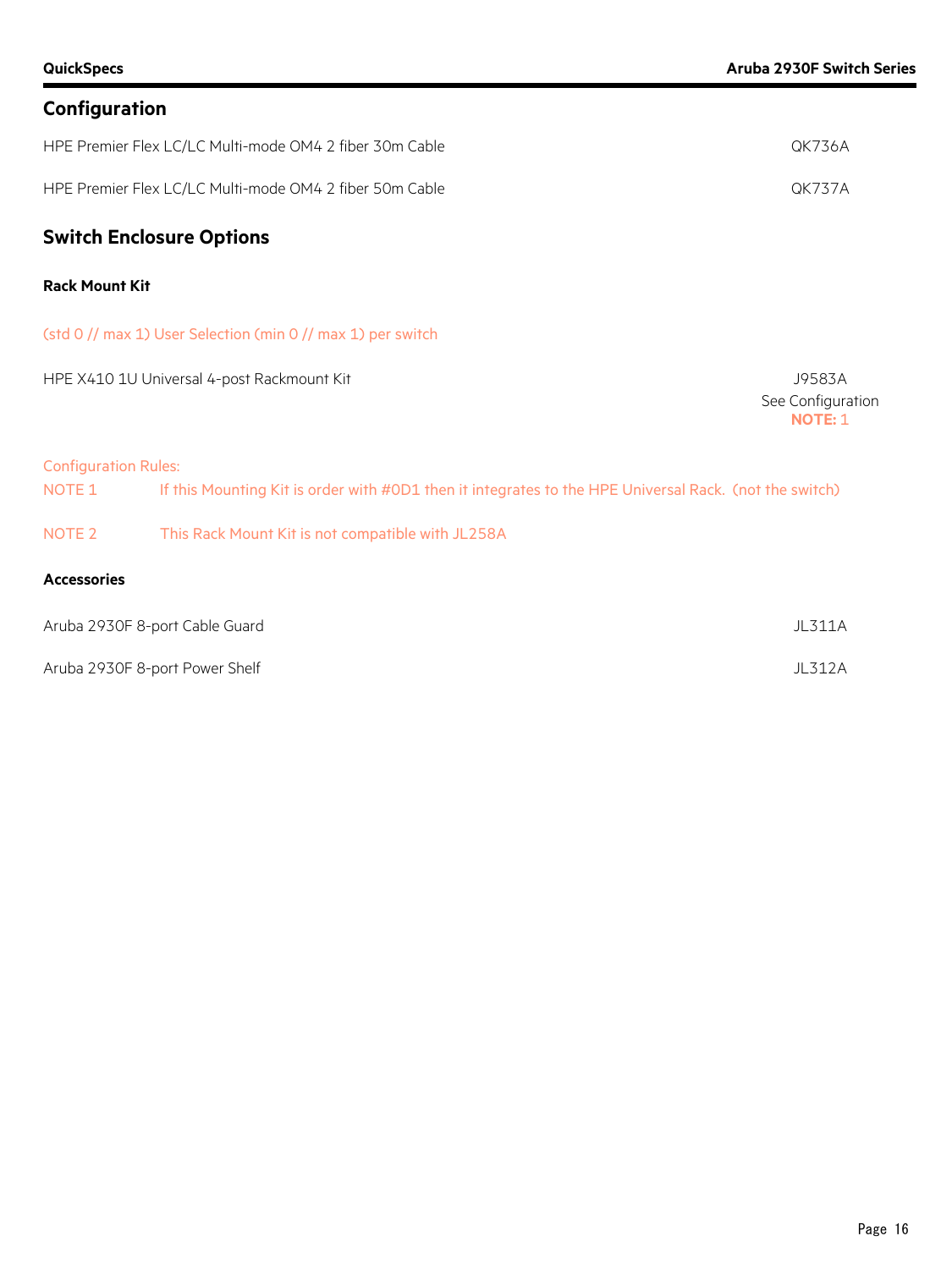## Configuration

| | |
|---|---|
| HPE Premier Flex LC/LC Multi-mode OM4 2 fiber 30m Cable | QK736A |
| HPE Premier Flex LC/LC Multi-mode OM4 2 fiber 50m Cable | QK737A |

## Switch Enclosure Options

### Rack Mount Kit

(std 0 // max 1) User Selection (min 0 // max 1) per switch

| | |
|---|---|
| HPE X410 1U Universal 4-post Rackmount Kit | J9583A<br>See Configuration<br>**NOTE:** 1 |

Configuration Rules:

| | |
|---|---|
| NOTE 1 | If this Mounting Kit is order with #0D1 then it integrates to the HPE Universal Rack. (not the switch) |
| NOTE 2 | This Rack Mount Kit is not compatible with JL258A |

### Accessories

| | |
|---|---|
| Aruba 2930F 8-port Cable Guard | JL311A |
| Aruba 2930F 8-port Power Shelf | JL312A |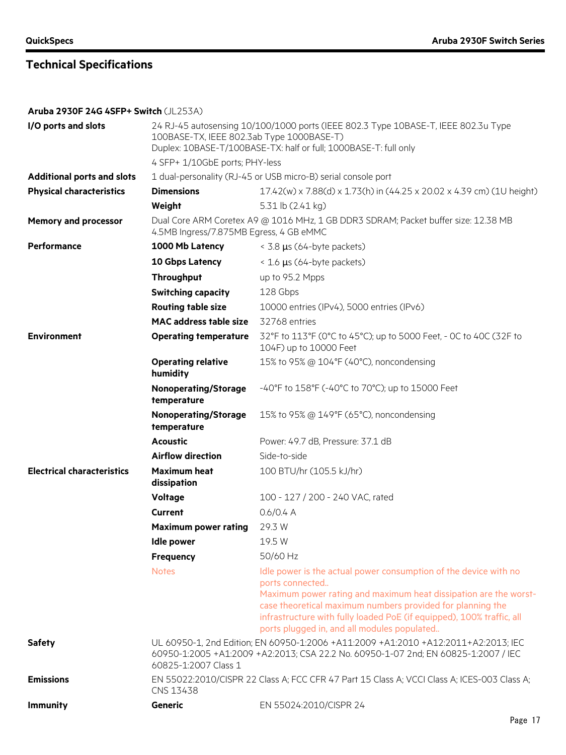## Technical Specifications

**Aruba 2930F 24G 4SFP+ Switch** (JL253A)

| | | |
|---|---|---|
| **I/O ports and slots** | 24 RJ-45 autosensing 10/100/1000 ports (IEEE 802.3 Type 10BASE-T, IEEE 802.3u Type 100BASE-TX, IEEE 802.3ab Type 1000BASE-T)<br>Duplex: 10BASE-T/100BASE-TX: half or full; 1000BASE-T: full only | |
| | 4 SFP+ 1/10GbE ports; PHY-less | |
| **Additional ports and slots** | 1 dual-personality (RJ-45 or USB micro-B) serial console port | |
| **Physical characteristics** | **Dimensions** | 17.42(w) x 7.88(d) x 1.73(h) in (44.25 x 20.02 x 4.39 cm) (1U height) |
| | **Weight** | 5.31 lb (2.41 kg) |
| **Memory and processor** | Dual Core ARM Coretex A9 @ 1016 MHz, 1 GB DDR3 SDRAM; Packet buffer size: 12.38 MB 4.5MB Ingress/7.875MB Egress, 4 GB eMMC | |
| **Performance** | **1000 Mb Latency** | < 3.8 µs (64-byte packets) |
| | **10 Gbps Latency** | < 1.6 µs (64-byte packets) |
| | **Throughput** | up to 95.2 Mpps |
| | **Switching capacity** | 128 Gbps |
| | **Routing table size** | 10000 entries (IPv4), 5000 entries (IPv6) |
| | **MAC address table size** | 32768 entries |
| **Environment** | **Operating temperature** | 32°F to 113°F (0°C to 45°C); up to 5000 Feet, - 0C to 40C (32F to 104F) up to 10000 Feet |
| | **Operating relative humidity** | 15% to 95% @ 104°F (40°C), noncondensing |
| | **Nonoperating/Storage temperature** | -40°F to 158°F (-40°C to 70°C); up to 15000 Feet |
| | **Nonoperating/Storage temperature** | 15% to 95% @ 149°F (65°C), noncondensing |
| | **Acoustic** | Power: 49.7 dB, Pressure: 37.1 dB |
| | **Airflow direction** | Side-to-side |
| **Electrical characteristics** | **Maximum heat dissipation** | 100 BTU/hr (105.5 kJ/hr) |
| | **Voltage** | 100 - 127 / 200 - 240 VAC, rated |
| | **Current** | 0.6/0.4 A |
| | **Maximum power rating** | 29.3 W |
| | **Idle power** | 19.5 W |
| | **Frequency** | 50/60 Hz |
| | Notes | Idle power is the actual power consumption of the device with no ports connected..<br>Maximum power rating and maximum heat dissipation are the worst-case theoretical maximum numbers provided for planning the infrastructure with fully loaded PoE (if equipped), 100% traffic, all ports plugged in, and all modules populated.. |
| **Safety** | UL 60950-1, 2nd Edition; EN 60950-1:2006 +A11:2009 +A1:2010 +A12:2011+A2:2013; IEC 60950-1:2005 +A1:2009 +A2:2013; CSA 22.2 No. 60950-1-07 2nd; EN 60825-1:2007 / IEC 60825-1:2007 Class 1 | |
| **Emissions** | EN 55022:2010/CISPR 22 Class A; FCC CFR 47 Part 15 Class A; VCCI Class A; ICES-003 Class A; CNS 13438 | |
| **Immunity** | **Generic** | EN 55024:2010/CISPR 24 |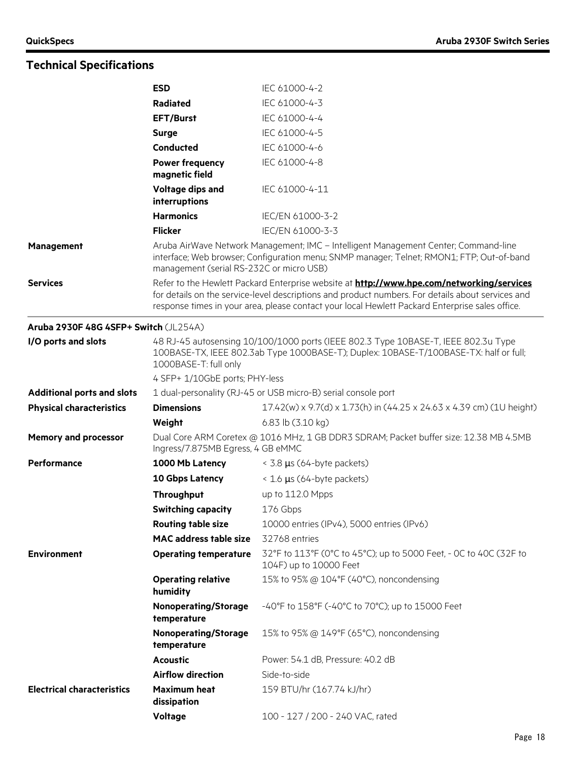## Technical Specifications

| | | |
|---|---|---|
| | **ESD** | IEC 61000-4-2 |
| | **Radiated** | IEC 61000-4-3 |
| | **EFT/Burst** | IEC 61000-4-4 |
| | **Surge** | IEC 61000-4-5 |
| | **Conducted** | IEC 61000-4-6 |
| | **Power frequency magnetic field** | IEC 61000-4-8 |
| | **Voltage dips and interruptions** | IEC 61000-4-11 |
| | **Harmonics** | IEC/EN 61000-3-2 |
| | **Flicker** | IEC/EN 61000-3-3 |
| **Management** | Aruba AirWave Network Management; IMC – Intelligent Management Center; Command-line interface; Web browser; Configuration menu; SNMP manager; Telnet; RMON1; FTP; Out-of-band management (serial RS-232C or micro USB) | |
| **Services** | Refer to the Hewlett Packard Enterprise website at **http://www.hpe.com/networking/services** for details on the service-level descriptions and product numbers. For details about services and response times in your area, please contact your local Hewlett Packard Enterprise sales office. | |

**Aruba 2930F 48G 4SFP+ Switch** (JL254A)

| | | |
|---|---|---|
| **I/O ports and slots** | 48 RJ-45 autosensing 10/100/1000 ports (IEEE 802.3 Type 10BASE-T, IEEE 802.3u Type 100BASE-TX, IEEE 802.3ab Type 1000BASE-T); Duplex: 10BASE-T/100BASE-TX: half or full; 1000BASE-T: full only | |
| | 4 SFP+ 1/10GbE ports; PHY-less | |
| **Additional ports and slots** | 1 dual-personality (RJ-45 or USB micro-B) serial console port | |
| **Physical characteristics** | **Dimensions** | 17.42(w) x 9.7(d) x 1.73(h) in (44.25 x 24.63 x 4.39 cm) (1U height) |
| | **Weight** | 6.83 lb (3.10 kg) |
| **Memory and processor** | Dual Core ARM Coretex @ 1016 MHz, 1 GB DDR3 SDRAM; Packet buffer size: 12.38 MB 4.5MB Ingress/7.875MB Egress, 4 GB eMMC | |
| **Performance** | **1000 Mb Latency** | < 3.8 µs (64-byte packets) |
| | **10 Gbps Latency** | < 1.6 µs (64-byte packets) |
| | **Throughput** | up to 112.0 Mpps |
| | **Switching capacity** | 176 Gbps |
| | **Routing table size** | 10000 entries (IPv4), 5000 entries (IPv6) |
| | **MAC address table size** | 32768 entries |
| **Environment** | **Operating temperature** | 32°F to 113°F (0°C to 45°C); up to 5000 Feet, - 0C to 40C (32F to 104F) up to 10000 Feet |
| | **Operating relative humidity** | 15% to 95% @ 104°F (40°C), noncondensing |
| | **Nonoperating/Storage temperature** | -40°F to 158°F (-40°C to 70°C); up to 15000 Feet |
| | **Nonoperating/Storage temperature** | 15% to 95% @ 149°F (65°C), noncondensing |
| | **Acoustic** | Power: 54.1 dB, Pressure: 40.2 dB |
| | **Airflow direction** | Side-to-side |
| **Electrical characteristics** | **Maximum heat dissipation** | 159 BTU/hr (167.74 kJ/hr) |
| | **Voltage** | 100 - 127 / 200 - 240 VAC, rated |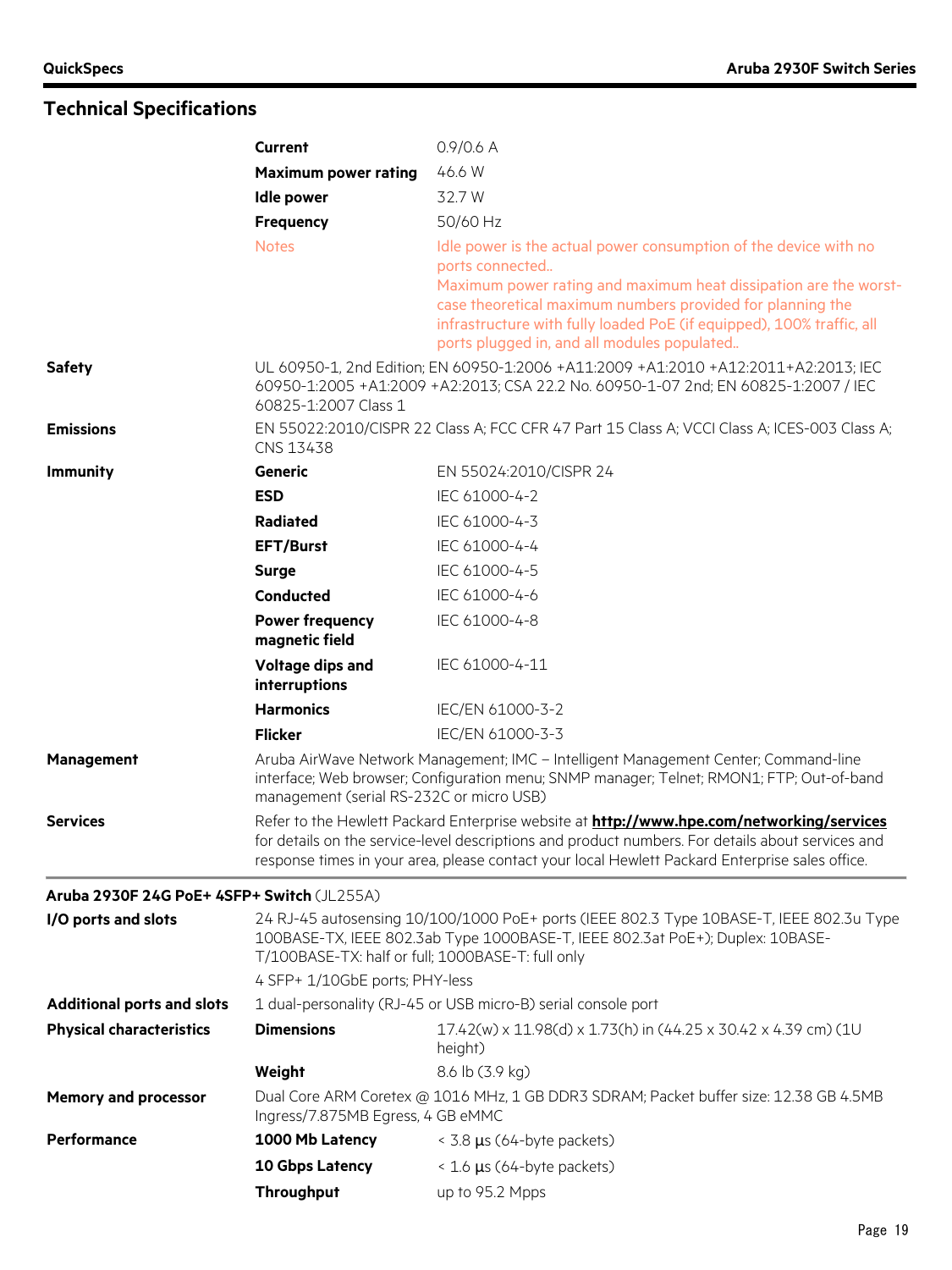## Technical Specifications

| | | |
|---|---|---|
| | **Current** | 0.9/0.6 A |
| | **Maximum power rating** | 46.6 W |
| | **Idle power** | 32.7 W |
| | **Frequency** | 50/60 Hz |
| | Notes | Idle power is the actual power consumption of the device with no ports connected.. Maximum power rating and maximum heat dissipation are the worst-case theoretical maximum numbers provided for planning the infrastructure with fully loaded PoE (if equipped), 100% traffic, all ports plugged in, and all modules populated.. |
| **Safety** | UL 60950-1, 2nd Edition; EN 60950-1:2006 +A11:2009 +A1:2010 +A12:2011+A2:2013; IEC 60950-1:2005 +A1:2009 +A2:2013; CSA 22.2 No. 60950-1-07 2nd; EN 60825-1:2007 / IEC 60825-1:2007 Class 1 | |
| **Emissions** | EN 55022:2010/CISPR 22 Class A; FCC CFR 47 Part 15 Class A; VCCI Class A; ICES-003 Class A; CNS 13438 | |
| **Immunity** | **Generic** | EN 55024:2010/CISPR 24 |
| | **ESD** | IEC 61000-4-2 |
| | **Radiated** | IEC 61000-4-3 |
| | **EFT/Burst** | IEC 61000-4-4 |
| | **Surge** | IEC 61000-4-5 |
| | **Conducted** | IEC 61000-4-6 |
| | **Power frequency magnetic field** | IEC 61000-4-8 |
| | **Voltage dips and interruptions** | IEC 61000-4-11 |
| | **Harmonics** | IEC/EN 61000-3-2 |
| | **Flicker** | IEC/EN 61000-3-3 |
| **Management** | Aruba AirWave Network Management; IMC – Intelligent Management Center; Command-line interface; Web browser; Configuration menu; SNMP manager; Telnet; RMON1; FTP; Out-of-band management (serial RS-232C or micro USB) | |
| **Services** | Refer to the Hewlett Packard Enterprise website at **http://www.hpe.com/networking/services** for details on the service-level descriptions and product numbers. For details about services and response times in your area, please contact your local Hewlett Packard Enterprise sales office. | |

**Aruba 2930F 24G PoE+ 4SFP+ Switch** (JL255A)

| | | |
|---|---|---|
| **I/O ports and slots** | 24 RJ-45 autosensing 10/100/1000 PoE+ ports (IEEE 802.3 Type 10BASE-T, IEEE 802.3u Type 100BASE-TX, IEEE 802.3ab Type 1000BASE-T, IEEE 802.3at PoE+); Duplex: 10BASE-T/100BASE-TX: half or full; 1000BASE-T: full only | |
| | 4 SFP+ 1/10GbE ports; PHY-less | |
| **Additional ports and slots** | 1 dual-personality (RJ-45 or USB micro-B) serial console port | |
| **Physical characteristics** | **Dimensions** | 17.42(w) x 11.98(d) x 1.73(h) in (44.25 x 30.42 x 4.39 cm) (1U height) |
| | **Weight** | 8.6 lb (3.9 kg) |
| **Memory and processor** | Dual Core ARM Coretex @ 1016 MHz, 1 GB DDR3 SDRAM; Packet buffer size: 12.38 GB 4.5MB Ingress/7.875MB Egress, 4 GB eMMC | |
| **Performance** | **1000 Mb Latency** | < 3.8 µs (64-byte packets) |
| | **10 Gbps Latency** | < 1.6 µs (64-byte packets) |
| | **Throughput** | up to 95.2 Mpps |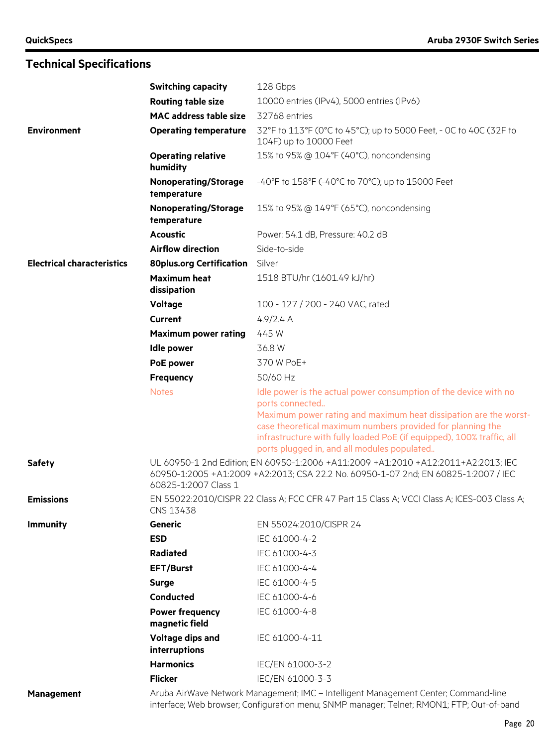## Technical Specifications

| | | |
|---|---|---|
| | **Switching capacity** | 128 Gbps |
| | **Routing table size** | 10000 entries (IPv4), 5000 entries (IPv6) |
| | **MAC address table size** | 32768 entries |
| **Environment** | **Operating temperature** | 32°F to 113°F (0°C to 45°C); up to 5000 Feet, - 0C to 40C (32F to 104F) up to 10000 Feet |
| | **Operating relative humidity** | 15% to 95% @ 104°F (40°C), noncondensing |
| | **Nonoperating/Storage temperature** | -40°F to 158°F (-40°C to 70°C); up to 15000 Feet |
| | **Nonoperating/Storage temperature** | 15% to 95% @ 149°F (65°C), noncondensing |
| | **Acoustic** | Power: 54.1 dB, Pressure: 40.2 dB |
| | **Airflow direction** | Side-to-side |
| **Electrical characteristics** | **80plus.org Certification** | Silver |
| | **Maximum heat dissipation** | 1518 BTU/hr (1601.49 kJ/hr) |
| | **Voltage** | 100 - 127 / 200 - 240 VAC, rated |
| | **Current** | 4.9/2.4 A |
| | **Maximum power rating** | 445 W |
| | **Idle power** | 36.8 W |
| | **PoE power** | 370 W PoE+ |
| | **Frequency** | 50/60 Hz |
| | Notes | Idle power is the actual power consumption of the device with no ports connected.. Maximum power rating and maximum heat dissipation are the worst-case theoretical maximum numbers provided for planning the infrastructure with fully loaded PoE (if equipped), 100% traffic, all ports plugged in, and all modules populated.. |
| **Safety** | UL 60950-1 2nd Edition; EN 60950-1:2006 +A11:2009 +A1:2010 +A12:2011+A2:2013; IEC 60950-1:2005 +A1:2009 +A2:2013; CSA 22.2 No. 60950-1-07 2nd; EN 60825-1:2007 / IEC 60825-1:2007 Class 1 | |
| **Emissions** | EN 55022:2010/CISPR 22 Class A; FCC CFR 47 Part 15 Class A; VCCI Class A; ICES-003 Class A; CNS 13438 | |
| **Immunity** | **Generic** | EN 55024:2010/CISPR 24 |
| | **ESD** | IEC 61000-4-2 |
| | **Radiated** | IEC 61000-4-3 |
| | **EFT/Burst** | IEC 61000-4-4 |
| | **Surge** | IEC 61000-4-5 |
| | **Conducted** | IEC 61000-4-6 |
| | **Power frequency magnetic field** | IEC 61000-4-8 |
| | **Voltage dips and interruptions** | IEC 61000-4-11 |
| | **Harmonics** | IEC/EN 61000-3-2 |
| | **Flicker** | IEC/EN 61000-3-3 |
| **Management** | Aruba AirWave Network Management; IMC – Intelligent Management Center; Command-line interface; Web browser; Configuration menu; SNMP manager; Telnet; RMON1; FTP; Out-of-band | |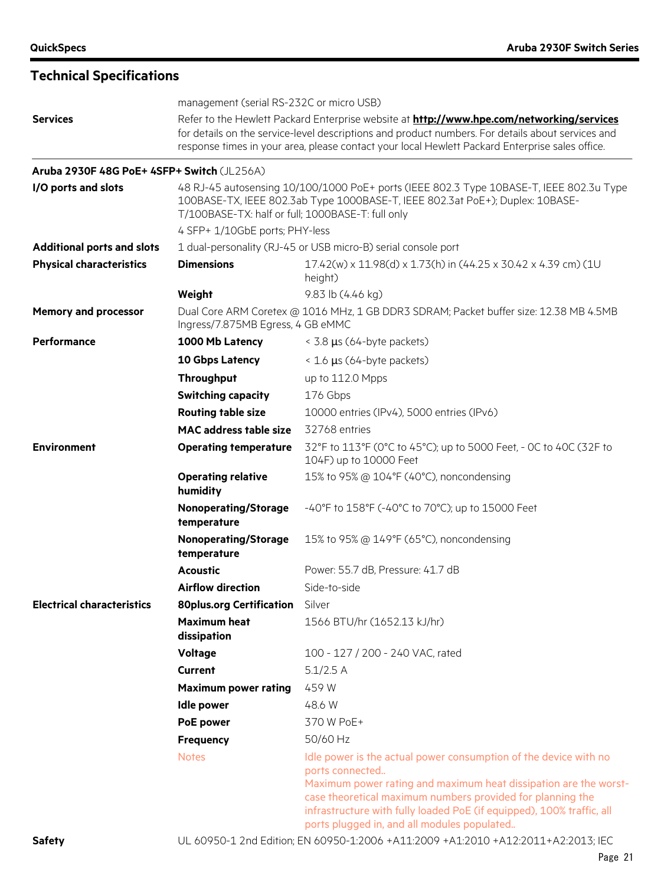## Technical Specifications

| | | |
|---|---|---|
| | management (serial RS-232C or micro USB) | |
| **Services** | Refer to the Hewlett Packard Enterprise website at **http://www.hpe.com/networking/services** for details on the service-level descriptions and product numbers. For details about services and response times in your area, please contact your local Hewlett Packard Enterprise sales office. | |

**Aruba 2930F 48G PoE+ 4SFP+ Switch** (JL256A)

| | | |
|---|---|---|
| **I/O ports and slots** | 48 RJ-45 autosensing 10/100/1000 PoE+ ports (IEEE 802.3 Type 10BASE-T, IEEE 802.3u Type 100BASE-TX, IEEE 802.3ab Type 1000BASE-T, IEEE 802.3at PoE+); Duplex: 10BASE-T/100BASE-TX: half or full; 1000BASE-T: full only<br>4 SFP+ 1/10GbE ports; PHY-less | |
| **Additional ports and slots** | 1 dual-personality (RJ-45 or USB micro-B) serial console port | |
| **Physical characteristics** | **Dimensions** | 17.42(w) x 11.98(d) x 1.73(h) in (44.25 x 30.42 x 4.39 cm) (1U height) |
| | **Weight** | 9.83 lb (4.46 kg) |
| **Memory and processor** | Dual Core ARM Coretex @ 1016 MHz, 1 GB DDR3 SDRAM; Packet buffer size: 12.38 MB 4.5MB Ingress/7.875MB Egress, 4 GB eMMC | |
| **Performance** | **1000 Mb Latency** | < 3.8 µs (64-byte packets) |
| | **10 Gbps Latency** | < 1.6 µs (64-byte packets) |
| | **Throughput** | up to 112.0 Mpps |
| | **Switching capacity** | 176 Gbps |
| | **Routing table size** | 10000 entries (IPv4), 5000 entries (IPv6) |
| | **MAC address table size** | 32768 entries |
| **Environment** | **Operating temperature** | 32°F to 113°F (0°C to 45°C); up to 5000 Feet, - 0C to 40C (32F to 104F) up to 10000 Feet |
| | **Operating relative humidity** | 15% to 95% @ 104°F (40°C), noncondensing |
| | **Nonoperating/Storage temperature** | -40°F to 158°F (-40°C to 70°C); up to 15000 Feet |
| | **Nonoperating/Storage temperature** | 15% to 95% @ 149°F (65°C), noncondensing |
| | **Acoustic** | Power: 55.7 dB, Pressure: 41.7 dB |
| | **Airflow direction** | Side-to-side |
| **Electrical characteristics** | **80plus.org Certification** | Silver |
| | **Maximum heat dissipation** | 1566 BTU/hr (1652.13 kJ/hr) |
| | **Voltage** | 100 - 127 / 200 - 240 VAC, rated |
| | **Current** | 5.1/2.5 A |
| | **Maximum power rating** | 459 W |
| | **Idle power** | 48.6 W |
| | **PoE power** | 370 W PoE+ |
| | **Frequency** | 50/60 Hz |
| | Notes | Idle power is the actual power consumption of the device with no ports connected..<br>Maximum power rating and maximum heat dissipation are the worst-case theoretical maximum numbers provided for planning the infrastructure with fully loaded PoE (if equipped), 100% traffic, all ports plugged in, and all modules populated.. |
| **Safety** | UL 60950-1 2nd Edition; EN 60950-1:2006 +A11:2009 +A1:2010 +A12:2011+A2:2013; IEC | |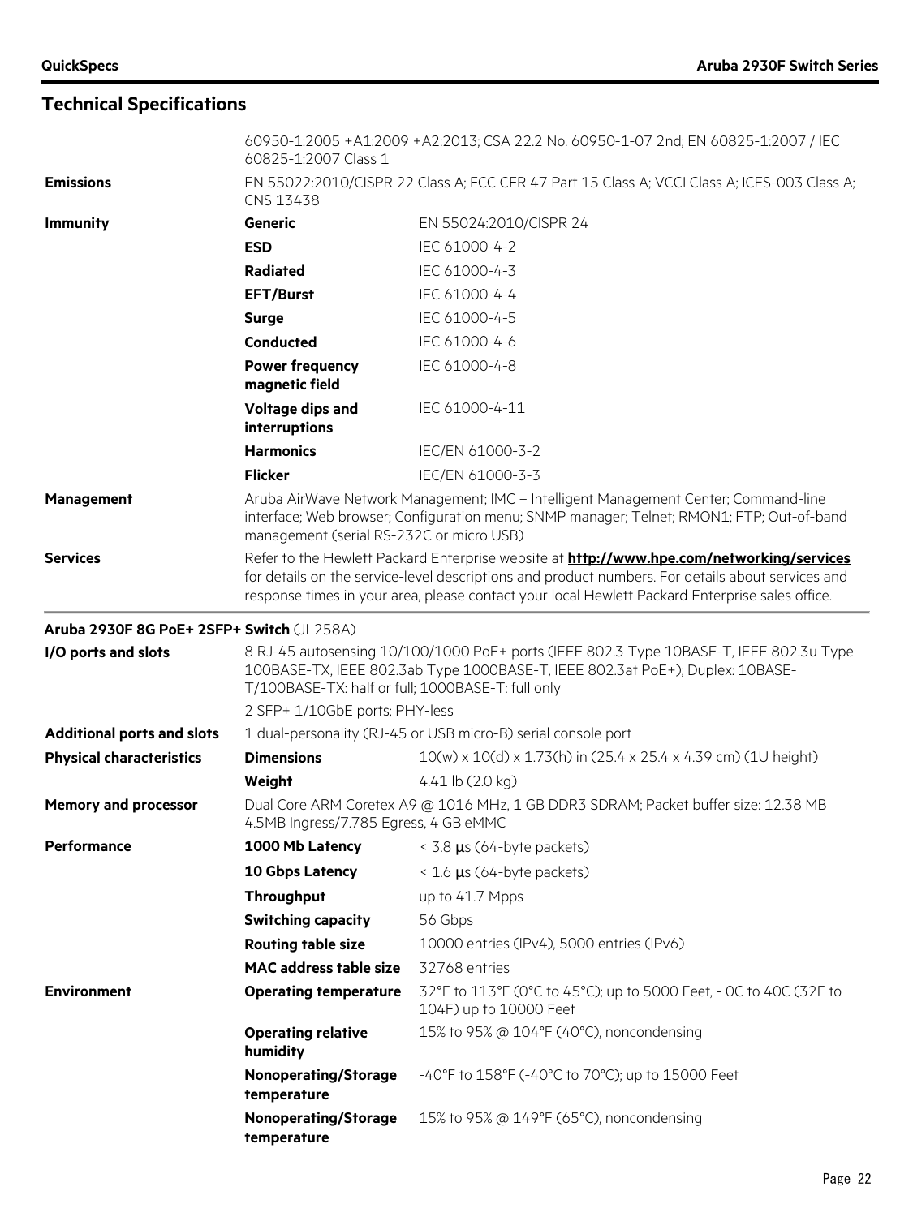## Technical Specifications

| | | |
|---|---|---|
| | 60950-1:2005 +A1:2009 +A2:2013; CSA 22.2 No. 60950-1-07 2nd; EN 60825-1:2007 / IEC 60825-1:2007 Class 1 | |
| **Emissions** | EN 55022:2010/CISPR 22 Class A; FCC CFR 47 Part 15 Class A; VCCI Class A; ICES-003 Class A; CNS 13438 | |
| **Immunity** | **Generic** | EN 55024:2010/CISPR 24 |
| | **ESD** | IEC 61000-4-2 |
| | **Radiated** | IEC 61000-4-3 |
| | **EFT/Burst** | IEC 61000-4-4 |
| | **Surge** | IEC 61000-4-5 |
| | **Conducted** | IEC 61000-4-6 |
| | **Power frequency magnetic field** | IEC 61000-4-8 |
| | **Voltage dips and interruptions** | IEC 61000-4-11 |
| | **Harmonics** | IEC/EN 61000-3-2 |
| | **Flicker** | IEC/EN 61000-3-3 |
| **Management** | Aruba AirWave Network Management; IMC – Intelligent Management Center; Command-line interface; Web browser; Configuration menu; SNMP manager; Telnet; RMON1; FTP; Out-of-band management (serial RS-232C or micro USB) | |
| **Services** | Refer to the Hewlett Packard Enterprise website at **http://www.hpe.com/networking/services** for details on the service-level descriptions and product numbers. For details about services and response times in your area, please contact your local Hewlett Packard Enterprise sales office. | |

**Aruba 2930F 8G PoE+ 2SFP+ Switch** (JL258A)

| | | |
|---|---|---|
| **I/O ports and slots** | 8 RJ-45 autosensing 10/100/1000 PoE+ ports (IEEE 802.3 Type 10BASE-T, IEEE 802.3u Type 100BASE-TX, IEEE 802.3ab Type 1000BASE-T, IEEE 802.3at PoE+); Duplex: 10BASE-T/100BASE-TX: half or full; 1000BASE-T: full only | |
| | 2 SFP+ 1/10GbE ports; PHY-less | |
| **Additional ports and slots** | 1 dual-personality (RJ-45 or USB micro-B) serial console port | |
| **Physical characteristics** | **Dimensions** | 10(w) x 10(d) x 1.73(h) in (25.4 x 25.4 x 4.39 cm) (1U height) |
| | **Weight** | 4.41 lb (2.0 kg) |
| **Memory and processor** | Dual Core ARM Coretex A9 @ 1016 MHz, 1 GB DDR3 SDRAM; Packet buffer size: 12.38 MB 4.5MB Ingress/7.785 Egress, 4 GB eMMC | |
| **Performance** | **1000 Mb Latency** | < 3.8 µs (64-byte packets) |
| | **10 Gbps Latency** | < 1.6 µs (64-byte packets) |
| | **Throughput** | up to 41.7 Mpps |
| | **Switching capacity** | 56 Gbps |
| | **Routing table size** | 10000 entries (IPv4), 5000 entries (IPv6) |
| | **MAC address table size** | 32768 entries |
| **Environment** | **Operating temperature** | 32°F to 113°F (0°C to 45°C); up to 5000 Feet, - 0C to 40C (32F to 104F) up to 10000 Feet |
| | **Operating relative humidity** | 15% to 95% @ 104°F (40°C), noncondensing |
| | **Nonoperating/Storage temperature** | -40°F to 158°F (-40°C to 70°C); up to 15000 Feet |
| | **Nonoperating/Storage temperature** | 15% to 95% @ 149°F (65°C), noncondensing |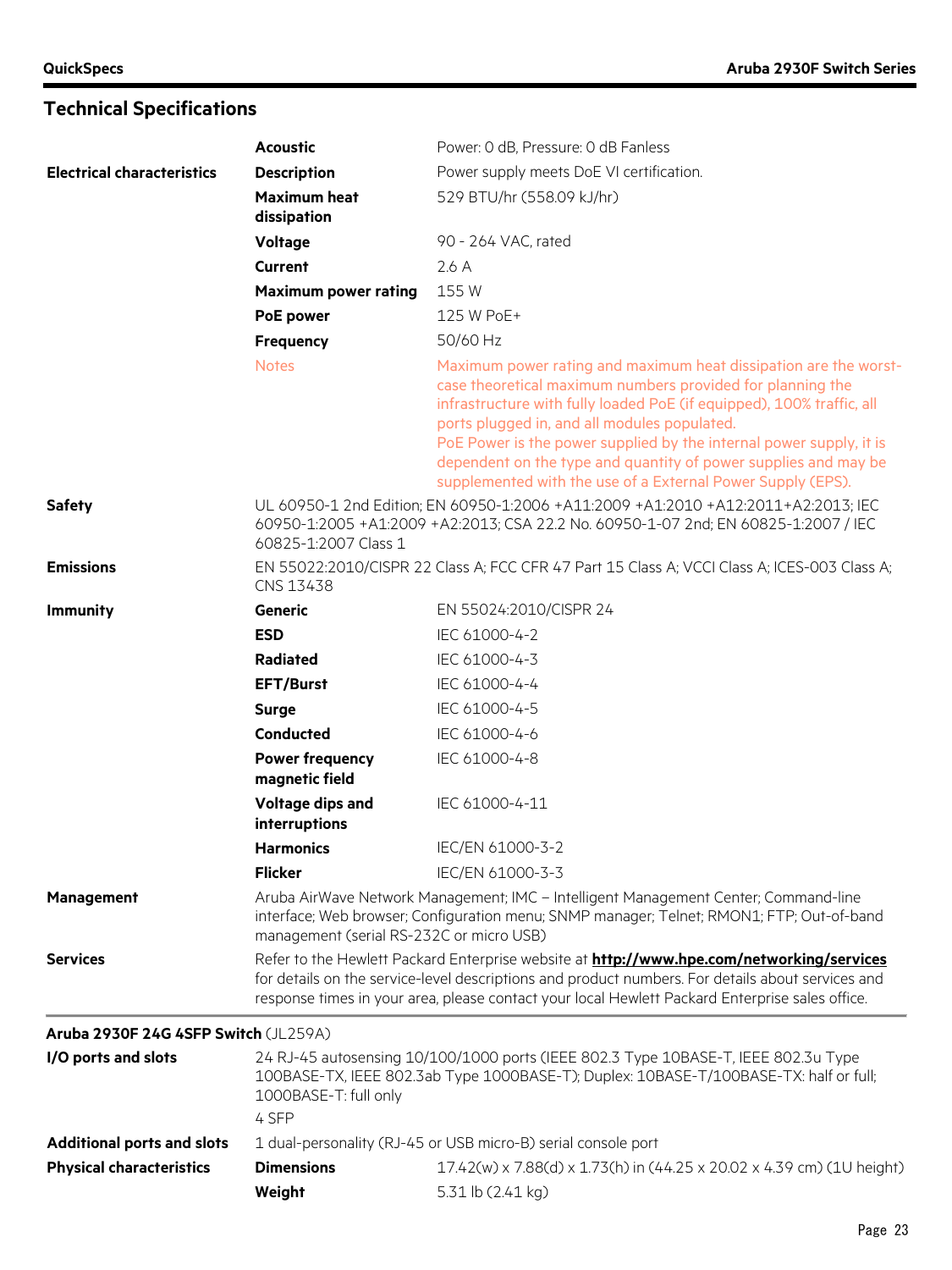## Technical Specifications

| | | |
|---|---|---|
| | **Acoustic** | Power: 0 dB, Pressure: 0 dB Fanless |
| **Electrical characteristics** | **Description** | Power supply meets DoE VI certification. |
| | **Maximum heat dissipation** | 529 BTU/hr (558.09 kJ/hr) |
| | **Voltage** | 90 - 264 VAC, rated |
| | **Current** | 2.6 A |
| | **Maximum power rating** | 155 W |
| | **PoE power** | 125 W PoE+ |
| | **Frequency** | 50/60 Hz |
| | Notes | Maximum power rating and maximum heat dissipation are the worst-case theoretical maximum numbers provided for planning the infrastructure with fully loaded PoE (if equipped), 100% traffic, all ports plugged in, and all modules populated.<br>PoE Power is the power supplied by the internal power supply, it is dependent on the type and quantity of power supplies and may be supplemented with the use of a External Power Supply (EPS). |
| **Safety** | UL 60950-1 2nd Edition; EN 60950-1:2006 +A11:2009 +A1:2010 +A12:2011+A2:2013; IEC 60950-1:2005 +A1:2009 +A2:2013; CSA 22.2 No. 60950-1-07 2nd; EN 60825-1:2007 / IEC 60825-1:2007 Class 1 | |
| **Emissions** | EN 55022:2010/CISPR 22 Class A; FCC CFR 47 Part 15 Class A; VCCI Class A; ICES-003 Class A; CNS 13438 | |
| **Immunity** | **Generic** | EN 55024:2010/CISPR 24 |
| | **ESD** | IEC 61000-4-2 |
| | **Radiated** | IEC 61000-4-3 |
| | **EFT/Burst** | IEC 61000-4-4 |
| | **Surge** | IEC 61000-4-5 |
| | **Conducted** | IEC 61000-4-6 |
| | **Power frequency magnetic field** | IEC 61000-4-8 |
| | **Voltage dips and interruptions** | IEC 61000-4-11 |
| | **Harmonics** | IEC/EN 61000-3-2 |
| | **Flicker** | IEC/EN 61000-3-3 |
| **Management** | Aruba AirWave Network Management; IMC – Intelligent Management Center; Command-line interface; Web browser; Configuration menu; SNMP manager; Telnet; RMON1; FTP; Out-of-band management (serial RS-232C or micro USB) | |
| **Services** | Refer to the Hewlett Packard Enterprise website at **http://www.hpe.com/networking/services** for details on the service-level descriptions and product numbers. For details about services and response times in your area, please contact your local Hewlett Packard Enterprise sales office. | |

**Aruba 2930F 24G 4SFP Switch** (JL259A)

| | | |
|---|---|---|
| **I/O ports and slots** | 24 RJ-45 autosensing 10/100/1000 ports (IEEE 802.3 Type 10BASE-T, IEEE 802.3u Type 100BASE-TX, IEEE 802.3ab Type 1000BASE-T); Duplex: 10BASE-T/100BASE-TX: half or full; 1000BASE-T: full only<br>4 SFP | |
| **Additional ports and slots** | 1 dual-personality (RJ-45 or USB micro-B) serial console port | |
| **Physical characteristics** | **Dimensions** | 17.42(w) x 7.88(d) x 1.73(h) in (44.25 x 20.02 x 4.39 cm) (1U height) |
| | **Weight** | 5.31 lb (2.41 kg) |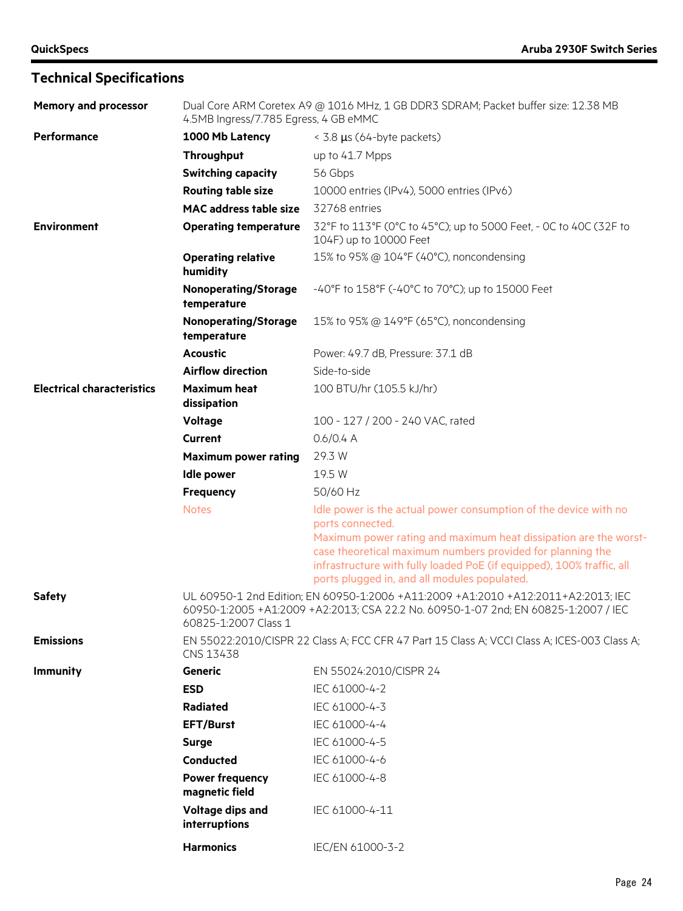## Technical Specifications

| | | |
|---|---|---|
| **Memory and processor** | Dual Core ARM Coretex A9 @ 1016 MHz, 1 GB DDR3 SDRAM; Packet buffer size: 12.38 MB 4.5MB Ingress/7.785 Egress, 4 GB eMMC | |
| **Performance** | **1000 Mb Latency** | < 3.8 µs (64-byte packets) |
| | **Throughput** | up to 41.7 Mpps |
| | **Switching capacity** | 56 Gbps |
| | **Routing table size** | 10000 entries (IPv4), 5000 entries (IPv6) |
| | **MAC address table size** | 32768 entries |
| **Environment** | **Operating temperature** | 32°F to 113°F (0°C to 45°C); up to 5000 Feet, - 0C to 40C (32F to 104F) up to 10000 Feet |
| | **Operating relative humidity** | 15% to 95% @ 104°F (40°C), noncondensing |
| | **Nonoperating/Storage temperature** | -40°F to 158°F (-40°C to 70°C); up to 15000 Feet |
| | **Nonoperating/Storage temperature** | 15% to 95% @ 149°F (65°C), noncondensing |
| | **Acoustic** | Power: 49.7 dB, Pressure: 37.1 dB |
| | **Airflow direction** | Side-to-side |
| **Electrical characteristics** | **Maximum heat dissipation** | 100 BTU/hr (105.5 kJ/hr) |
| | **Voltage** | 100 - 127 / 200 - 240 VAC, rated |
| | **Current** | 0.6/0.4 A |
| | **Maximum power rating** | 29.3 W |
| | **Idle power** | 19.5 W |
| | **Frequency** | 50/60 Hz |
| | Notes | Idle power is the actual power consumption of the device with no ports connected.<br>Maximum power rating and maximum heat dissipation are the worst-case theoretical maximum numbers provided for planning the infrastructure with fully loaded PoE (if equipped), 100% traffic, all ports plugged in, and all modules populated. |
| **Safety** | UL 60950-1 2nd Edition; EN 60950-1:2006 +A11:2009 +A1:2010 +A12:2011+A2:2013; IEC 60950-1:2005 +A1:2009 +A2:2013; CSA 22.2 No. 60950-1-07 2nd; EN 60825-1:2007 / IEC 60825-1:2007 Class 1 | |
| **Emissions** | EN 55022:2010/CISPR 22 Class A; FCC CFR 47 Part 15 Class A; VCCI Class A; ICES-003 Class A; CNS 13438 | |
| **Immunity** | **Generic** | EN 55024:2010/CISPR 24 |
| | **ESD** | IEC 61000-4-2 |
| | **Radiated** | IEC 61000-4-3 |
| | **EFT/Burst** | IEC 61000-4-4 |
| | **Surge** | IEC 61000-4-5 |
| | **Conducted** | IEC 61000-4-6 |
| | **Power frequency magnetic field** | IEC 61000-4-8 |
| | **Voltage dips and interruptions** | IEC 61000-4-11 |
| | **Harmonics** | IEC/EN 61000-3-2 |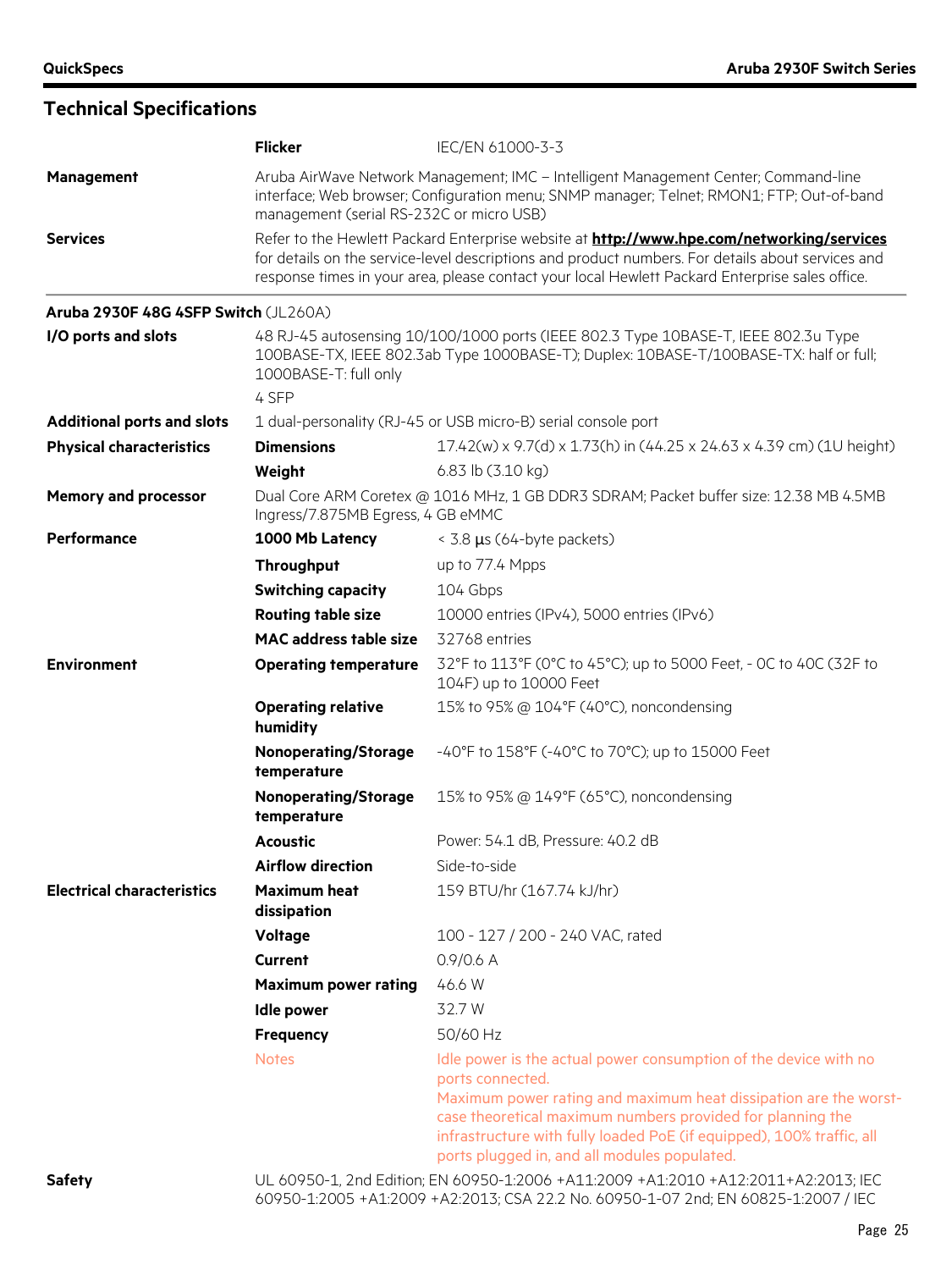## Technical Specifications

| | | |
|---|---|---|
| | **Flicker** | IEC/EN 61000-3-3 |
| **Management** | Aruba AirWave Network Management; IMC – Intelligent Management Center; Command-line interface; Web browser; Configuration menu; SNMP manager; Telnet; RMON1; FTP; Out-of-band management (serial RS-232C or micro USB) | |
| **Services** | Refer to the Hewlett Packard Enterprise website at **http://www.hpe.com/networking/services** for details on the service-level descriptions and product numbers. For details about services and response times in your area, please contact your local Hewlett Packard Enterprise sales office. | |

**Aruba 2930F 48G 4SFP Switch** (JL260A)

| | | |
|---|---|---|
| **I/O ports and slots** | 48 RJ-45 autosensing 10/100/1000 ports (IEEE 802.3 Type 10BASE-T, IEEE 802.3u Type 100BASE-TX, IEEE 802.3ab Type 1000BASE-T); Duplex: 10BASE-T/100BASE-TX: half or full; 1000BASE-T: full only | |
| | 4 SFP | |
| **Additional ports and slots** | 1 dual-personality (RJ-45 or USB micro-B) serial console port | |
| **Physical characteristics** | **Dimensions** | 17.42(w) x 9.7(d) x 1.73(h) in (44.25 x 24.63 x 4.39 cm) (1U height) |
| | **Weight** | 6.83 lb (3.10 kg) |
| **Memory and processor** | Dual Core ARM Coretex @ 1016 MHz, 1 GB DDR3 SDRAM; Packet buffer size: 12.38 MB 4.5MB Ingress/7.875MB Egress, 4 GB eMMC | |
| **Performance** | **1000 Mb Latency** | < 3.8 µs (64-byte packets) |
| | **Throughput** | up to 77.4 Mpps |
| | **Switching capacity** | 104 Gbps |
| | **Routing table size** | 10000 entries (IPv4), 5000 entries (IPv6) |
| | **MAC address table size** | 32768 entries |
| **Environment** | **Operating temperature** | 32°F to 113°F (0°C to 45°C); up to 5000 Feet, - 0C to 40C (32F to 104F) up to 10000 Feet |
| | **Operating relative humidity** | 15% to 95% @ 104°F (40°C), noncondensing |
| | **Nonoperating/Storage temperature** | -40°F to 158°F (-40°C to 70°C); up to 15000 Feet |
| | **Nonoperating/Storage temperature** | 15% to 95% @ 149°F (65°C), noncondensing |
| | **Acoustic** | Power: 54.1 dB, Pressure: 40.2 dB |
| | **Airflow direction** | Side-to-side |
| **Electrical characteristics** | **Maximum heat dissipation** | 159 BTU/hr (167.74 kJ/hr) |
| | **Voltage** | 100 - 127 / 200 - 240 VAC, rated |
| | **Current** | 0.9/0.6 A |
| | **Maximum power rating** | 46.6 W |
| | **Idle power** | 32.7 W |
| | **Frequency** | 50/60 Hz |
| | Notes | Idle power is the actual power consumption of the device with no ports connected. Maximum power rating and maximum heat dissipation are the worst-case theoretical maximum numbers provided for planning the infrastructure with fully loaded PoE (if equipped), 100% traffic, all ports plugged in, and all modules populated. |
| **Safety** | UL 60950-1, 2nd Edition; EN 60950-1:2006 +A11:2009 +A1:2010 +A12:2011+A2:2013; IEC 60950-1:2005 +A1:2009 +A2:2013; CSA 22.2 No. 60950-1-07 2nd; EN 60825-1:2007 / IEC | |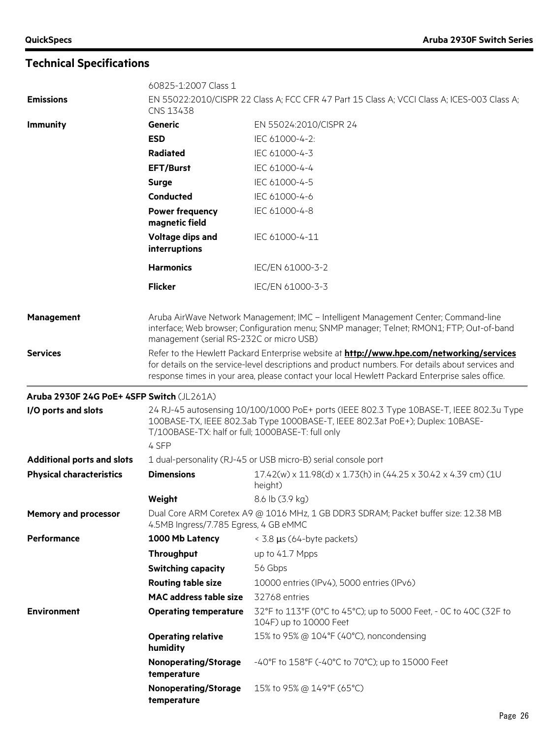## Technical Specifications

| | | |
|---|---|---|
| | 60825-1:2007 Class 1 | |
| **Emissions** | EN 55022:2010/CISPR 22 Class A; FCC CFR 47 Part 15 Class A; VCCI Class A; ICES-003 Class A; CNS 13438 | |
| **Immunity** | **Generic** | EN 55024:2010/CISPR 24 |
| | **ESD** | IEC 61000-4-2: |
| | **Radiated** | IEC 61000-4-3 |
| | **EFT/Burst** | IEC 61000-4-4 |
| | **Surge** | IEC 61000-4-5 |
| | **Conducted** | IEC 61000-4-6 |
| | **Power frequency magnetic field** | IEC 61000-4-8 |
| | **Voltage dips and interruptions** | IEC 61000-4-11 |
| | **Harmonics** | IEC/EN 61000-3-2 |
| | **Flicker** | IEC/EN 61000-3-3 |
| **Management** | Aruba AirWave Network Management; IMC – Intelligent Management Center; Command-line interface; Web browser; Configuration menu; SNMP manager; Telnet; RMON1; FTP; Out-of-band management (serial RS-232C or micro USB) | |
| **Services** | Refer to the Hewlett Packard Enterprise website at **http://www.hpe.com/networking/services** for details on the service-level descriptions and product numbers. For details about services and response times in your area, please contact your local Hewlett Packard Enterprise sales office. | |

**Aruba 2930F 24G PoE+ 4SFP Switch** (JL261A)

| | | |
|---|---|---|
| **I/O ports and slots** | 24 RJ-45 autosensing 10/100/1000 PoE+ ports (IEEE 802.3 Type 10BASE-T, IEEE 802.3u Type 100BASE-TX, IEEE 802.3ab Type 1000BASE-T, IEEE 802.3at PoE+); Duplex: 10BASE-T/100BASE-TX: half or full; 1000BASE-T: full only | |
| | 4 SFP | |
| **Additional ports and slots** | 1 dual-personality (RJ-45 or USB micro-B) serial console port | |
| **Physical characteristics** | **Dimensions** | 17.42(w) x 11.98(d) x 1.73(h) in (44.25 x 30.42 x 4.39 cm) (1U height) |
| | **Weight** | 8.6 lb (3.9 kg) |
| **Memory and processor** | Dual Core ARM Coretex A9 @ 1016 MHz, 1 GB DDR3 SDRAM; Packet buffer size: 12.38 MB 4.5MB Ingress/7.785 Egress, 4 GB eMMC | |
| **Performance** | **1000 Mb Latency** | < 3.8 µs (64-byte packets) |
| | **Throughput** | up to 41.7 Mpps |
| | **Switching capacity** | 56 Gbps |
| | **Routing table size** | 10000 entries (IPv4), 5000 entries (IPv6) |
| | **MAC address table size** | 32768 entries |
| **Environment** | **Operating temperature** | 32°F to 113°F (0°C to 45°C); up to 5000 Feet, - 0C to 40C (32F to 104F) up to 10000 Feet |
| | **Operating relative humidity** | 15% to 95% @ 104°F (40°C), noncondensing |
| | **Nonoperating/Storage temperature** | -40°F to 158°F (-40°C to 70°C); up to 15000 Feet |
| | **Nonoperating/Storage temperature** | 15% to 95% @ 149°F (65°C) |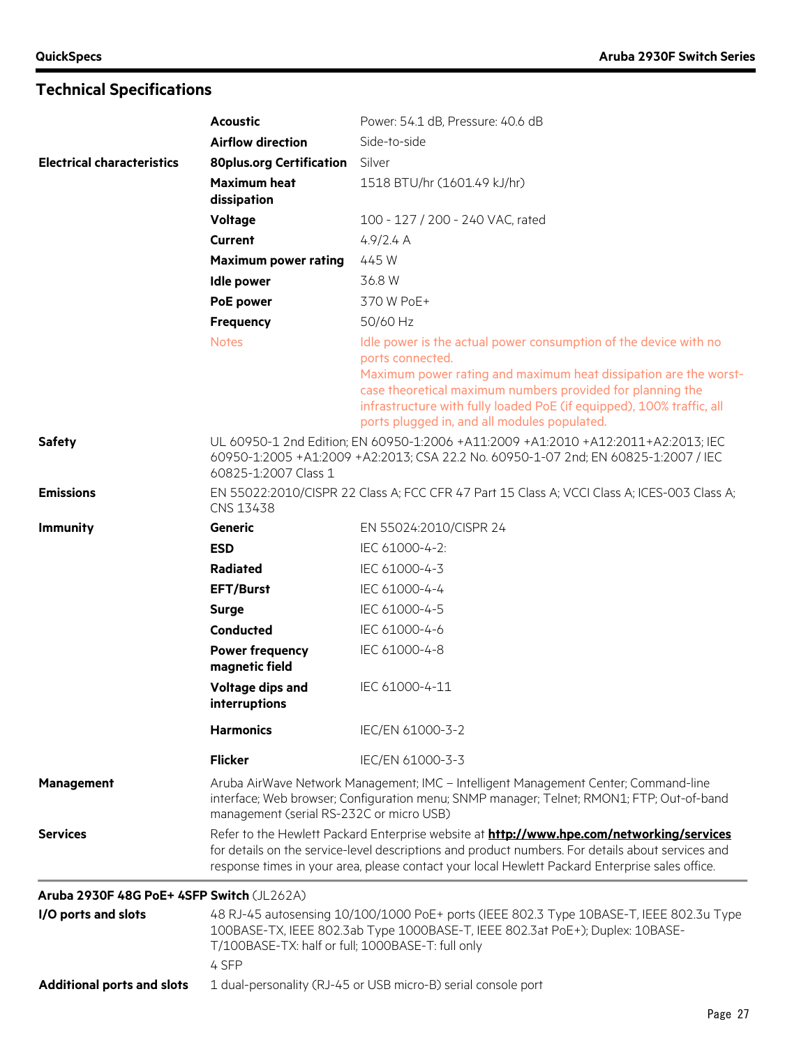## Technical Specifications

| | | |
|---|---|---|
| | **Acoustic** | Power: 54.1 dB, Pressure: 40.6 dB |
| | **Airflow direction** | Side-to-side |
| **Electrical characteristics** | **80plus.org Certification** | Silver |
| | **Maximum heat dissipation** | 1518 BTU/hr (1601.49 kJ/hr) |
| | **Voltage** | 100 - 127 / 200 - 240 VAC, rated |
| | **Current** | 4.9/2.4 A |
| | **Maximum power rating** | 445 W |
| | **Idle power** | 36.8 W |
| | **PoE power** | 370 W PoE+ |
| | **Frequency** | 50/60 Hz |
| | Notes | Idle power is the actual power consumption of the device with no ports connected.<br>Maximum power rating and maximum heat dissipation are the worst-case theoretical maximum numbers provided for planning the infrastructure with fully loaded PoE (if equipped), 100% traffic, all ports plugged in, and all modules populated. |
| **Safety** | UL 60950-1 2nd Edition; EN 60950-1:2006 +A11:2009 +A1:2010 +A12:2011+A2:2013; IEC 60950-1:2005 +A1:2009 +A2:2013; CSA 22.2 No. 60950-1-07 2nd; EN 60825-1:2007 / IEC 60825-1:2007 Class 1 | |
| **Emissions** | EN 55022:2010/CISPR 22 Class A; FCC CFR 47 Part 15 Class A; VCCI Class A; ICES-003 Class A; CNS 13438 | |
| **Immunity** | **Generic** | EN 55024:2010/CISPR 24 |
| | **ESD** | IEC 61000-4-2: |
| | **Radiated** | IEC 61000-4-3 |
| | **EFT/Burst** | IEC 61000-4-4 |
| | **Surge** | IEC 61000-4-5 |
| | **Conducted** | IEC 61000-4-6 |
| | **Power frequency magnetic field** | IEC 61000-4-8 |
| | **Voltage dips and interruptions** | IEC 61000-4-11 |
| | **Harmonics** | IEC/EN 61000-3-2 |
| | **Flicker** | IEC/EN 61000-3-3 |
| **Management** | Aruba AirWave Network Management; IMC – Intelligent Management Center; Command-line interface; Web browser; Configuration menu; SNMP manager; Telnet; RMON1; FTP; Out-of-band management (serial RS-232C or micro USB) | |
| **Services** | Refer to the Hewlett Packard Enterprise website at **http://www.hpe.com/networking/services** for details on the service-level descriptions and product numbers. For details about services and response times in your area, please contact your local Hewlett Packard Enterprise sales office. | |

**Aruba 2930F 48G PoE+ 4SFP Switch** (JL262A)

| | |
|---|---|
| **I/O ports and slots** | 48 RJ-45 autosensing 10/100/1000 PoE+ ports (IEEE 802.3 Type 10BASE-T, IEEE 802.3u Type 100BASE-TX, IEEE 802.3ab Type 1000BASE-T, IEEE 802.3at PoE+); Duplex: 10BASE-T/100BASE-TX: half or full; 1000BASE-T: full only<br>4 SFP |
| **Additional ports and slots** | 1 dual-personality (RJ-45 or USB micro-B) serial console port |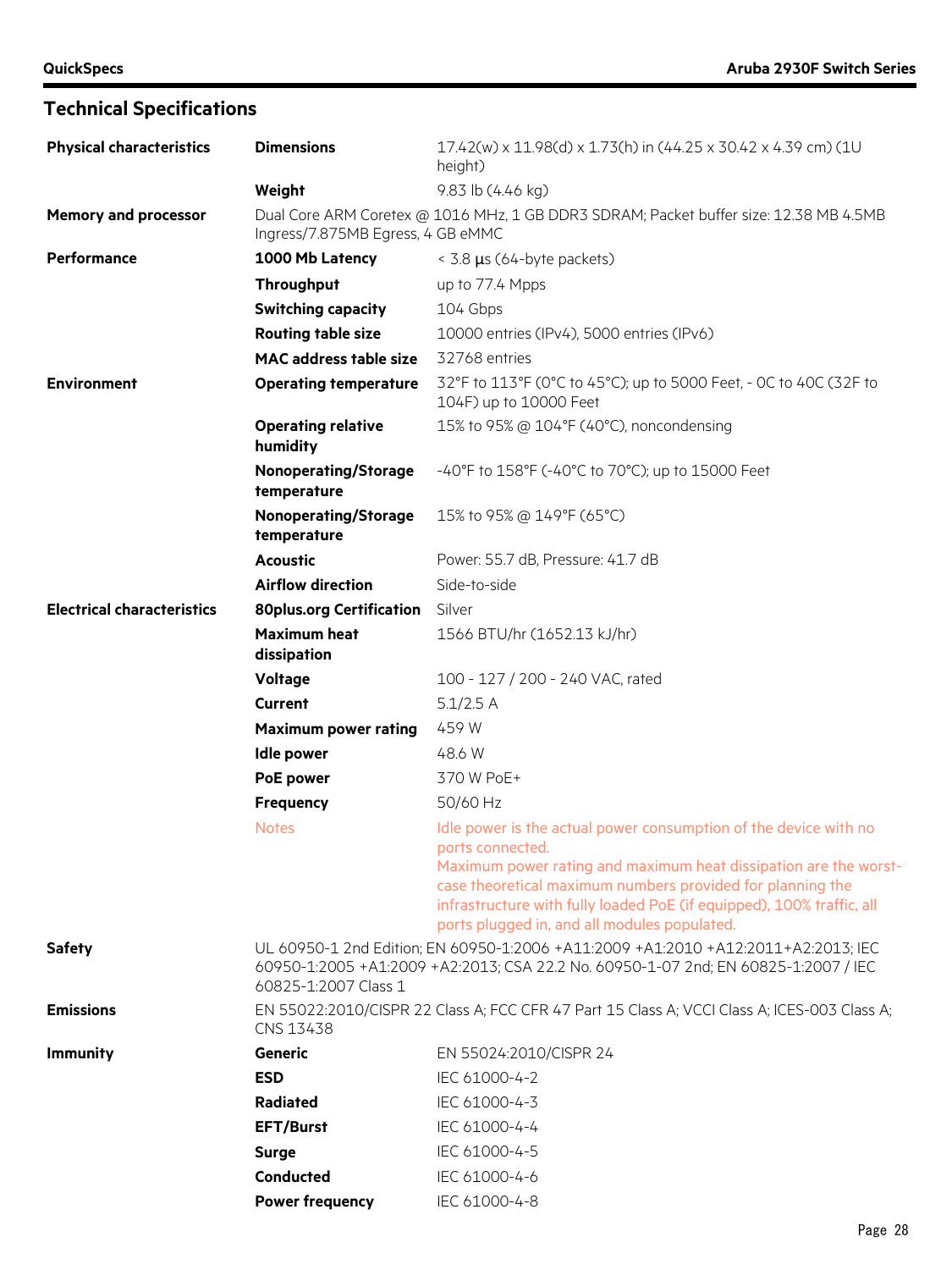## Technical Specifications

| | | |
|---|---|---|
| **Physical characteristics** | **Dimensions** | 17.42(w) x 11.98(d) x 1.73(h) in (44.25 x 30.42 x 4.39 cm) (1U height) |
| | **Weight** | 9.83 lb (4.46 kg) |
| **Memory and processor** | Dual Core ARM Coretex @ 1016 MHz, 1 GB DDR3 SDRAM; Packet buffer size: 12.38 MB 4.5MB Ingress/7.875MB Egress, 4 GB eMMC | |
| **Performance** | **1000 Mb Latency** | < 3.8 µs (64-byte packets) |
| | **Throughput** | up to 77.4 Mpps |
| | **Switching capacity** | 104 Gbps |
| | **Routing table size** | 10000 entries (IPv4), 5000 entries (IPv6) |
| | **MAC address table size** | 32768 entries |
| **Environment** | **Operating temperature** | 32°F to 113°F (0°C to 45°C); up to 5000 Feet, - 0C to 40C (32F to 104F) up to 10000 Feet |
| | **Operating relative humidity** | 15% to 95% @ 104°F (40°C), noncondensing |
| | **Nonoperating/Storage temperature** | -40°F to 158°F (-40°C to 70°C); up to 15000 Feet |
| | **Nonoperating/Storage temperature** | 15% to 95% @ 149°F (65°C) |
| | **Acoustic** | Power: 55.7 dB, Pressure: 41.7 dB |
| | **Airflow direction** | Side-to-side |
| **Electrical characteristics** | **80plus.org Certification** | Silver |
| | **Maximum heat dissipation** | 1566 BTU/hr (1652.13 kJ/hr) |
| | **Voltage** | 100 - 127 / 200 - 240 VAC, rated |
| | **Current** | 5.1/2.5 A |
| | **Maximum power rating** | 459 W |
| | **Idle power** | 48.6 W |
| | **PoE power** | 370 W PoE+ |
| | **Frequency** | 50/60 Hz |
| | Notes | Idle power is the actual power consumption of the device with no ports connected.<br>Maximum power rating and maximum heat dissipation are the worst-case theoretical maximum numbers provided for planning the infrastructure with fully loaded PoE (if equipped), 100% traffic, all ports plugged in, and all modules populated. |
| **Safety** | UL 60950-1 2nd Edition; EN 60950-1:2006 +A11:2009 +A1:2010 +A12:2011+A2:2013; IEC 60950-1:2005 +A1:2009 +A2:2013; CSA 22.2 No. 60950-1-07 2nd; EN 60825-1:2007 / IEC 60825-1:2007 Class 1 | |
| **Emissions** | EN 55022:2010/CISPR 22 Class A; FCC CFR 47 Part 15 Class A; VCCI Class A; ICES-003 Class A; CNS 13438 | |
| **Immunity** | **Generic** | EN 55024:2010/CISPR 24 |
| | **ESD** | IEC 61000-4-2 |
| | **Radiated** | IEC 61000-4-3 |
| | **EFT/Burst** | IEC 61000-4-4 |
| | **Surge** | IEC 61000-4-5 |
| | **Conducted** | IEC 61000-4-6 |
| | **Power frequency** | IEC 61000-4-8 |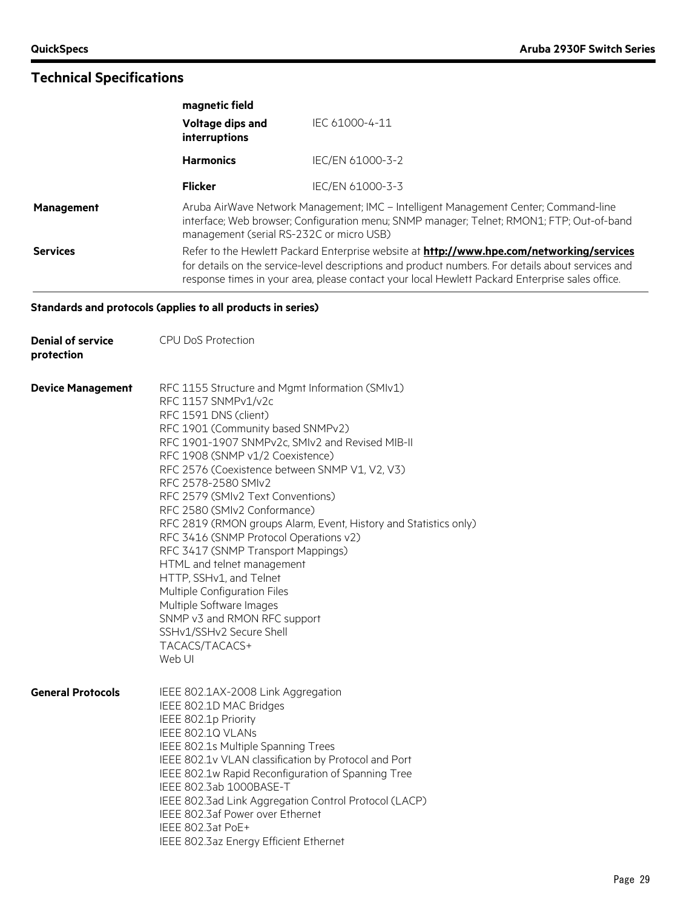## Technical Specifications

| | | |
|---|---|---|
| | **magnetic field** | |
| | **Voltage dips and interruptions** | IEC 61000-4-11 |
| | **Harmonics** | IEC/EN 61000-3-2 |
| | **Flicker** | IEC/EN 61000-3-3 |
| **Management** | Aruba AirWave Network Management; IMC – Intelligent Management Center; Command-line interface; Web browser; Configuration menu; SNMP manager; Telnet; RMON1; FTP; Out-of-band management (serial RS-232C or micro USB) | |
| **Services** | Refer to the Hewlett Packard Enterprise website at **http://www.hpe.com/networking/services** for details on the service-level descriptions and product numbers. For details about services and response times in your area, please contact your local Hewlett Packard Enterprise sales office. | |

**Standards and protocols (applies to all products in series)**

**Denial of service protection**

CPU DoS Protection

**Device Management**

RFC 1155 Structure and Mgmt Information (SMIv1)
RFC 1157 SNMPv1/v2c
RFC 1591 DNS (client)
RFC 1901 (Community based SNMPv2)
RFC 1901-1907 SNMPv2c, SMIv2 and Revised MIB-II
RFC 1908 (SNMP v1/2 Coexistence)
RFC 2576 (Coexistence between SNMP V1, V2, V3)
RFC 2578-2580 SMIv2
RFC 2579 (SMIv2 Text Conventions)
RFC 2580 (SMIv2 Conformance)
RFC 2819 (RMON groups Alarm, Event, History and Statistics only)
RFC 3416 (SNMP Protocol Operations v2)
RFC 3417 (SNMP Transport Mappings)
HTML and telnet management
HTTP, SSHv1, and Telnet
Multiple Configuration Files
Multiple Software Images
SNMP v3 and RMON RFC support
SSHv1/SSHv2 Secure Shell
TACACS/TACACS+
Web UI

**General Protocols**

IEEE 802.1AX-2008 Link Aggregation
IEEE 802.1D MAC Bridges
IEEE 802.1p Priority
IEEE 802.1Q VLANs
IEEE 802.1s Multiple Spanning Trees
IEEE 802.1v VLAN classification by Protocol and Port
IEEE 802.1w Rapid Reconfiguration of Spanning Tree
IEEE 802.3ab 1000BASE-T
IEEE 802.3ad Link Aggregation Control Protocol (LACP)
IEEE 802.3af Power over Ethernet
IEEE 802.3at PoE+
IEEE 802.3az Energy Efficient Ethernet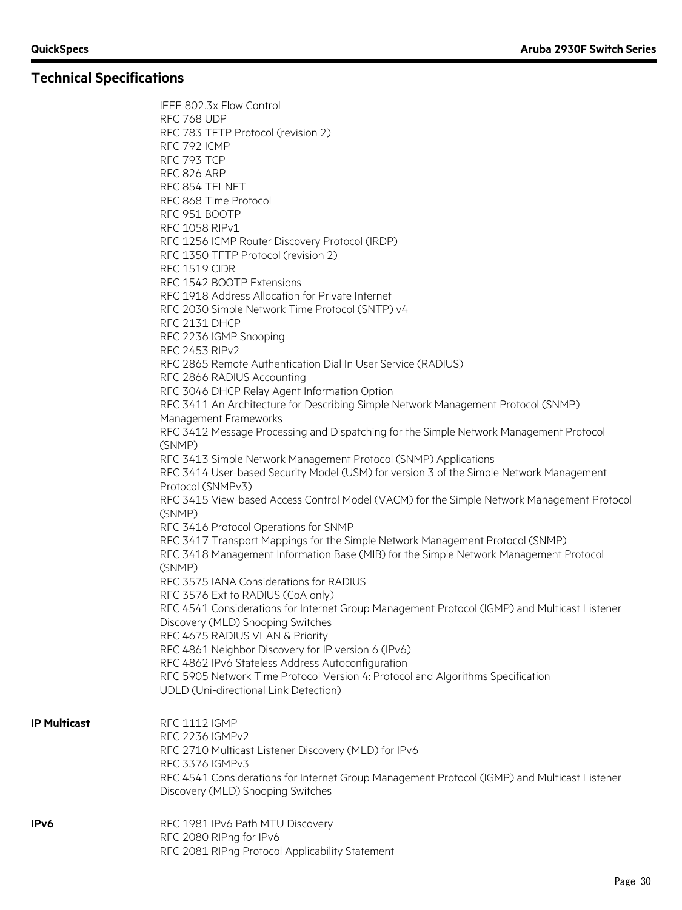## Technical Specifications

IEEE 802.3x Flow Control
RFC 768 UDP
RFC 783 TFTP Protocol (revision 2)
RFC 792 ICMP
RFC 793 TCP
RFC 826 ARP
RFC 854 TELNET
RFC 868 Time Protocol
RFC 951 BOOTP
RFC 1058 RIPv1
RFC 1256 ICMP Router Discovery Protocol (IRDP)
RFC 1350 TFTP Protocol (revision 2)
RFC 1519 CIDR
RFC 1542 BOOTP Extensions
RFC 1918 Address Allocation for Private Internet
RFC 2030 Simple Network Time Protocol (SNTP) v4
RFC 2131 DHCP
RFC 2236 IGMP Snooping
RFC 2453 RIPv2
RFC 2865 Remote Authentication Dial In User Service (RADIUS)
RFC 2866 RADIUS Accounting
RFC 3046 DHCP Relay Agent Information Option
RFC 3411 An Architecture for Describing Simple Network Management Protocol (SNMP) Management Frameworks
RFC 3412 Message Processing and Dispatching for the Simple Network Management Protocol (SNMP)
RFC 3413 Simple Network Management Protocol (SNMP) Applications
RFC 3414 User-based Security Model (USM) for version 3 of the Simple Network Management Protocol (SNMPv3)
RFC 3415 View-based Access Control Model (VACM) for the Simple Network Management Protocol (SNMP)
RFC 3416 Protocol Operations for SNMP
RFC 3417 Transport Mappings for the Simple Network Management Protocol (SNMP)
RFC 3418 Management Information Base (MIB) for the Simple Network Management Protocol (SNMP)
RFC 3575 IANA Considerations for RADIUS
RFC 3576 Ext to RADIUS (CoA only)
RFC 4541 Considerations for Internet Group Management Protocol (IGMP) and Multicast Listener Discovery (MLD) Snooping Switches
RFC 4675 RADIUS VLAN & Priority
RFC 4861 Neighbor Discovery for IP version 6 (IPv6)
RFC 4862 IPv6 Stateless Address Autoconfiguration
RFC 5905 Network Time Protocol Version 4: Protocol and Algorithms Specification
UDLD (Uni-directional Link Detection)

**IP Multicast**

RFC 1112 IGMP
RFC 2236 IGMPv2
RFC 2710 Multicast Listener Discovery (MLD) for IPv6
RFC 3376 IGMPv3
RFC 4541 Considerations for Internet Group Management Protocol (IGMP) and Multicast Listener Discovery (MLD) Snooping Switches

**IPv6**

RFC 1981 IPv6 Path MTU Discovery
RFC 2080 RIPng for IPv6
RFC 2081 RIPng Protocol Applicability Statement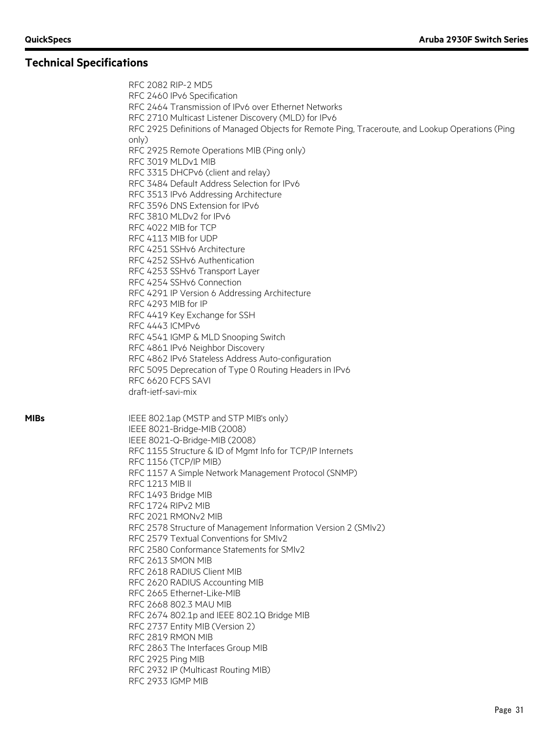## Technical Specifications

RFC 2082 RIP-2 MD5
RFC 2460 IPv6 Specification
RFC 2464 Transmission of IPv6 over Ethernet Networks
RFC 2710 Multicast Listener Discovery (MLD) for IPv6
RFC 2925 Definitions of Managed Objects for Remote Ping, Traceroute, and Lookup Operations (Ping only)
RFC 2925 Remote Operations MIB (Ping only)
RFC 3019 MLDv1 MIB
RFC 3315 DHCPv6 (client and relay)
RFC 3484 Default Address Selection for IPv6
RFC 3513 IPv6 Addressing Architecture
RFC 3596 DNS Extension for IPv6
RFC 3810 MLDv2 for IPv6
RFC 4022 MIB for TCP
RFC 4113 MIB for UDP
RFC 4251 SSHv6 Architecture
RFC 4252 SSHv6 Authentication
RFC 4253 SSHv6 Transport Layer
RFC 4254 SSHv6 Connection
RFC 4291 IP Version 6 Addressing Architecture
RFC 4293 MIB for IP
RFC 4419 Key Exchange for SSH
RFC 4443 ICMPv6
RFC 4541 IGMP & MLD Snooping Switch
RFC 4861 IPv6 Neighbor Discovery
RFC 4862 IPv6 Stateless Address Auto-configuration
RFC 5095 Deprecation of Type 0 Routing Headers in IPv6
RFC 6620 FCFS SAVI
draft-ietf-savi-mix

**MIBs**

IEEE 802.1ap (MSTP and STP MIB's only)
IEEE 8021-Bridge-MIB (2008)
IEEE 8021-Q-Bridge-MIB (2008)
RFC 1155 Structure & ID of Mgmt Info for TCP/IP Internets
RFC 1156 (TCP/IP MIB)
RFC 1157 A Simple Network Management Protocol (SNMP)
RFC 1213 MIB II
RFC 1493 Bridge MIB
RFC 1724 RIPv2 MIB
RFC 2021 RMONv2 MIB
RFC 2578 Structure of Management Information Version 2 (SMIv2)
RFC 2579 Textual Conventions for SMIv2
RFC 2580 Conformance Statements for SMIv2
RFC 2613 SMON MIB
RFC 2618 RADIUS Client MIB
RFC 2620 RADIUS Accounting MIB
RFC 2665 Ethernet-Like-MIB
RFC 2668 802.3 MAU MIB
RFC 2674 802.1p and IEEE 802.1Q Bridge MIB
RFC 2737 Entity MIB (Version 2)
RFC 2819 RMON MIB
RFC 2863 The Interfaces Group MIB
RFC 2925 Ping MIB
RFC 2932 IP (Multicast Routing MIB)
RFC 2933 IGMP MIB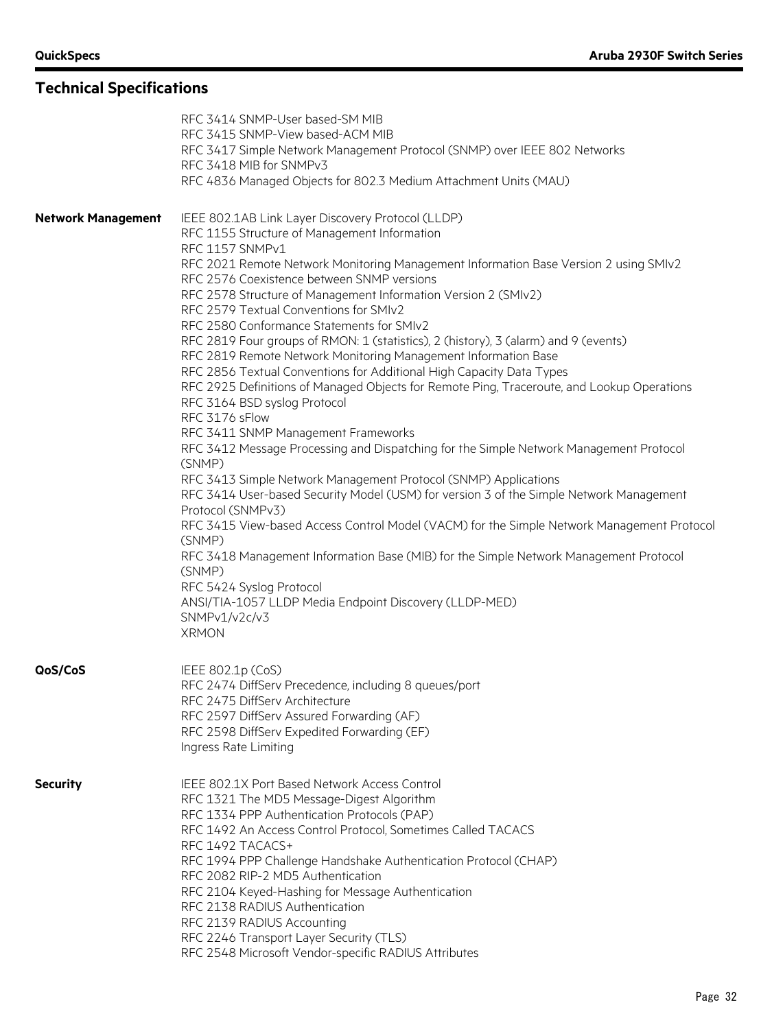## Technical Specifications

RFC 3414 SNMP-User based-SM MIB
RFC 3415 SNMP-View based-ACM MIB
RFC 3417 Simple Network Management Protocol (SNMP) over IEEE 802 Networks
RFC 3418 MIB for SNMPv3
RFC 4836 Managed Objects for 802.3 Medium Attachment Units (MAU)

**Network Management**

IEEE 802.1AB Link Layer Discovery Protocol (LLDP)
RFC 1155 Structure of Management Information
RFC 1157 SNMPv1
RFC 2021 Remote Network Monitoring Management Information Base Version 2 using SMIv2
RFC 2576 Coexistence between SNMP versions
RFC 2578 Structure of Management Information Version 2 (SMIv2)
RFC 2579 Textual Conventions for SMIv2
RFC 2580 Conformance Statements for SMIv2
RFC 2819 Four groups of RMON: 1 (statistics), 2 (history), 3 (alarm) and 9 (events)
RFC 2819 Remote Network Monitoring Management Information Base
RFC 2856 Textual Conventions for Additional High Capacity Data Types
RFC 2925 Definitions of Managed Objects for Remote Ping, Traceroute, and Lookup Operations
RFC 3164 BSD syslog Protocol
RFC 3176 sFlow
RFC 3411 SNMP Management Frameworks
RFC 3412 Message Processing and Dispatching for the Simple Network Management Protocol (SNMP)
RFC 3413 Simple Network Management Protocol (SNMP) Applications
RFC 3414 User-based Security Model (USM) for version 3 of the Simple Network Management Protocol (SNMPv3)
RFC 3415 View-based Access Control Model (VACM) for the Simple Network Management Protocol (SNMP)
RFC 3418 Management Information Base (MIB) for the Simple Network Management Protocol (SNMP)
RFC 5424 Syslog Protocol
ANSI/TIA-1057 LLDP Media Endpoint Discovery (LLDP-MED)
SNMPv1/v2c/v3
XRMON

**QoS/CoS**

IEEE 802.1p (CoS)
RFC 2474 DiffServ Precedence, including 8 queues/port
RFC 2475 DiffServ Architecture
RFC 2597 DiffServ Assured Forwarding (AF)
RFC 2598 DiffServ Expedited Forwarding (EF)
Ingress Rate Limiting

**Security**

IEEE 802.1X Port Based Network Access Control
RFC 1321 The MD5 Message-Digest Algorithm
RFC 1334 PPP Authentication Protocols (PAP)
RFC 1492 An Access Control Protocol, Sometimes Called TACACS
RFC 1492 TACACS+
RFC 1994 PPP Challenge Handshake Authentication Protocol (CHAP)
RFC 2082 RIP-2 MD5 Authentication
RFC 2104 Keyed-Hashing for Message Authentication
RFC 2138 RADIUS Authentication
RFC 2139 RADIUS Accounting
RFC 2246 Transport Layer Security (TLS)
RFC 2548 Microsoft Vendor-specific RADIUS Attributes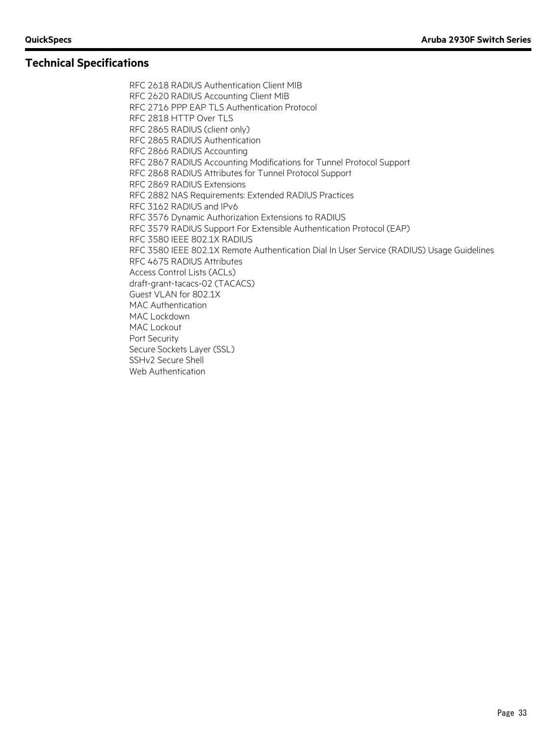## Technical Specifications

RFC 2618 RADIUS Authentication Client MIB
RFC 2620 RADIUS Accounting Client MIB
RFC 2716 PPP EAP TLS Authentication Protocol
RFC 2818 HTTP Over TLS
RFC 2865 RADIUS (client only)
RFC 2865 RADIUS Authentication
RFC 2866 RADIUS Accounting
RFC 2867 RADIUS Accounting Modifications for Tunnel Protocol Support
RFC 2868 RADIUS Attributes for Tunnel Protocol Support
RFC 2869 RADIUS Extensions
RFC 2882 NAS Requirements: Extended RADIUS Practices
RFC 3162 RADIUS and IPv6
RFC 3576 Dynamic Authorization Extensions to RADIUS
RFC 3579 RADIUS Support For Extensible Authentication Protocol (EAP)
RFC 3580 IEEE 802.1X RADIUS
RFC 3580 IEEE 802.1X Remote Authentication Dial In User Service (RADIUS) Usage Guidelines
RFC 4675 RADIUS Attributes
Access Control Lists (ACLs)
draft-grant-tacacs-02 (TACACS)
Guest VLAN for 802.1X
MAC Authentication
MAC Lockdown
MAC Lockout
Port Security
Secure Sockets Layer (SSL)
SSHv2 Secure Shell
Web Authentication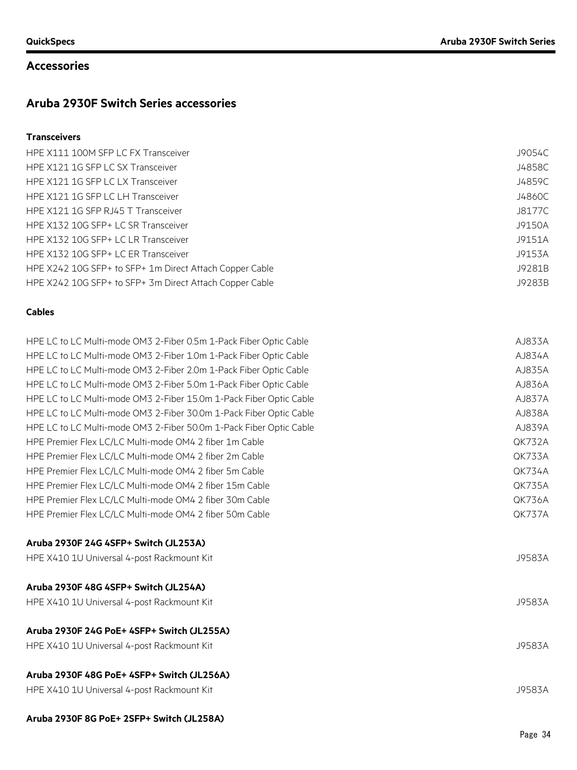## Accessories

## Aruba 2930F Switch Series accessories

**Transceivers**

| | |
|---|---|
| HPE X111 100M SFP LC FX Transceiver | J9054C |
| HPE X121 1G SFP LC SX Transceiver | J4858C |
| HPE X121 1G SFP LC LX Transceiver | J4859C |
| HPE X121 1G SFP LC LH Transceiver | J4860C |
| HPE X121 1G SFP RJ45 T Transceiver | J8177C |
| HPE X132 10G SFP+ LC SR Transceiver | J9150A |
| HPE X132 10G SFP+ LC LR Transceiver | J9151A |
| HPE X132 10G SFP+ LC ER Transceiver | J9153A |
| HPE X242 10G SFP+ to SFP+ 1m Direct Attach Copper Cable | J9281B |
| HPE X242 10G SFP+ to SFP+ 3m Direct Attach Copper Cable | J9283B |

**Cables**

| | |
|---|---|
| HPE LC to LC Multi-mode OM3 2-Fiber 0.5m 1-Pack Fiber Optic Cable | AJ833A |
| HPE LC to LC Multi-mode OM3 2-Fiber 1.0m 1-Pack Fiber Optic Cable | AJ834A |
| HPE LC to LC Multi-mode OM3 2-Fiber 2.0m 1-Pack Fiber Optic Cable | AJ835A |
| HPE LC to LC Multi-mode OM3 2-Fiber 5.0m 1-Pack Fiber Optic Cable | AJ836A |
| HPE LC to LC Multi-mode OM3 2-Fiber 15.0m 1-Pack Fiber Optic Cable | AJ837A |
| HPE LC to LC Multi-mode OM3 2-Fiber 30.0m 1-Pack Fiber Optic Cable | AJ838A |
| HPE LC to LC Multi-mode OM3 2-Fiber 50.0m 1-Pack Fiber Optic Cable | AJ839A |
| HPE Premier Flex LC/LC Multi-mode OM4 2 fiber 1m Cable | QK732A |
| HPE Premier Flex LC/LC Multi-mode OM4 2 fiber 2m Cable | QK733A |
| HPE Premier Flex LC/LC Multi-mode OM4 2 fiber 5m Cable | QK734A |
| HPE Premier Flex LC/LC Multi-mode OM4 2 fiber 15m Cable | QK735A |
| HPE Premier Flex LC/LC Multi-mode OM4 2 fiber 30m Cable | QK736A |
| HPE Premier Flex LC/LC Multi-mode OM4 2 fiber 50m Cable | QK737A |

**Aruba 2930F 24G 4SFP+ Switch (JL253A)**

| | |
|---|---|
| HPE X410 1U Universal 4-post Rackmount Kit | J9583A |

**Aruba 2930F 48G 4SFP+ Switch (JL254A)**

| | |
|---|---|
| HPE X410 1U Universal 4-post Rackmount Kit | J9583A |

**Aruba 2930F 24G PoE+ 4SFP+ Switch (JL255A)**

| | |
|---|---|
| HPE X410 1U Universal 4-post Rackmount Kit | J9583A |

**Aruba 2930F 48G PoE+ 4SFP+ Switch (JL256A)**

| | |
|---|---|
| HPE X410 1U Universal 4-post Rackmount Kit | J9583A |

**Aruba 2930F 8G PoE+ 2SFP+ Switch (JL258A)**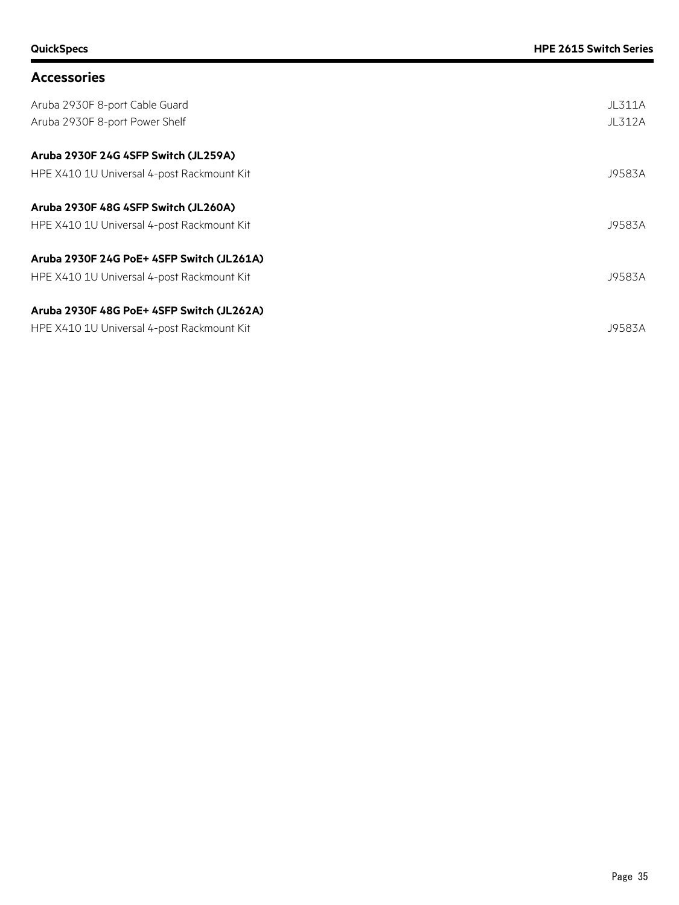## Accessories

| | |
|---|---|
| Aruba 2930F 8-port Cable Guard | JL311A |
| Aruba 2930F 8-port Power Shelf | JL312A |

**Aruba 2930F 24G 4SFP Switch (JL259A)**

| | |
|---|---|
| HPE X410 1U Universal 4-post Rackmount Kit | J9583A |

**Aruba 2930F 48G 4SFP Switch (JL260A)**

| | |
|---|---|
| HPE X410 1U Universal 4-post Rackmount Kit | J9583A |

**Aruba 2930F 24G PoE+ 4SFP Switch (JL261A)**

| | |
|---|---|
| HPE X410 1U Universal 4-post Rackmount Kit | J9583A |

**Aruba 2930F 48G PoE+ 4SFP Switch (JL262A)**

| | |
|---|---|
| HPE X410 1U Universal 4-post Rackmount Kit | J9583A |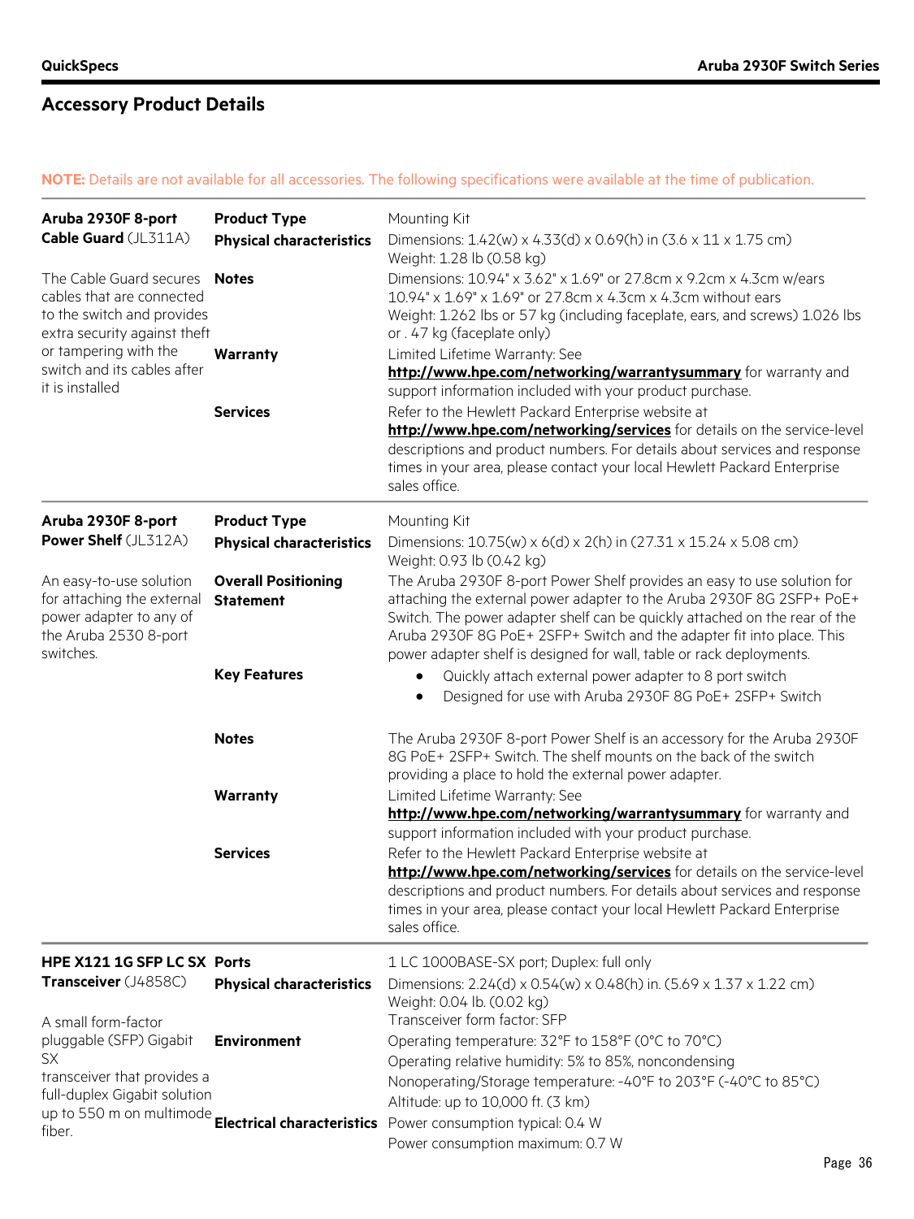## Accessory Product Details

**NOTE:** Details are not available for all accessories. The following specifications were available at the time of publication.

| | | |
|---|---|---|
| **Aruba 2930F 8-port Cable Guard** (JL311A)<br><br>The Cable Guard secures cables that are connected to the switch and provides extra security against theft or tampering with the switch and its cables after it is installed | **Product Type** | Mounting Kit |
| | **Physical characteristics** | Dimensions: 1.42(w) x 4.33(d) x 0.69(h) in (3.6 x 11 x 1.75 cm)<br>Weight: 1.28 lb (0.58 kg) |
| | **Notes** | Dimensions: 10.94" x 3.62" x 1.69" or 27.8cm x 9.2cm x 4.3cm w/ears<br>10.94" x 1.69" x 1.69" or 27.8cm x 4.3cm x 4.3cm without ears<br>Weight: 1.262 lbs or 57 kg (including faceplate, ears, and screws) 1.026 lbs or . 47 kg (faceplate only) |
| | **Warranty** | Limited Lifetime Warranty: See **http://www.hpe.com/networking/warrantysummary** for warranty and support information included with your product purchase. |
| | **Services** | Refer to the Hewlett Packard Enterprise website at **http://www.hpe.com/networking/services** for details on the service-level descriptions and product numbers. For details about services and response times in your area, please contact your local Hewlett Packard Enterprise sales office. |
| **Aruba 2930F 8-port Power Shelf** (JL312A)<br><br>An easy-to-use solution for attaching the external power adapter to any of the Aruba 2530 8-port switches. | **Product Type** | Mounting Kit |
| | **Physical characteristics** | Dimensions: 10.75(w) x 6(d) x 2(h) in (27.31 x 15.24 x 5.08 cm)<br>Weight: 0.93 lb (0.42 kg) |
| | **Overall Positioning Statement** | The Aruba 2930F 8-port Power Shelf provides an easy to use solution for attaching the external power adapter to the Aruba 2930F 8G 2SFP+ PoE+ Switch. The power adapter shelf can be quickly attached on the rear of the Aruba 2930F 8G PoE+ 2SFP+ Switch and the adapter fit into place. This power adapter shelf is designed for wall, table or rack deployments. |
| | **Key Features** | • Quickly attach external power adapter to 8 port switch<br>• Designed for use with Aruba 2930F 8G PoE+ 2SFP+ Switch |
| | **Notes** | The Aruba 2930F 8-port Power Shelf is an accessory for the Aruba 2930F 8G PoE+ 2SFP+ Switch. The shelf mounts on the back of the switch providing a place to hold the external power adapter. |
| | **Warranty** | Limited Lifetime Warranty: See **http://www.hpe.com/networking/warrantysummary** for warranty and support information included with your product purchase. |
| | **Services** | Refer to the Hewlett Packard Enterprise website at **http://www.hpe.com/networking/services** for details on the service-level descriptions and product numbers. For details about services and response times in your area, please contact your local Hewlett Packard Enterprise sales office. |
| **HPE X121 1G SFP LC SX Transceiver** (J4858C)<br><br>A small form-factor pluggable (SFP) Gigabit SX transceiver that provides a full-duplex Gigabit solution up to 550 m on multimode fiber. | **Ports** | 1 LC 1000BASE-SX port; Duplex: full only |
| | **Physical characteristics** | Dimensions: 2.24(d) x 0.54(w) x 0.48(h) in. (5.69 x 1.37 x 1.22 cm)<br>Weight: 0.04 lb. (0.02 kg)<br>Transceiver form factor: SFP |
| | **Environment** | Operating temperature: 32°F to 158°F (0°C to 70°C)<br>Operating relative humidity: 5% to 85%, noncondensing<br>Nonoperating/Storage temperature: -40°F to 203°F (-40°C to 85°C)<br>Altitude: up to 10,000 ft. (3 km) |
| | **Electrical characteristics** | Power consumption typical: 0.4 W<br>Power consumption maximum: 0.7 W |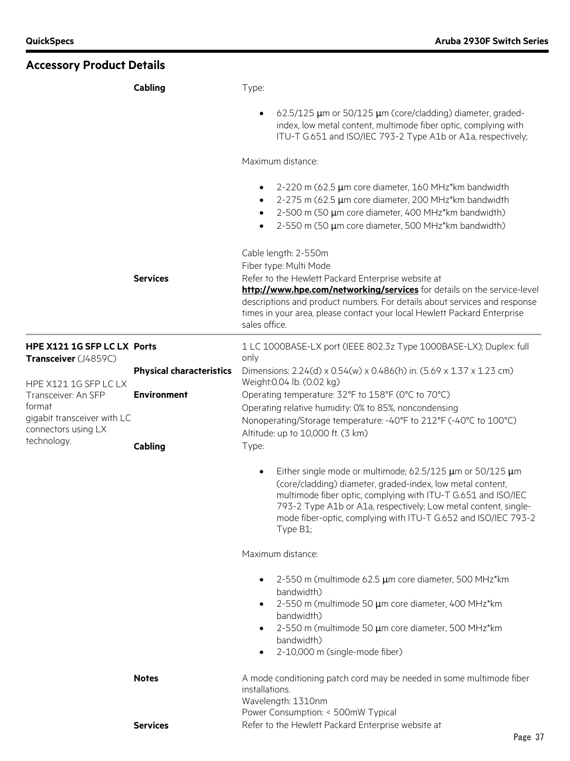## Accessory Product Details

| | | |
|---|---|---|
| | **Cabling** | Type:<br><br>• 62.5/125 µm or 50/125 µm (core/cladding) diameter, graded-index, low metal content, multimode fiber optic, complying with ITU-T G.651 and ISO/IEC 793-2 Type A1b or A1a, respectively;<br><br>Maximum distance:<br><br>• 2-220 m (62.5 µm core diameter, 160 MHz*km bandwidth<br>• 2-275 m (62.5 µm core diameter, 200 MHz*km bandwidth<br>• 2-500 m (50 µm core diameter, 400 MHz*km bandwidth)<br>• 2-550 m (50 µm core diameter, 500 MHz*km bandwidth)<br><br>Cable length: 2-550m<br>Fiber type: Multi Mode |
| | **Services** | Refer to the Hewlett Packard Enterprise website at **http://www.hpe.com/networking/services** for details on the service-level descriptions and product numbers. For details about services and response times in your area, please contact your local Hewlett Packard Enterprise sales office. |
| **HPE X121 1G SFP LC LX Transceiver** (J4859C)<br><br>HPE X121 1G SFP LC LX Transceiver: An SFP format gigabit transceiver with LC connectors using LX technology. | **Ports** | 1 LC 1000BASE-LX port (IEEE 802.3z Type 1000BASE-LX); Duplex: full only |
| | **Physical characteristics** | Dimensions: 2.24(d) x 0.54(w) x 0.486(h) in. (5.69 x 1.37 x 1.23 cm)<br>Weight:0.04 lb. (0.02 kg) |
| | **Environment** | Operating temperature: 32°F to 158°F (0°C to 70°C)<br>Operating relative humidity: 0% to 85%, noncondensing<br>Nonoperating/Storage temperature: -40°F to 212°F (-40°C to 100°C)<br>Altitude: up to 10,000 ft. (3 km) |
| | **Cabling** | Type:<br><br>• Either single mode or multimode; 62.5/125 µm or 50/125 µm (core/cladding) diameter, graded-index, low metal content, multimode fiber optic, complying with ITU-T G.651 and ISO/IEC 793-2 Type A1b or A1a, respectively; Low metal content, single-mode fiber-optic, complying with ITU-T G.652 and ISO/IEC 793-2 Type B1;<br><br>Maximum distance:<br><br>• 2-550 m (multimode 62.5 µm core diameter, 500 MHz*km bandwidth)<br>• 2-550 m (multimode 50 µm core diameter, 400 MHz*km bandwidth)<br>• 2-550 m (multimode 50 µm core diameter, 500 MHz*km bandwidth)<br>• 2-10,000 m (single-mode fiber) |
| | **Notes** | A mode conditioning patch cord may be needed in some multimode fiber installations.<br>Wavelength: 1310nm<br>Power Consumption: < 500mW Typical |
| | **Services** | Refer to the Hewlett Packard Enterprise website at |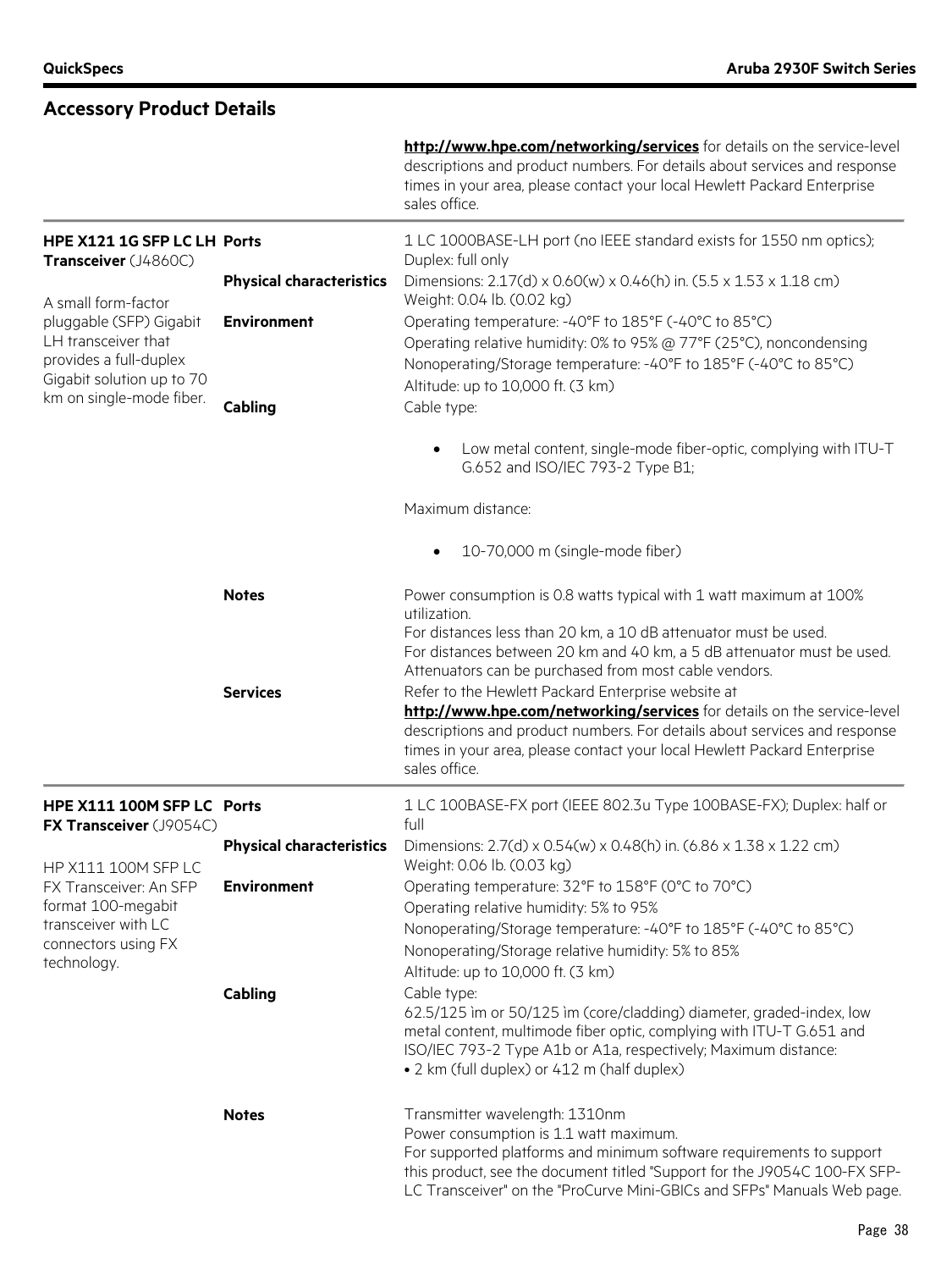## Accessory Product Details

| | | |
|---|---|---|
| | | **http://www.hpe.com/networking/services** for details on the service-level descriptions and product numbers. For details about services and response times in your area, please contact your local Hewlett Packard Enterprise sales office. |
| **HPE X121 1G SFP LC LH Transceiver** (J4860C)<br><br>A small form-factor pluggable (SFP) Gigabit LH transceiver that provides a full-duplex Gigabit solution up to 70 km on single-mode fiber. | **Ports** | 1 LC 1000BASE-LH port (no IEEE standard exists for 1550 nm optics); Duplex: full only |
| | **Physical characteristics** | Dimensions: 2.17(d) x 0.60(w) x 0.46(h) in. (5.5 x 1.53 x 1.18 cm)<br>Weight: 0.04 lb. (0.02 kg) |
| | **Environment** | Operating temperature: -40°F to 185°F (-40°C to 85°C)<br>Operating relative humidity: 0% to 95% @ 77°F (25°C), noncondensing<br>Nonoperating/Storage temperature: -40°F to 185°F (-40°C to 85°C)<br>Altitude: up to 10,000 ft. (3 km) |
| | **Cabling** | Cable type:<br>• Low metal content, single-mode fiber-optic, complying with ITU-T G.652 and ISO/IEC 793-2 Type B1;<br><br>Maximum distance:<br>• 10-70,000 m (single-mode fiber) |
| | **Notes** | Power consumption is 0.8 watts typical with 1 watt maximum at 100% utilization.<br>For distances less than 20 km, a 10 dB attenuator must be used.<br>For distances between 20 km and 40 km, a 5 dB attenuator must be used.<br>Attenuators can be purchased from most cable vendors. |
| | **Services** | Refer to the Hewlett Packard Enterprise website at **http://www.hpe.com/networking/services** for details on the service-level descriptions and product numbers. For details about services and response times in your area, please contact your local Hewlett Packard Enterprise sales office. |
| **HPE X111 100M SFP LC FX Transceiver** (J9054C)<br><br>HP X111 100M SFP LC FX Transceiver: An SFP format 100-megabit transceiver with LC connectors using FX technology. | **Ports** | 1 LC 100BASE-FX port (IEEE 802.3u Type 100BASE-FX); Duplex: half or full |
| | **Physical characteristics** | Dimensions: 2.7(d) x 0.54(w) x 0.48(h) in. (6.86 x 1.38 x 1.22 cm)<br>Weight: 0.06 lb. (0.03 kg) |
| | **Environment** | Operating temperature: 32°F to 158°F (0°C to 70°C)<br>Operating relative humidity: 5% to 95%<br>Nonoperating/Storage temperature: -40°F to 185°F (-40°C to 85°C)<br>Nonoperating/Storage relative humidity: 5% to 85%<br>Altitude: up to 10,000 ft. (3 km) |
| | **Cabling** | Cable type:<br>62.5/125 ìm or 50/125 ìm (core/cladding) diameter, graded-index, low metal content, multimode fiber optic, complying with ITU-T G.651 and ISO/IEC 793-2 Type A1b or A1a, respectively; Maximum distance:<br>• 2 km (full duplex) or 412 m (half duplex) |
| | **Notes** | Transmitter wavelength: 1310nm<br>Power consumption is 1.1 watt maximum.<br>For supported platforms and minimum software requirements to support this product, see the document titled "Support for the J9054C 100-FX SFP-LC Transceiver" on the "ProCurve Mini-GBICs and SFPs" Manuals Web page. |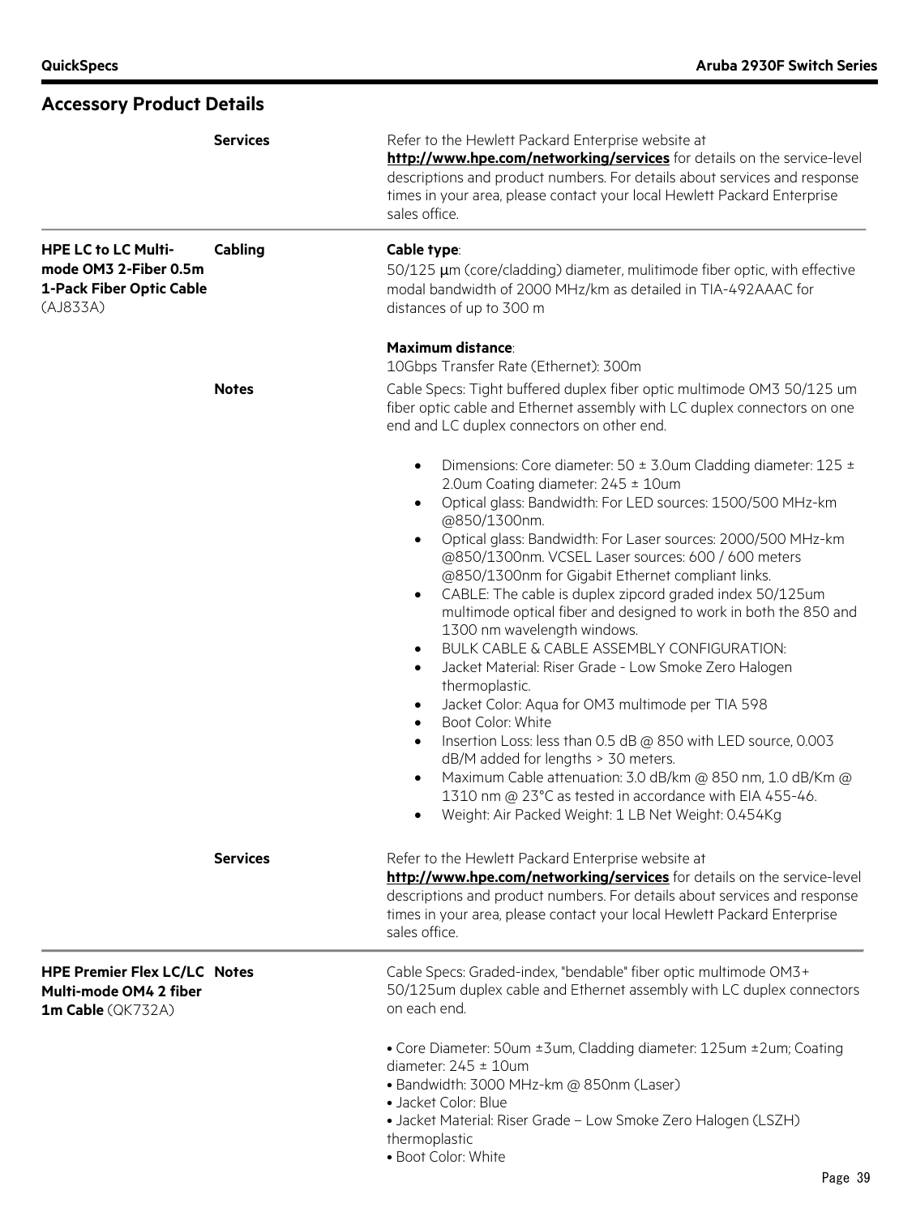## Accessory Product Details

| | | |
|---|---|---|
| | **Services** | Refer to the Hewlett Packard Enterprise website at **http://www.hpe.com/networking/services** for details on the service-level descriptions and product numbers. For details about services and response times in your area, please contact your local Hewlett Packard Enterprise sales office. |
| **HPE LC to LC Multi-mode OM3 2-Fiber 0.5m 1-Pack Fiber Optic Cable** (AJ833A) | **Cabling** | **Cable type**:<br>50/125 µm (core/cladding) diameter, mulitimode fiber optic, with effective modal bandwidth of 2000 MHz/km as detailed in TIA-492AAAC for distances of up to 300 m<br><br>**Maximum distance**:<br>10Gbps Transfer Rate (Ethernet): 300m |
| | **Notes** | Cable Specs: Tight buffered duplex fiber optic multimode OM3 50/125 um fiber optic cable and Ethernet assembly with LC duplex connectors on one end and LC duplex connectors on other end.<br><br>• Dimensions: Core diameter: 50 ± 3.0um Cladding diameter: 125 ± 2.0um Coating diameter: 245 ± 10um<br>• Optical glass: Bandwidth: For LED sources: 1500/500 MHz-km @850/1300nm.<br>• Optical glass: Bandwidth: For Laser sources: 2000/500 MHz-km @850/1300nm. VCSEL Laser sources: 600 / 600 meters @850/1300nm for Gigabit Ethernet compliant links.<br>• CABLE: The cable is duplex zipcord graded index 50/125um multimode optical fiber and designed to work in both the 850 and 1300 nm wavelength windows.<br>• BULK CABLE & CABLE ASSEMBLY CONFIGURATION:<br>• Jacket Material: Riser Grade - Low Smoke Zero Halogen thermoplastic.<br>• Jacket Color: Aqua for OM3 multimode per TIA 598<br>• Boot Color: White<br>• Insertion Loss: less than 0.5 dB @ 850 with LED source, 0.003 dB/M added for lengths > 30 meters.<br>• Maximum Cable attenuation: 3.0 dB/km @ 850 nm, 1.0 dB/Km @ 1310 nm @ 23°C as tested in accordance with EIA 455-46.<br>• Weight: Air Packed Weight: 1 LB Net Weight: 0.454Kg |
| | **Services** | Refer to the Hewlett Packard Enterprise website at **http://www.hpe.com/networking/services** for details on the service-level descriptions and product numbers. For details about services and response times in your area, please contact your local Hewlett Packard Enterprise sales office. |
| **HPE Premier Flex LC/LC Multi-mode OM4 2 fiber 1m Cable** (QK732A) | **Notes** | Cable Specs: Graded-index, "bendable" fiber optic multimode OM3+ 50/125um duplex cable and Ethernet assembly with LC duplex connectors on each end.<br><br>• Core Diameter: 50um ±3um, Cladding diameter: 125um ±2um; Coating diameter: 245 ± 10um<br>• Bandwidth: 3000 MHz-km @ 850nm (Laser)<br>• Jacket Color: Blue<br>• Jacket Material: Riser Grade – Low Smoke Zero Halogen (LSZH) thermoplastic<br>• Boot Color: White |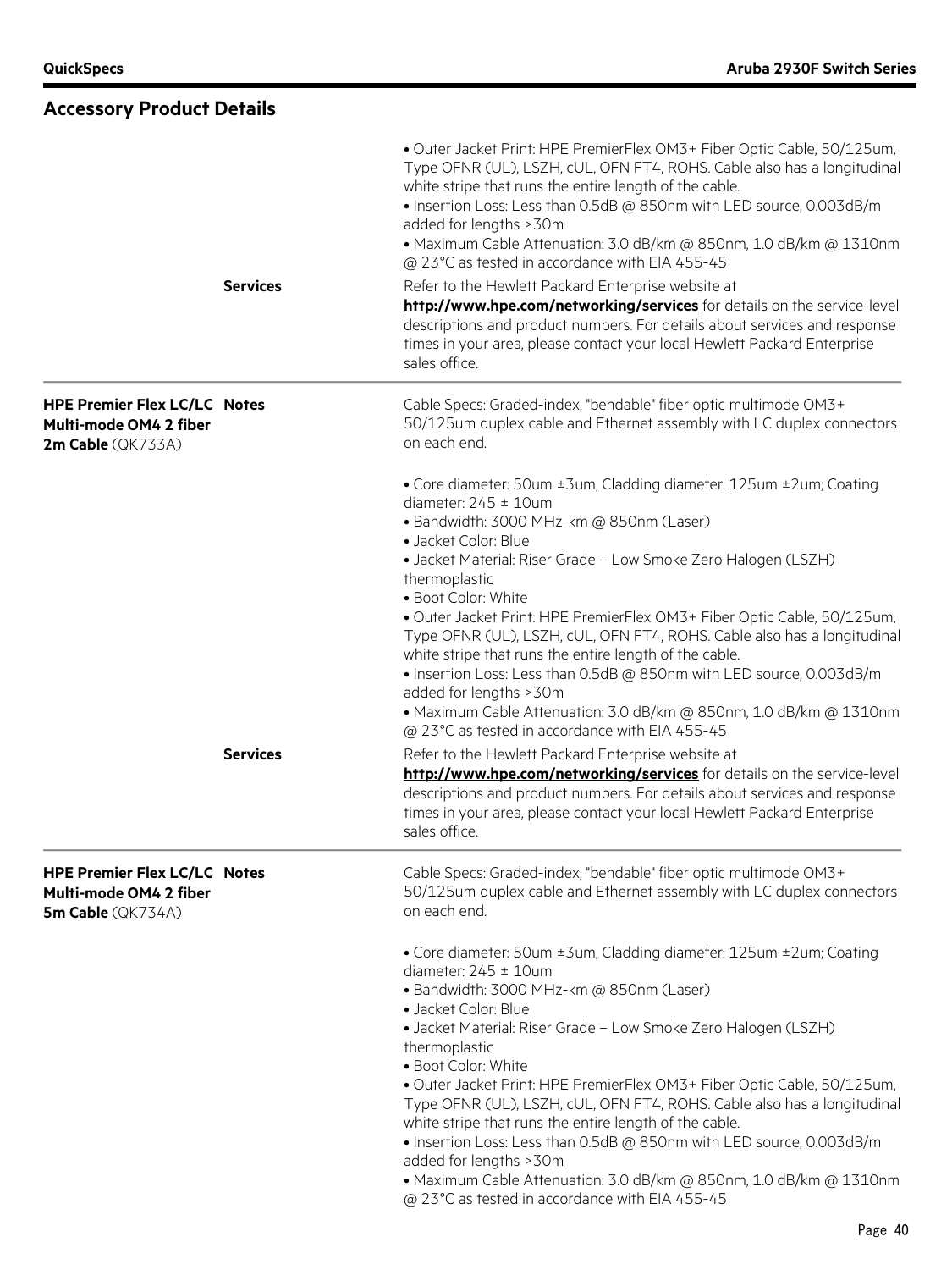## Accessory Product Details

• Outer Jacket Print: HPE PremierFlex OM3+ Fiber Optic Cable, 50/125um, Type OFNR (UL), LSZH, cUL, OFN FT4, ROHS. Cable also has a longitudinal white stripe that runs the entire length of the cable.
• Insertion Loss: Less than 0.5dB @ 850nm with LED source, 0.003dB/m added for lengths >30m
• Maximum Cable Attenuation: 3.0 dB/km @ 850nm, 1.0 dB/km @ 1310nm @ 23°C as tested in accordance with EIA 455-45

**Services**

Refer to the Hewlett Packard Enterprise website at **http://www.hpe.com/networking/services** for details on the service-level descriptions and product numbers. For details about services and response times in your area, please contact your local Hewlett Packard Enterprise sales office.

---

**HPE Premier Flex LC/LC Multi-mode OM4 2 fiber 2m Cable** (QK733A)

**Notes**

Cable Specs: Graded-index, "bendable" fiber optic multimode OM3+ 50/125um duplex cable and Ethernet assembly with LC duplex connectors on each end.

• Core diameter: 50um ±3um, Cladding diameter: 125um ±2um; Coating diameter: 245 ± 10um
• Bandwidth: 3000 MHz-km @ 850nm (Laser)
• Jacket Color: Blue
• Jacket Material: Riser Grade – Low Smoke Zero Halogen (LSZH) thermoplastic
• Boot Color: White
• Outer Jacket Print: HPE PremierFlex OM3+ Fiber Optic Cable, 50/125um, Type OFNR (UL), LSZH, cUL, OFN FT4, ROHS. Cable also has a longitudinal white stripe that runs the entire length of the cable.
• Insertion Loss: Less than 0.5dB @ 850nm with LED source, 0.003dB/m added for lengths >30m
• Maximum Cable Attenuation: 3.0 dB/km @ 850nm, 1.0 dB/km @ 1310nm @ 23°C as tested in accordance with EIA 455-45

**Services**

Refer to the Hewlett Packard Enterprise website at **http://www.hpe.com/networking/services** for details on the service-level descriptions and product numbers. For details about services and response times in your area, please contact your local Hewlett Packard Enterprise sales office.

---

**HPE Premier Flex LC/LC Multi-mode OM4 2 fiber 5m Cable** (QK734A)

**Notes**

Cable Specs: Graded-index, "bendable" fiber optic multimode OM3+ 50/125um duplex cable and Ethernet assembly with LC duplex connectors on each end.

• Core diameter: 50um ±3um, Cladding diameter: 125um ±2um; Coating diameter: 245 ± 10um
• Bandwidth: 3000 MHz-km @ 850nm (Laser)
• Jacket Color: Blue
• Jacket Material: Riser Grade – Low Smoke Zero Halogen (LSZH) thermoplastic
• Boot Color: White
• Outer Jacket Print: HPE PremierFlex OM3+ Fiber Optic Cable, 50/125um, Type OFNR (UL), LSZH, cUL, OFN FT4, ROHS. Cable also has a longitudinal white stripe that runs the entire length of the cable.
• Insertion Loss: Less than 0.5dB @ 850nm with LED source, 0.003dB/m added for lengths >30m
• Maximum Cable Attenuation: 3.0 dB/km @ 850nm, 1.0 dB/km @ 1310nm @ 23°C as tested in accordance with EIA 455-45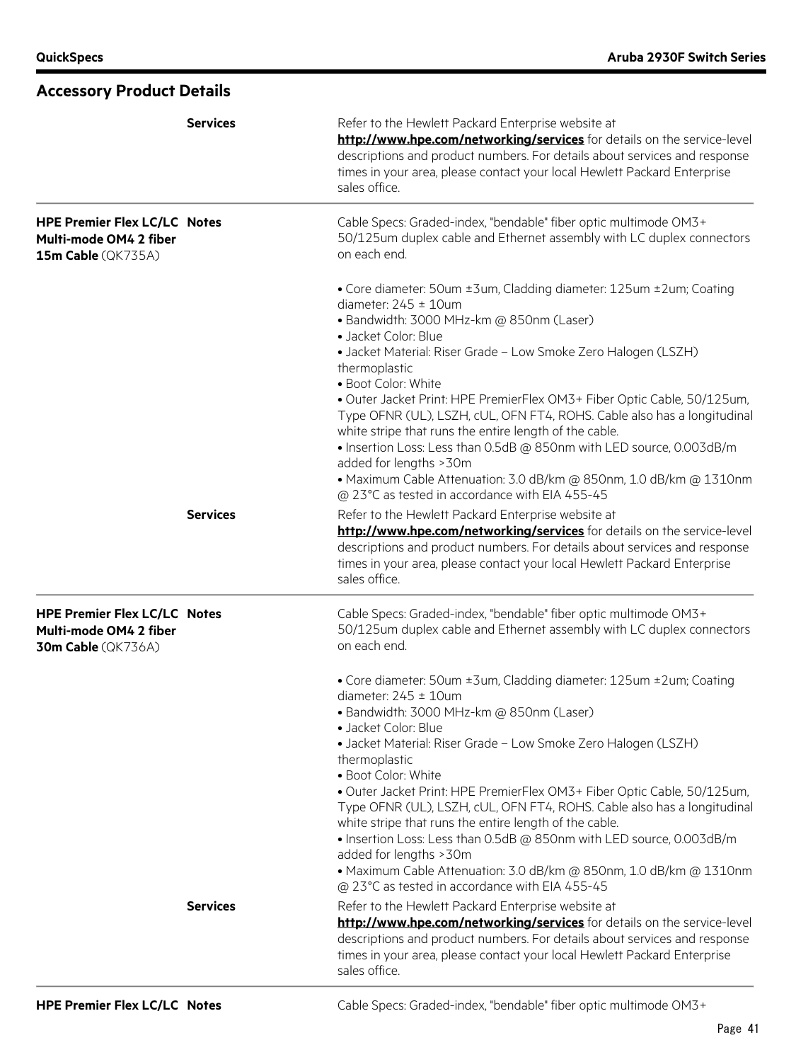## Accessory Product Details

| | | |
|---|---|---|
| | **Services** | Refer to the Hewlett Packard Enterprise website at **http://www.hpe.com/networking/services** for details on the service-level descriptions and product numbers. For details about services and response times in your area, please contact your local Hewlett Packard Enterprise sales office. |
| **HPE Premier Flex LC/LC Multi-mode OM4 2 fiber 15m Cable** (QK735A) | **Notes** | Cable Specs: Graded-index, "bendable" fiber optic multimode OM3+ 50/125um duplex cable and Ethernet assembly with LC duplex connectors on each end.<br><br>• Core diameter: 50um ±3um, Cladding diameter: 125um ±2um; Coating diameter: 245 ± 10um<br>• Bandwidth: 3000 MHz-km @ 850nm (Laser)<br>• Jacket Color: Blue<br>• Jacket Material: Riser Grade – Low Smoke Zero Halogen (LSZH) thermoplastic<br>• Boot Color: White<br>• Outer Jacket Print: HPE PremierFlex OM3+ Fiber Optic Cable, 50/125um, Type OFNR (UL), LSZH, cUL, OFN FT4, ROHS. Cable also has a longitudinal white stripe that runs the entire length of the cable.<br>• Insertion Loss: Less than 0.5dB @ 850nm with LED source, 0.003dB/m added for lengths >30m<br>• Maximum Cable Attenuation: 3.0 dB/km @ 850nm, 1.0 dB/km @ 1310nm @ 23°C as tested in accordance with EIA 455-45 |
| | **Services** | Refer to the Hewlett Packard Enterprise website at **http://www.hpe.com/networking/services** for details on the service-level descriptions and product numbers. For details about services and response times in your area, please contact your local Hewlett Packard Enterprise sales office. |
| **HPE Premier Flex LC/LC Multi-mode OM4 2 fiber 30m Cable** (QK736A) | **Notes** | Cable Specs: Graded-index, "bendable" fiber optic multimode OM3+ 50/125um duplex cable and Ethernet assembly with LC duplex connectors on each end.<br><br>• Core diameter: 50um ±3um, Cladding diameter: 125um ±2um; Coating diameter: 245 ± 10um<br>• Bandwidth: 3000 MHz-km @ 850nm (Laser)<br>• Jacket Color: Blue<br>• Jacket Material: Riser Grade – Low Smoke Zero Halogen (LSZH) thermoplastic<br>• Boot Color: White<br>• Outer Jacket Print: HPE PremierFlex OM3+ Fiber Optic Cable, 50/125um, Type OFNR (UL), LSZH, cUL, OFN FT4, ROHS. Cable also has a longitudinal white stripe that runs the entire length of the cable.<br>• Insertion Loss: Less than 0.5dB @ 850nm with LED source, 0.003dB/m added for lengths >30m<br>• Maximum Cable Attenuation: 3.0 dB/km @ 850nm, 1.0 dB/km @ 1310nm @ 23°C as tested in accordance with EIA 455-45 |
| | **Services** | Refer to the Hewlett Packard Enterprise website at **http://www.hpe.com/networking/services** for details on the service-level descriptions and product numbers. For details about services and response times in your area, please contact your local Hewlett Packard Enterprise sales office. |
| **HPE Premier Flex LC/LC** | **Notes** | Cable Specs: Graded-index, "bendable" fiber optic multimode OM3+ |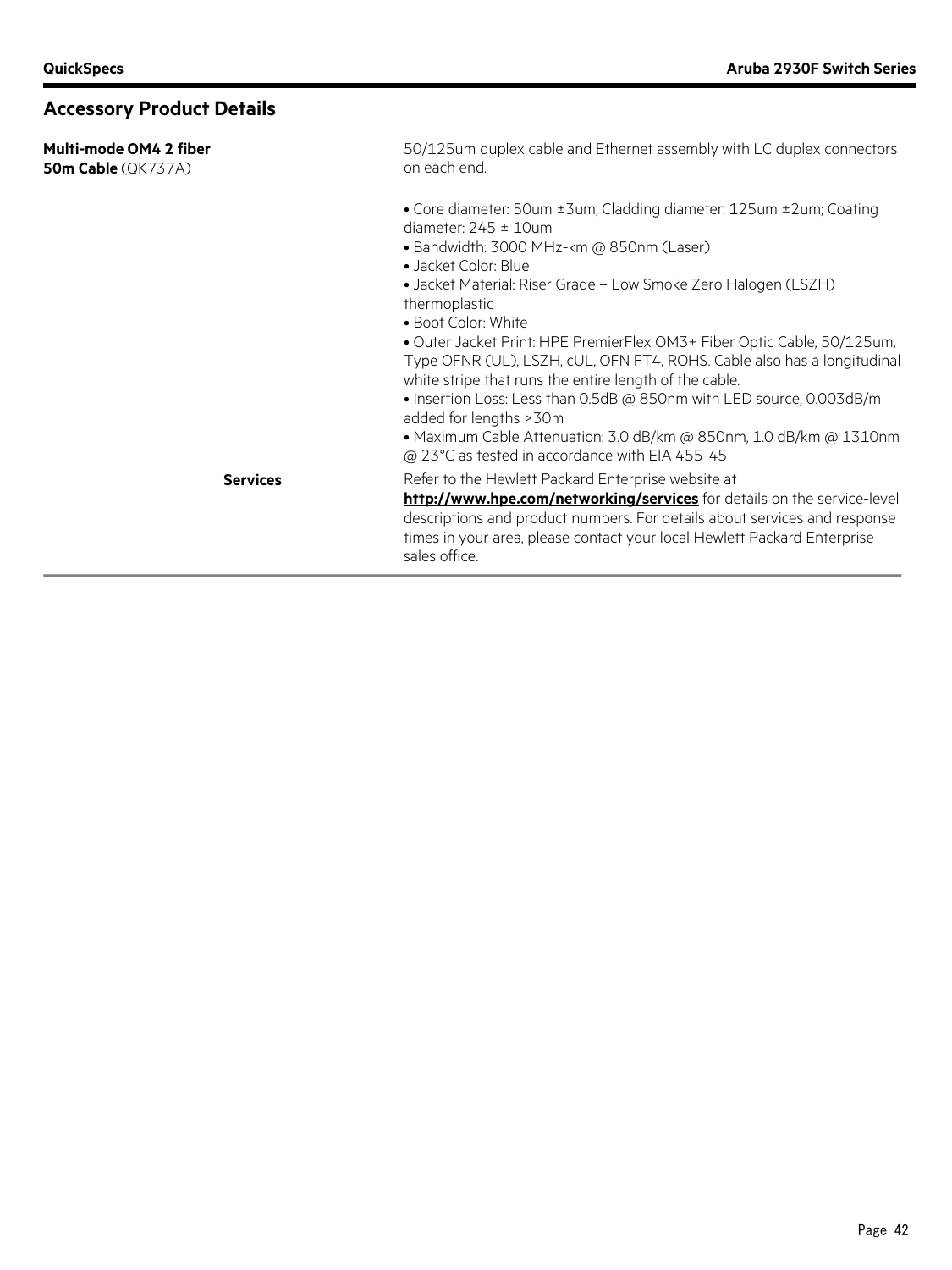## Accessory Product Details

**Multi-mode OM4 2 fiber 50m Cable** (QK737A)

50/125um duplex cable and Ethernet assembly with LC duplex connectors on each end.

- Core diameter: 50um ±3um, Cladding diameter: 125um ±2um; Coating diameter: 245 ± 10um
- Bandwidth: 3000 MHz-km @ 850nm (Laser)
- Jacket Color: Blue
- Jacket Material: Riser Grade – Low Smoke Zero Halogen (LSZH) thermoplastic
- Boot Color: White
- Outer Jacket Print: HPE PremierFlex OM3+ Fiber Optic Cable, 50/125um, Type OFNR (UL), LSZH, cUL, OFN FT4, ROHS. Cable also has a longitudinal white stripe that runs the entire length of the cable.
- Insertion Loss: Less than 0.5dB @ 850nm with LED source, 0.003dB/m added for lengths >30m
- Maximum Cable Attenuation: 3.0 dB/km @ 850nm, 1.0 dB/km @ 1310nm @ 23°C as tested in accordance with EIA 455-45

**Services**

Refer to the Hewlett Packard Enterprise website at **http://www.hpe.com/networking/services** for details on the service-level descriptions and product numbers. For details about services and response times in your area, please contact your local Hewlett Packard Enterprise sales office.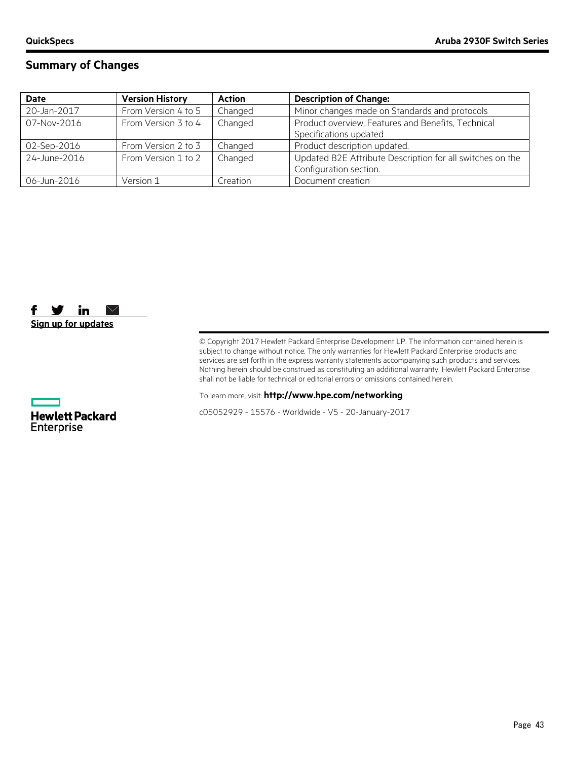## Summary of Changes

| Date | Version History | Action | Description of Change: |
|---|---|---|---|
| 20-Jan-2017 | From Version 4 to 5 | Changed | Minor changes made on Standards and protocols |
| 07-Nov-2016 | From Version 3 to 4 | Changed | Product overview, Features and Benefits, Technical Specifications updated |
| 02-Sep-2016 | From Version 2 to 3 | Changed | Product description updated. |
| 24-June-2016 | From Version 1 to 2 | Changed | Updated B2E Attribute Description for all switches on the Configuration section. |
| 06-Jun-2016 | Version 1 | Creation | Document creation |

**Sign up for updates**

© Copyright 2017 Hewlett Packard Enterprise Development LP. The information contained herein is subject to change without notice. The only warranties for Hewlett Packard Enterprise products and services are set forth in the express warranty statements accompanying such products and services. Nothing herein should be construed as constituting an additional warranty. Hewlett Packard Enterprise shall not be liable for technical or editorial errors or omissions contained herein.

To learn more, visit: **http://www.hpe.com/networking**

c05052929 - 15576 - Worldwide - V5 - 20-January-2017

**Hewlett Packard** Enterprise